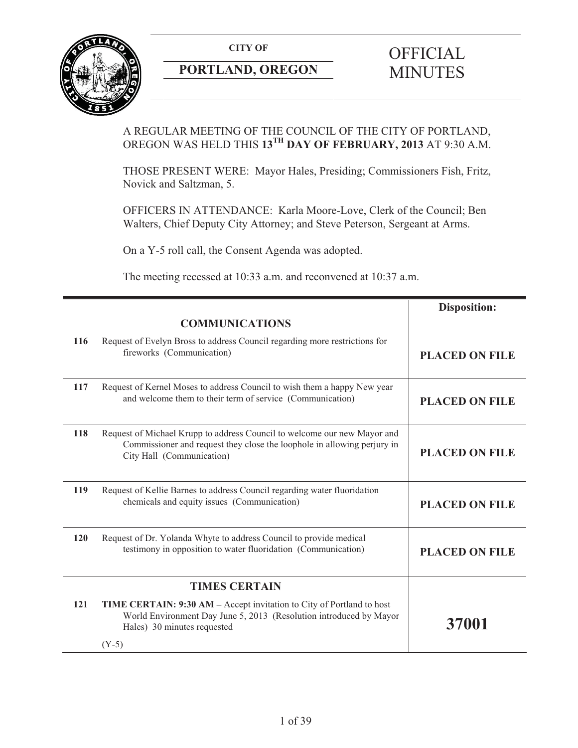**CITY OF**

**PORTLAND, OREGON**

# OFFICIAL MINUTES

A REGULAR MEETING OF THE COUNCIL OF THE CITY OF PORTLAND, OREGON WAS HELD THIS **13TH DAY OF FEBRUARY, 2013** AT 9:30 A.M.

THOSE PRESENT WERE: Mayor Hales, Presiding; Commissioners Fish, Fritz, Novick and Saltzman, 5.

OFFICERS IN ATTENDANCE: Karla Moore-Love, Clerk of the Council; Ben Walters, Chief Deputy City Attorney; and Steve Peterson, Sergeant at Arms.

On a Y-5 roll call, the Consent Agenda was adopted.

The meeting recessed at 10:33 a.m. and reconvened at 10:37 a.m.

| | | **Disposition:** |
|---|---|---|
| | **COMMUNICATIONS** | |
| **116** | Request of Evelyn Bross to address Council regarding more restrictions for fireworks (Communication) | **PLACED ON FILE** |
| **117** | Request of Kernel Moses to address Council to wish them a happy New year and welcome them to their term of service (Communication) | **PLACED ON FILE** |
| **118** | Request of Michael Krupp to address Council to welcome our new Mayor and Commissioner and request they close the loophole in allowing perjury in City Hall (Communication) | **PLACED ON FILE** |
| **119** | Request of Kellie Barnes to address Council regarding water fluoridation chemicals and equity issues (Communication) | **PLACED ON FILE** |
| **120** | Request of Dr. Yolanda Whyte to address Council to provide medical testimony in opposition to water fluoridation (Communication) | **PLACED ON FILE** |
| | **TIMES CERTAIN** | |
| **121** | **TIME CERTAIN: 9:30 AM –** Accept invitation to City of Portland to host World Environment Day June 5, 2013 (Resolution introduced by Mayor Hales) 30 minutes requested<br><br>(Y-5) | **37001** |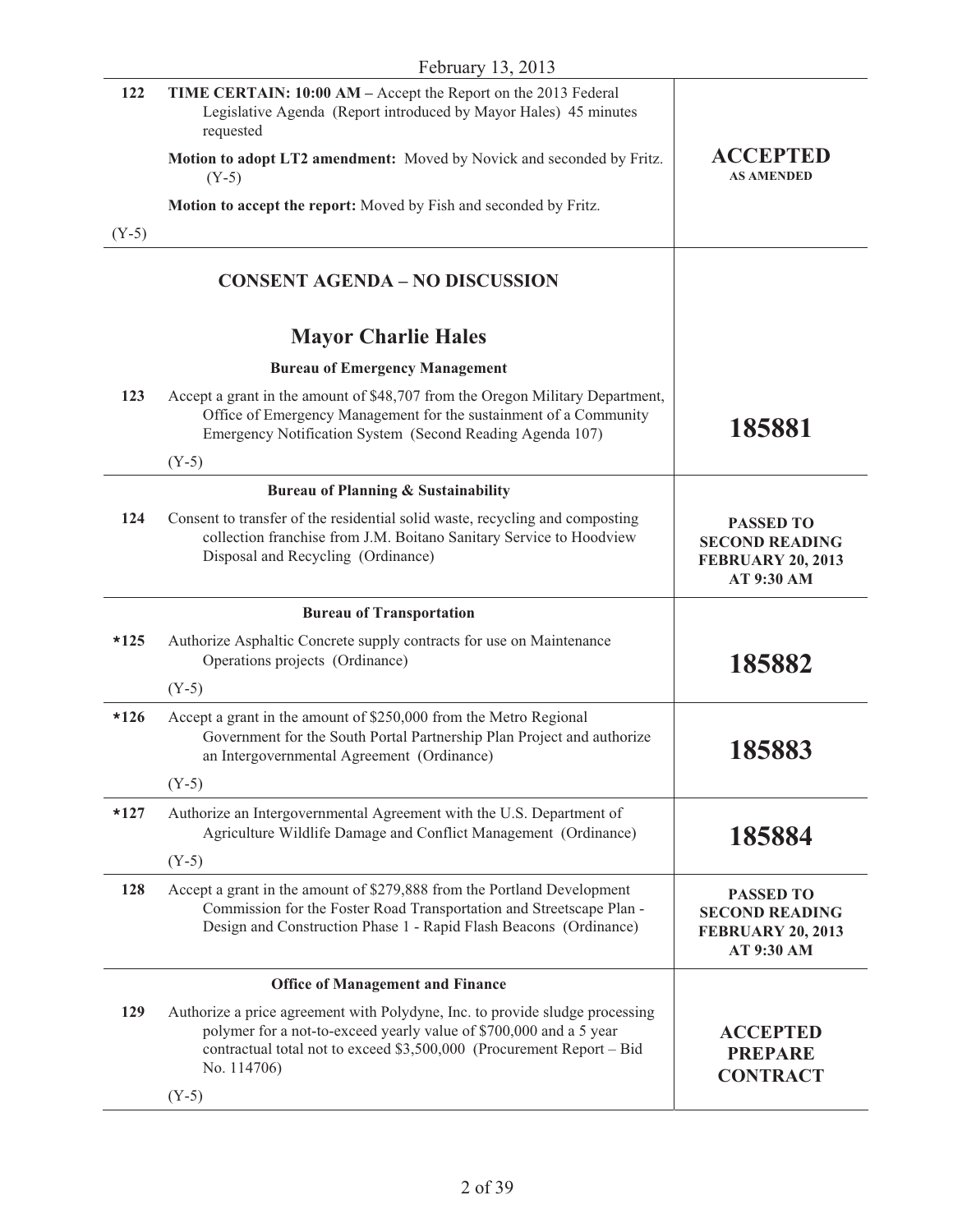February 13, 2013

| | | |
|---|---|---|
| 122 | **TIME CERTAIN: 10:00 AM –** Accept the Report on the 2013 Federal Legislative Agenda (Report introduced by Mayor Hales) 45 minutes requested<br><br>**Motion to adopt LT2 amendment:** Moved by Novick and seconded by Fritz. (Y-5)<br><br>**Motion to accept the report:** Moved by Fish and seconded by Fritz. | **ACCEPTED AS AMENDED** |
| (Y-5) | | |

## CONSENT AGENDA – NO DISCUSSION

## Mayor Charlie Hales

### Bureau of Emergency Management

| | | |
|---|---|---|
| 123 | Accept a grant in the amount of $48,707 from the Oregon Military Department, Office of Emergency Management for the sustainment of a Community Emergency Notification System (Second Reading Agenda 107)<br><br>(Y-5) | **185881** |

### Bureau of Planning & Sustainability

| | | |
|---|---|---|
| 124 | Consent to transfer of the residential solid waste, recycling and composting collection franchise from J.M. Boitano Sanitary Service to Hoodview Disposal and Recycling (Ordinance) | **PASSED TO SECOND READING FEBRUARY 20, 2013 AT 9:30 AM** |

### Bureau of Transportation

| | | |
|---|---|---|
| *125 | Authorize Asphaltic Concrete supply contracts for use on Maintenance Operations projects (Ordinance)<br><br>(Y-5) | **185882** |
| *126 | Accept a grant in the amount of $250,000 from the Metro Regional Government for the South Portal Partnership Plan Project and authorize an Intergovernmental Agreement (Ordinance)<br><br>(Y-5) | **185883** |
| *127 | Authorize an Intergovernmental Agreement with the U.S. Department of Agriculture Wildlife Damage and Conflict Management (Ordinance)<br><br>(Y-5) | **185884** |
| 128 | Accept a grant in the amount of $279,888 from the Portland Development Commission for the Foster Road Transportation and Streetscape Plan - Design and Construction Phase 1 - Rapid Flash Beacons (Ordinance) | **PASSED TO SECOND READING FEBRUARY 20, 2013 AT 9:30 AM** |

### Office of Management and Finance

| | | |
|---|---|---|
| 129 | Authorize a price agreement with Polydyne, Inc. to provide sludge processing polymer for a not-to-exceed yearly value of $700,000 and a 5 year contractual total not to exceed $3,500,000 (Procurement Report – Bid No. 114706)<br><br>(Y-5) | **ACCEPTED PREPARE CONTRACT** |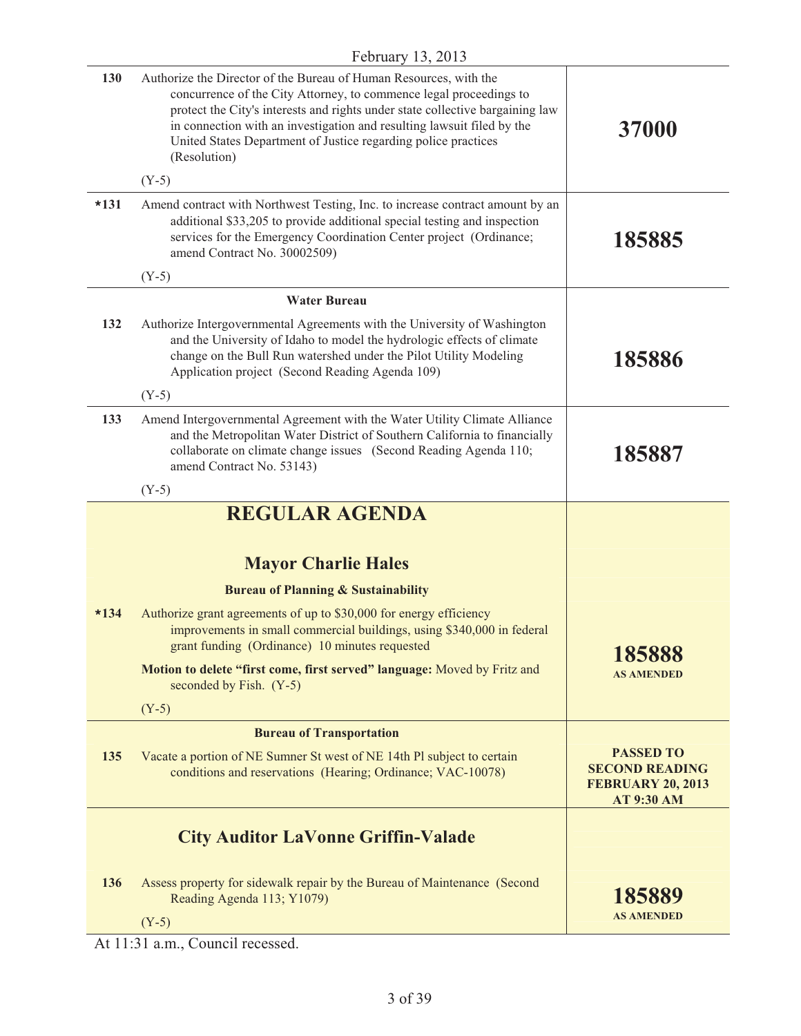February 13, 2013

| | | |
|---|---|---|
| 130 | Authorize the Director of the Bureau of Human Resources, with the concurrence of the City Attorney, to commence legal proceedings to protect the City's interests and rights under state collective bargaining law in connection with an investigation and resulting lawsuit filed by the United States Department of Justice regarding police practices (Resolution)<br><br>(Y-5) | **37000** |
| *131 | Amend contract with Northwest Testing, Inc. to increase contract amount by an additional $33,205 to provide additional special testing and inspection services for the Emergency Coordination Center project (Ordinance; amend Contract No. 30002509)<br><br>(Y-5) | **185885** |
| | **Water Bureau** | |
| 132 | Authorize Intergovernmental Agreements with the University of Washington and the University of Idaho to model the hydrologic effects of climate change on the Bull Run watershed under the Pilot Utility Modeling Application project (Second Reading Agenda 109)<br><br>(Y-5) | **185886** |
| 133 | Amend Intergovernmental Agreement with the Water Utility Climate Alliance and the Metropolitan Water District of Southern California to financially collaborate on climate change issues (Second Reading Agenda 110; amend Contract No. 53143)<br><br>(Y-5) | **185887** |

## REGULAR AGENDA

### Mayor Charlie Hales

**Bureau of Planning & Sustainability**

| | | |
|---|---|---|
| *134 | Authorize grant agreements of up to $30,000 for energy efficiency improvements in small commercial buildings, using $340,000 in federal grant funding (Ordinance) 10 minutes requested<br><br>**Motion to delete "first come, first served" language:** Moved by Fritz and seconded by Fish. (Y-5)<br><br>(Y-5) | **185888**<br>**AS AMENDED** |
| | **Bureau of Transportation** | |
| 135 | Vacate a portion of NE Sumner St west of NE 14th Pl subject to certain conditions and reservations (Hearing; Ordinance; VAC-10078) | **PASSED TO SECOND READING FEBRUARY 20, 2013 AT 9:30 AM** |

### City Auditor LaVonne Griffin-Valade

| | | |
|---|---|---|
| 136 | Assess property for sidewalk repair by the Bureau of Maintenance (Second Reading Agenda 113; Y1079)<br><br>(Y-5) | **185889**<br>**AS AMENDED** |

At 11:31 a.m., Council recessed.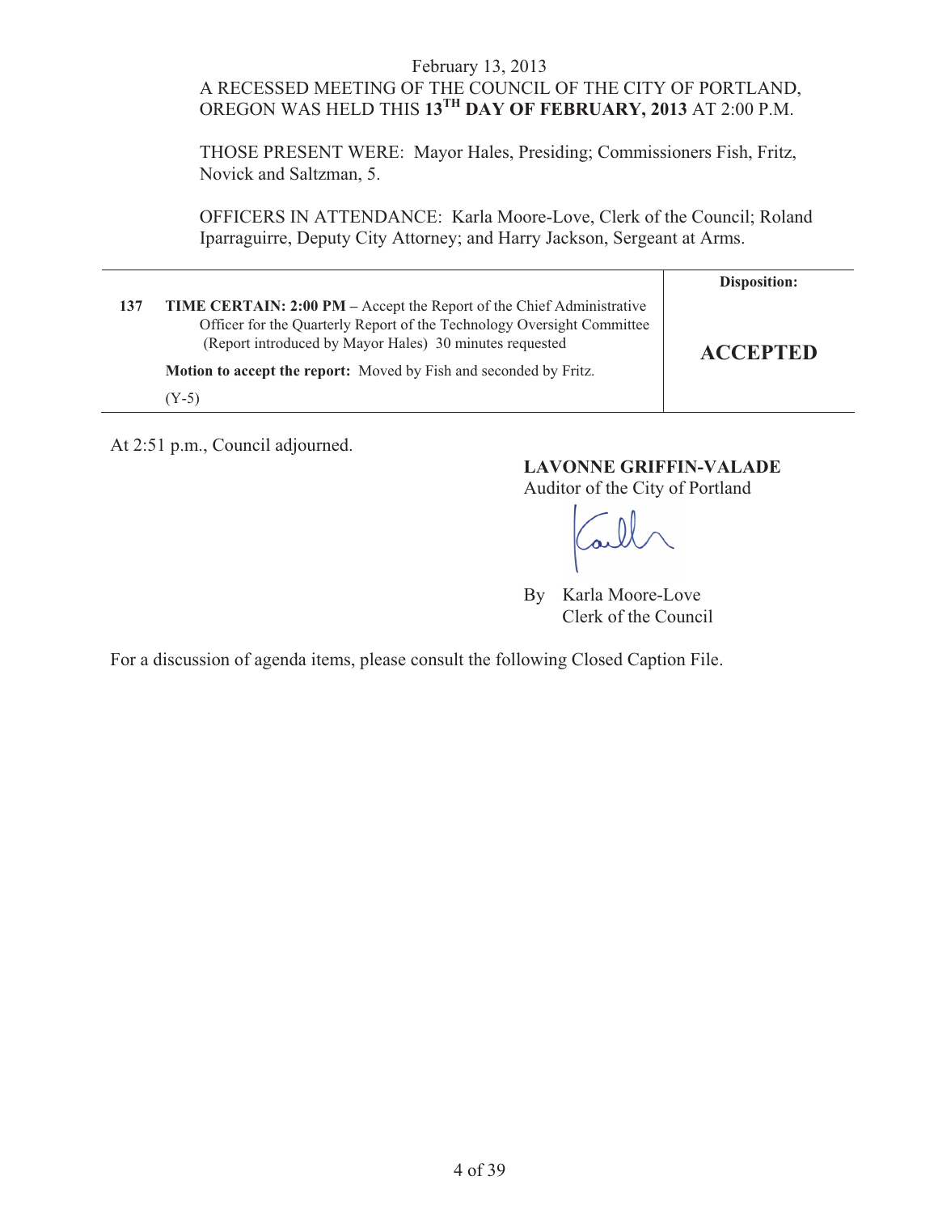February 13, 2013

A RECESSED MEETING OF THE COUNCIL OF THE CITY OF PORTLAND, OREGON WAS HELD THIS **13TH DAY OF FEBRUARY, 2013** AT 2:00 P.M.

THOSE PRESENT WERE: Mayor Hales, Presiding; Commissioners Fish, Fritz, Novick and Saltzman, 5.

OFFICERS IN ATTENDANCE: Karla Moore-Love, Clerk of the Council; Roland Iparraguirre, Deputy City Attorney; and Harry Jackson, Sergeant at Arms.

| | | **Disposition:** |
|---|---|---|
| **137** | **TIME CERTAIN: 2:00 PM –** Accept the Report of the Chief Administrative Officer for the Quarterly Report of the Technology Oversight Committee (Report introduced by Mayor Hales) 30 minutes requested<br><br>**Motion to accept the report:** Moved by Fish and seconded by Fritz.<br><br>(Y-5) | **ACCEPTED** |

At 2:51 p.m., Council adjourned.

**LAVONNE GRIFFIN-VALADE**
Auditor of the City of Portland

By Karla Moore-Love
Clerk of the Council

For a discussion of agenda items, please consult the following Closed Caption File.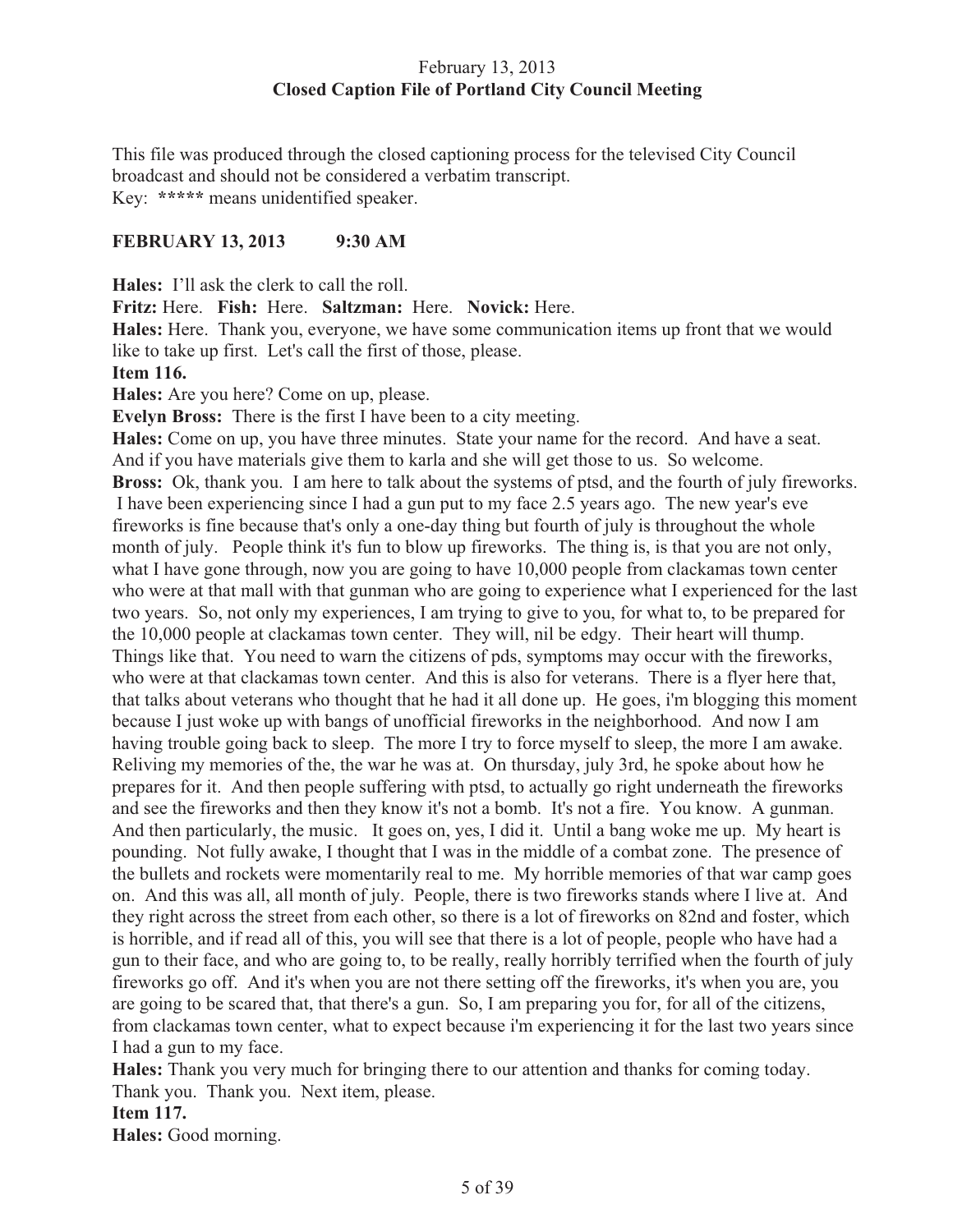February 13, 2013
**Closed Caption File of Portland City Council Meeting**

This file was produced through the closed captioning process for the televised City Council broadcast and should not be considered a verbatim transcript.
Key: ***** means unidentified speaker.

**FEBRUARY 13, 2013 9:30 AM**

**Hales:** I'll ask the clerk to call the roll.

**Fritz:** Here. **Fish:** Here. **Saltzman:** Here. **Novick:** Here.

**Hales:** Here. Thank you, everyone, we have some communication items up front that we would like to take up first. Let's call the first of those, please.

**Item 116.**

**Hales:** Are you here? Come on up, please.

**Evelyn Bross:** There is the first I have been to a city meeting.

**Hales:** Come on up, you have three minutes. State your name for the record. And have a seat. And if you have materials give them to karla and she will get those to us. So welcome.

**Bross:** Ok, thank you. I am here to talk about the systems of ptsd, and the fourth of july fireworks. I have been experiencing since I had a gun put to my face 2.5 years ago. The new year's eve fireworks is fine because that's only a one-day thing but fourth of july is throughout the whole month of july. People think it's fun to blow up fireworks. The thing is, is that you are not only, what I have gone through, now you are going to have 10,000 people from clackamas town center who were at that mall with that gunman who are going to experience what I experienced for the last two years. So, not only my experiences, I am trying to give to you, for what to, to be prepared for the 10,000 people at clackamas town center. They will, nil be edgy. Their heart will thump. Things like that. You need to warn the citizens of pds, symptoms may occur with the fireworks, who were at that clackamas town center. And this is also for veterans. There is a flyer here that, that talks about veterans who thought that he had it all done up. He goes, i'm blogging this moment because I just woke up with bangs of unofficial fireworks in the neighborhood. And now I am having trouble going back to sleep. The more I try to force myself to sleep, the more I am awake. Reliving my memories of the, the war he was at. On thursday, july 3rd, he spoke about how he prepares for it. And then people suffering with ptsd, to actually go right underneath the fireworks and see the fireworks and then they know it's not a bomb. It's not a fire. You know. A gunman. And then particularly, the music. It goes on, yes, I did it. Until a bang woke me up. My heart is pounding. Not fully awake, I thought that I was in the middle of a combat zone. The presence of the bullets and rockets were momentarily real to me. My horrible memories of that war camp goes on. And this was all, all month of july. People, there is two fireworks stands where I live at. And they right across the street from each other, so there is a lot of fireworks on 82nd and foster, which is horrible, and if read all of this, you will see that there is a lot of people, people who have had a gun to their face, and who are going to, to be really, really horribly terrified when the fourth of july fireworks go off. And it's when you are not there setting off the fireworks, it's when you are, you are going to be scared that, that there's a gun. So, I am preparing you for, for all of the citizens, from clackamas town center, what to expect because i'm experiencing it for the last two years since I had a gun to my face.

**Hales:** Thank you very much for bringing there to our attention and thanks for coming today. Thank you. Thank you. Next item, please.

**Item 117.**

**Hales:** Good morning.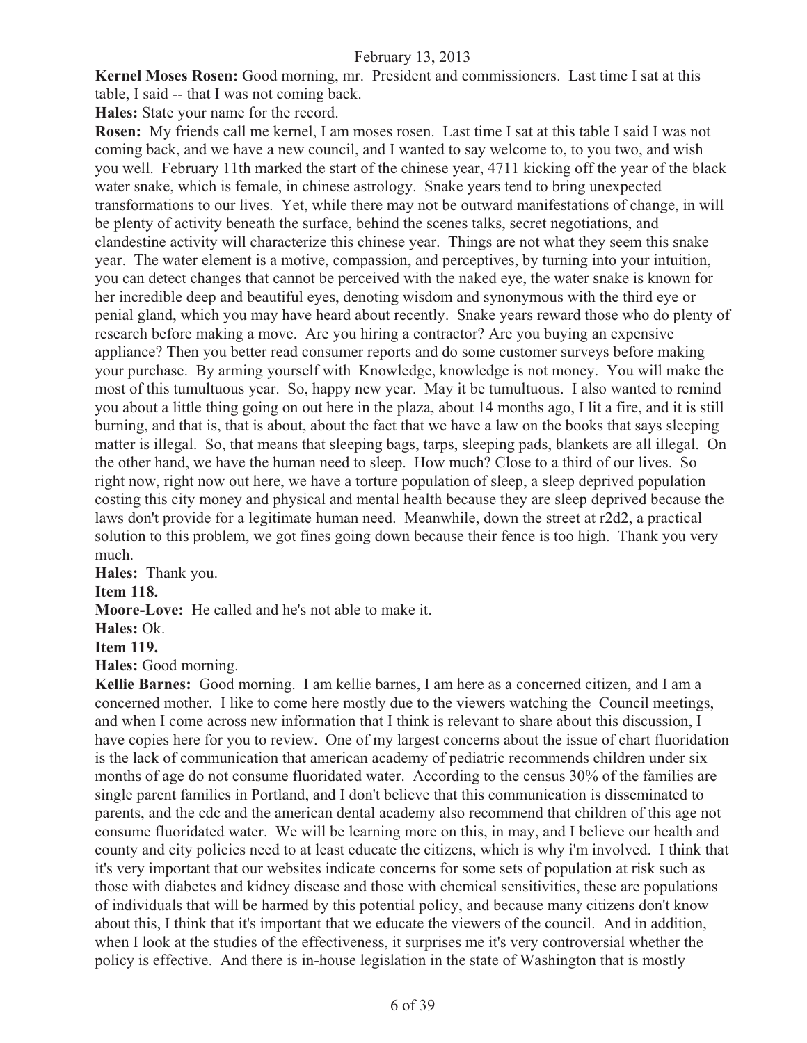**Kernel Moses Rosen:** Good morning, mr. President and commissioners. Last time I sat at this table, I said -- that I was not coming back.

**Hales:** State your name for the record.

**Rosen:** My friends call me kernel, I am moses rosen. Last time I sat at this table I said I was not coming back, and we have a new council, and I wanted to say welcome to, to you two, and wish you well. February 11th marked the start of the chinese year, 4711 kicking off the year of the black water snake, which is female, in chinese astrology. Snake years tend to bring unexpected transformations to our lives. Yet, while there may not be outward manifestations of change, in will be plenty of activity beneath the surface, behind the scenes talks, secret negotiations, and clandestine activity will characterize this chinese year. Things are not what they seem this snake year. The water element is a motive, compassion, and perceptives, by turning into your intuition, you can detect changes that cannot be perceived with the naked eye, the water snake is known for her incredible deep and beautiful eyes, denoting wisdom and synonymous with the third eye or penial gland, which you may have heard about recently. Snake years reward those who do plenty of research before making a move. Are you hiring a contractor? Are you buying an expensive appliance? Then you better read consumer reports and do some customer surveys before making your purchase. By arming yourself with Knowledge, knowledge is not money. You will make the most of this tumultuous year. So, happy new year. May it be tumultuous. I also wanted to remind you about a little thing going on out here in the plaza, about 14 months ago, I lit a fire, and it is still burning, and that is, that is about, about the fact that we have a law on the books that says sleeping matter is illegal. So, that means that sleeping bags, tarps, sleeping pads, blankets are all illegal. On the other hand, we have the human need to sleep. How much? Close to a third of our lives. So right now, right now out here, we have a torture population of sleep, a sleep deprived population costing this city money and physical and mental health because they are sleep deprived because the laws don't provide for a legitimate human need. Meanwhile, down the street at r2d2, a practical solution to this problem, we got fines going down because their fence is too high. Thank you very much.

**Hales:** Thank you.

**Item 118.**

**Moore-Love:** He called and he's not able to make it.

**Hales:** Ok.

**Item 119.**

**Hales:** Good morning.

**Kellie Barnes:** Good morning. I am kellie barnes, I am here as a concerned citizen, and I am a concerned mother. I like to come here mostly due to the viewers watching the Council meetings, and when I come across new information that I think is relevant to share about this discussion, I have copies here for you to review. One of my largest concerns about the issue of chart fluoridation is the lack of communication that american academy of pediatric recommends children under six months of age do not consume fluoridated water. According to the census 30% of the families are single parent families in Portland, and I don't believe that this communication is disseminated to parents, and the cdc and the american dental academy also recommend that children of this age not consume fluoridated water. We will be learning more on this, in may, and I believe our health and county and city policies need to at least educate the citizens, which is why i'm involved. I think that it's very important that our websites indicate concerns for some sets of population at risk such as those with diabetes and kidney disease and those with chemical sensitivities, these are populations of individuals that will be harmed by this potential policy, and because many citizens don't know about this, I think that it's important that we educate the viewers of the council. And in addition, when I look at the studies of the effectiveness, it surprises me it's very controversial whether the policy is effective. And there is in-house legislation in the state of Washington that is mostly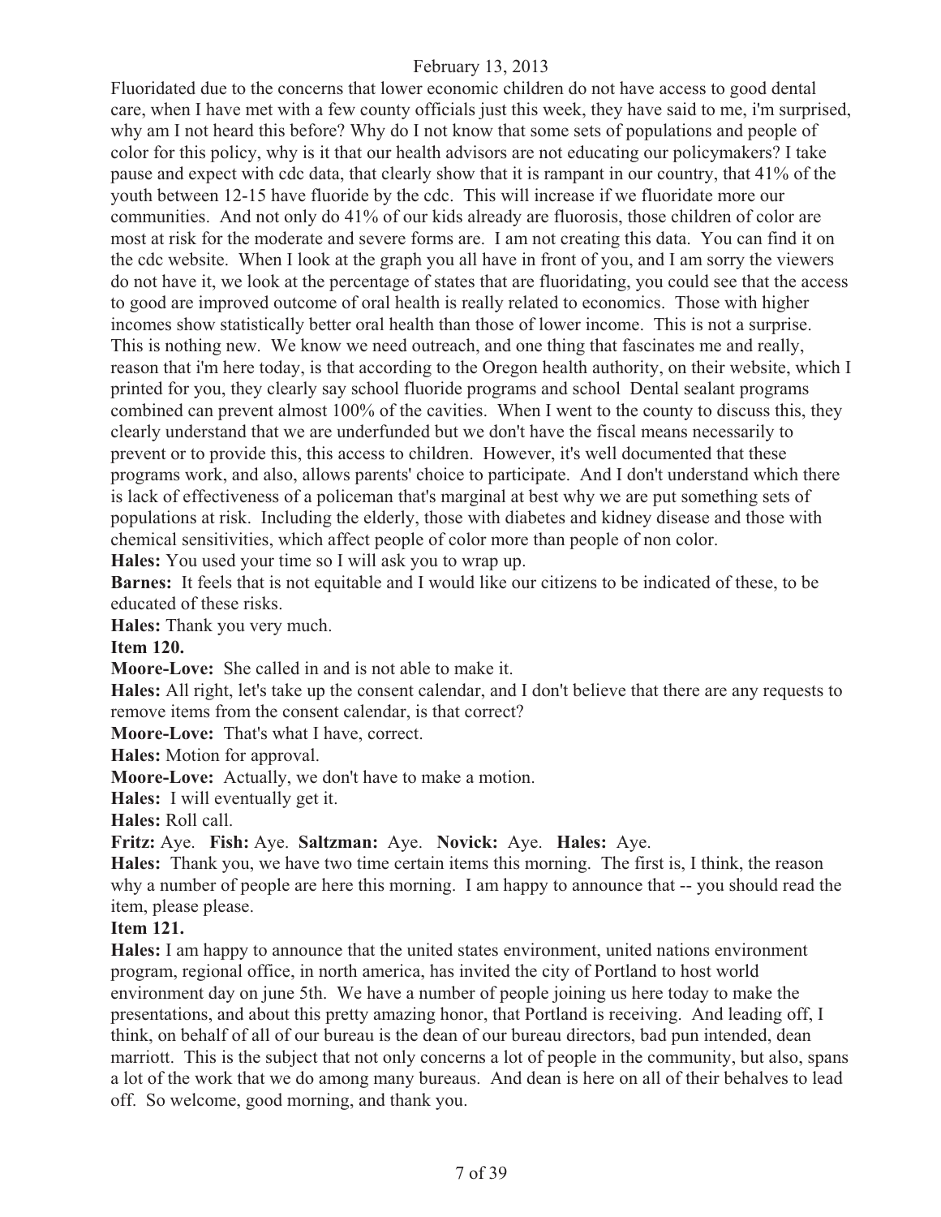Fluoridated due to the concerns that lower economic children do not have access to good dental care, when I have met with a few county officials just this week, they have said to me, i'm surprised, why am I not heard this before? Why do I not know that some sets of populations and people of color for this policy, why is it that our health advisors are not educating our policymakers? I take pause and expect with cdc data, that clearly show that it is rampant in our country, that 41% of the youth between 12-15 have fluoride by the cdc. This will increase if we fluoridate more our communities. And not only do 41% of our kids already are fluorosis, those children of color are most at risk for the moderate and severe forms are. I am not creating this data. You can find it on the cdc website. When I look at the graph you all have in front of you, and I am sorry the viewers do not have it, we look at the percentage of states that are fluoridating, you could see that the access to good are improved outcome of oral health is really related to economics. Those with higher incomes show statistically better oral health than those of lower income. This is not a surprise. This is nothing new. We know we need outreach, and one thing that fascinates me and really, reason that i'm here today, is that according to the Oregon health authority, on their website, which I printed for you, they clearly say school fluoride programs and school Dental sealant programs combined can prevent almost 100% of the cavities. When I went to the county to discuss this, they clearly understand that we are underfunded but we don't have the fiscal means necessarily to prevent or to provide this, this access to children. However, it's well documented that these programs work, and also, allows parents' choice to participate. And I don't understand which there is lack of effectiveness of a policeman that's marginal at best why we are put something sets of populations at risk. Including the elderly, those with diabetes and kidney disease and those with chemical sensitivities, which affect people of color more than people of non color.

**Hales:** You used your time so I will ask you to wrap up.

**Barnes:** It feels that is not equitable and I would like our citizens to be indicated of these, to be educated of these risks.

**Hales:** Thank you very much.

**Item 120.**

**Moore-Love:** She called in and is not able to make it.

**Hales:** All right, let's take up the consent calendar, and I don't believe that there are any requests to remove items from the consent calendar, is that correct?

**Moore-Love:** That's what I have, correct.

**Hales:** Motion for approval.

**Moore-Love:** Actually, we don't have to make a motion.

**Hales:** I will eventually get it.

**Hales:** Roll call.

**Fritz:** Aye. **Fish:** Aye. **Saltzman:** Aye. **Novick:** Aye. **Hales:** Aye.

**Hales:** Thank you, we have two time certain items this morning. The first is, I think, the reason why a number of people are here this morning. I am happy to announce that -- you should read the item, please please.

**Item 121.**

**Hales:** I am happy to announce that the united states environment, united nations environment program, regional office, in north america, has invited the city of Portland to host world environment day on june 5th. We have a number of people joining us here today to make the presentations, and about this pretty amazing honor, that Portland is receiving. And leading off, I think, on behalf of all of our bureau is the dean of our bureau directors, bad pun intended, dean marriott. This is the subject that not only concerns a lot of people in the community, but also, spans a lot of the work that we do among many bureaus. And dean is here on all of their behalves to lead off. So welcome, good morning, and thank you.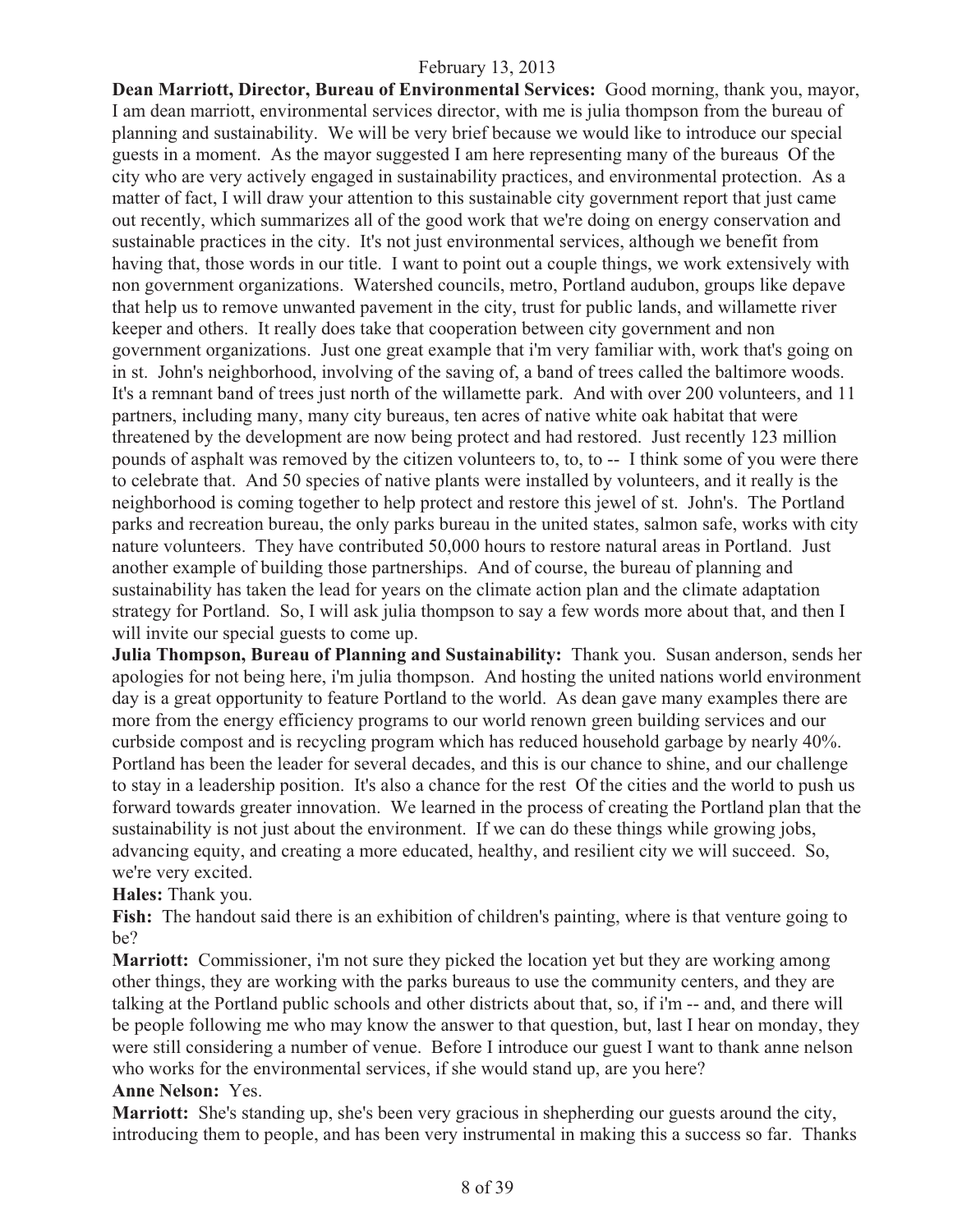**Dean Marriott, Director, Bureau of Environmental Services:** Good morning, thank you, mayor, I am dean marriott, environmental services director, with me is julia thompson from the bureau of planning and sustainability. We will be very brief because we would like to introduce our special guests in a moment. As the mayor suggested I am here representing many of the bureaus Of the city who are very actively engaged in sustainability practices, and environmental protection. As a matter of fact, I will draw your attention to this sustainable city government report that just came out recently, which summarizes all of the good work that we're doing on energy conservation and sustainable practices in the city. It's not just environmental services, although we benefit from having that, those words in our title. I want to point out a couple things, we work extensively with non government organizations. Watershed councils, metro, Portland audubon, groups like depave that help us to remove unwanted pavement in the city, trust for public lands, and willamette river keeper and others. It really does take that cooperation between city government and non government organizations. Just one great example that i'm very familiar with, work that's going on in st. John's neighborhood, involving of the saving of, a band of trees called the baltimore woods. It's a remnant band of trees just north of the willamette park. And with over 200 volunteers, and 11 partners, including many, many city bureaus, ten acres of native white oak habitat that were threatened by the development are now being protect and had restored. Just recently 123 million pounds of asphalt was removed by the citizen volunteers to, to, to -- I think some of you were there to celebrate that. And 50 species of native plants were installed by volunteers, and it really is the neighborhood is coming together to help protect and restore this jewel of st. John's. The Portland parks and recreation bureau, the only parks bureau in the united states, salmon safe, works with city nature volunteers. They have contributed 50,000 hours to restore natural areas in Portland. Just another example of building those partnerships. And of course, the bureau of planning and sustainability has taken the lead for years on the climate action plan and the climate adaptation strategy for Portland. So, I will ask julia thompson to say a few words more about that, and then I will invite our special guests to come up.

**Julia Thompson, Bureau of Planning and Sustainability:** Thank you. Susan anderson, sends her apologies for not being here, i'm julia thompson. And hosting the united nations world environment day is a great opportunity to feature Portland to the world. As dean gave many examples there are more from the energy efficiency programs to our world renown green building services and our curbside compost and is recycling program which has reduced household garbage by nearly 40%. Portland has been the leader for several decades, and this is our chance to shine, and our challenge to stay in a leadership position. It's also a chance for the rest Of the cities and the world to push us forward towards greater innovation. We learned in the process of creating the Portland plan that the sustainability is not just about the environment. If we can do these things while growing jobs, advancing equity, and creating a more educated, healthy, and resilient city we will succeed. So, we're very excited.

**Hales:** Thank you.

**Fish:** The handout said there is an exhibition of children's painting, where is that venture going to be?

**Marriott:** Commissioner, i'm not sure they picked the location yet but they are working among other things, they are working with the parks bureaus to use the community centers, and they are talking at the Portland public schools and other districts about that, so, if i'm -- and, and there will be people following me who may know the answer to that question, but, last I hear on monday, they were still considering a number of venue. Before I introduce our guest I want to thank anne nelson who works for the environmental services, if she would stand up, are you here?

**Anne Nelson:** Yes.

**Marriott:** She's standing up, she's been very gracious in shepherding our guests around the city, introducing them to people, and has been very instrumental in making this a success so far. Thanks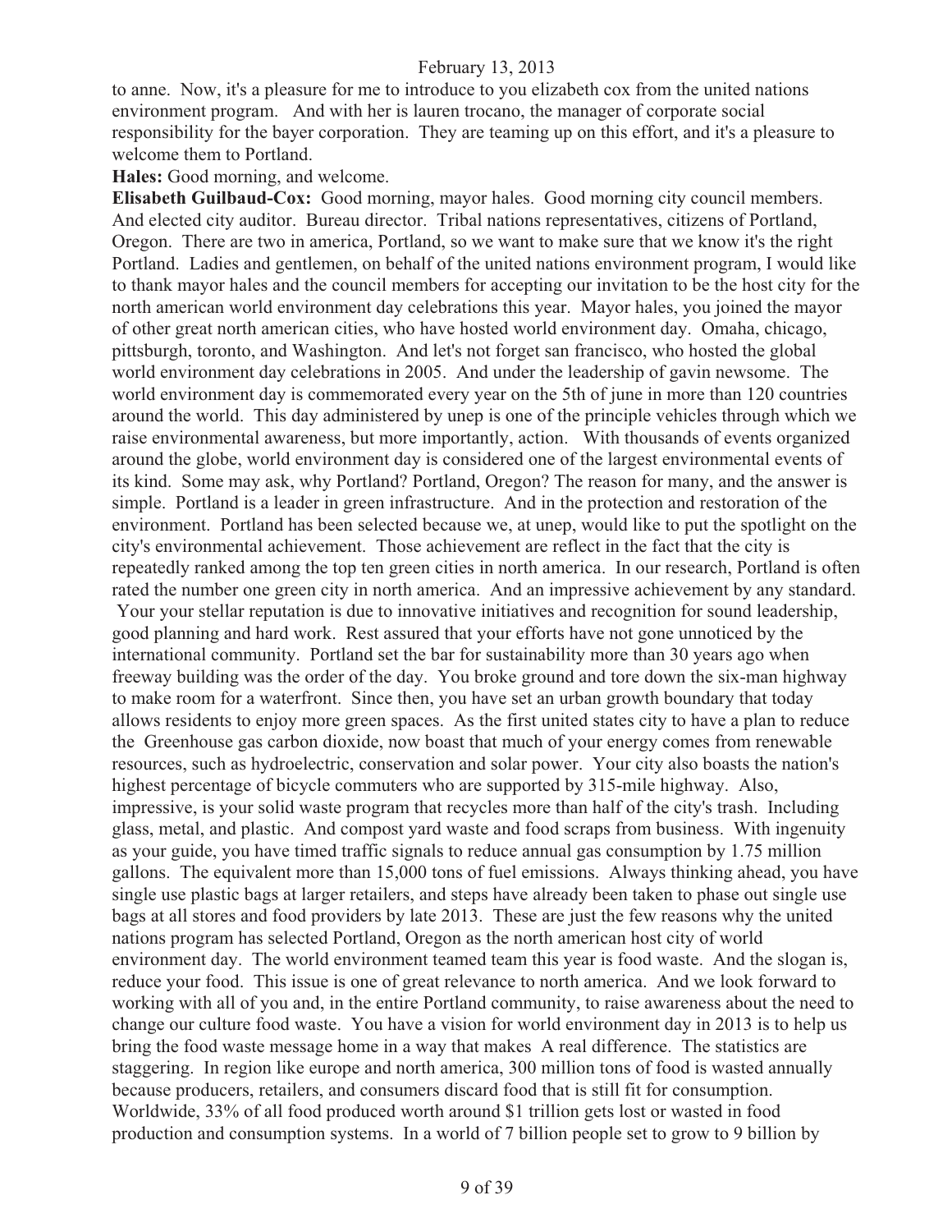to anne. Now, it's a pleasure for me to introduce to you elizabeth cox from the united nations environment program. And with her is lauren trocano, the manager of corporate social responsibility for the bayer corporation. They are teaming up on this effort, and it's a pleasure to welcome them to Portland.

**Hales:** Good morning, and welcome.

**Elisabeth Guilbaud-Cox:** Good morning, mayor hales. Good morning city council members. And elected city auditor. Bureau director. Tribal nations representatives, citizens of Portland, Oregon. There are two in america, Portland, so we want to make sure that we know it's the right Portland. Ladies and gentlemen, on behalf of the united nations environment program, I would like to thank mayor hales and the council members for accepting our invitation to be the host city for the north american world environment day celebrations this year. Mayor hales, you joined the mayor of other great north american cities, who have hosted world environment day. Omaha, chicago, pittsburgh, toronto, and Washington. And let's not forget san francisco, who hosted the global world environment day celebrations in 2005. And under the leadership of gavin newsome. The world environment day is commemorated every year on the 5th of june in more than 120 countries around the world. This day administered by unep is one of the principle vehicles through which we raise environmental awareness, but more importantly, action. With thousands of events organized around the globe, world environment day is considered one of the largest environmental events of its kind. Some may ask, why Portland? Portland, Oregon? The reason for many, and the answer is simple. Portland is a leader in green infrastructure. And in the protection and restoration of the environment. Portland has been selected because we, at unep, would like to put the spotlight on the city's environmental achievement. Those achievement are reflect in the fact that the city is repeatedly ranked among the top ten green cities in north america. In our research, Portland is often rated the number one green city in north america. And an impressive achievement by any standard. Your your stellar reputation is due to innovative initiatives and recognition for sound leadership, good planning and hard work. Rest assured that your efforts have not gone unnoticed by the international community. Portland set the bar for sustainability more than 30 years ago when freeway building was the order of the day. You broke ground and tore down the six-man highway to make room for a waterfront. Since then, you have set an urban growth boundary that today allows residents to enjoy more green spaces. As the first united states city to have a plan to reduce the Greenhouse gas carbon dioxide, now boast that much of your energy comes from renewable resources, such as hydroelectric, conservation and solar power. Your city also boasts the nation's highest percentage of bicycle commuters who are supported by 315-mile highway. Also, impressive, is your solid waste program that recycles more than half of the city's trash. Including glass, metal, and plastic. And compost yard waste and food scraps from business. With ingenuity as your guide, you have timed traffic signals to reduce annual gas consumption by 1.75 million gallons. The equivalent more than 15,000 tons of fuel emissions. Always thinking ahead, you have single use plastic bags at larger retailers, and steps have already been taken to phase out single use bags at all stores and food providers by late 2013. These are just the few reasons why the united nations program has selected Portland, Oregon as the north american host city of world environment day. The world environment teamed team this year is food waste. And the slogan is, reduce your food. This issue is one of great relevance to north america. And we look forward to working with all of you and, in the entire Portland community, to raise awareness about the need to change our culture food waste. You have a vision for world environment day in 2013 is to help us bring the food waste message home in a way that makes A real difference. The statistics are staggering. In region like europe and north america, 300 million tons of food is wasted annually because producers, retailers, and consumers discard food that is still fit for consumption. Worldwide, 33% of all food produced worth around $1 trillion gets lost or wasted in food production and consumption systems. In a world of 7 billion people set to grow to 9 billion by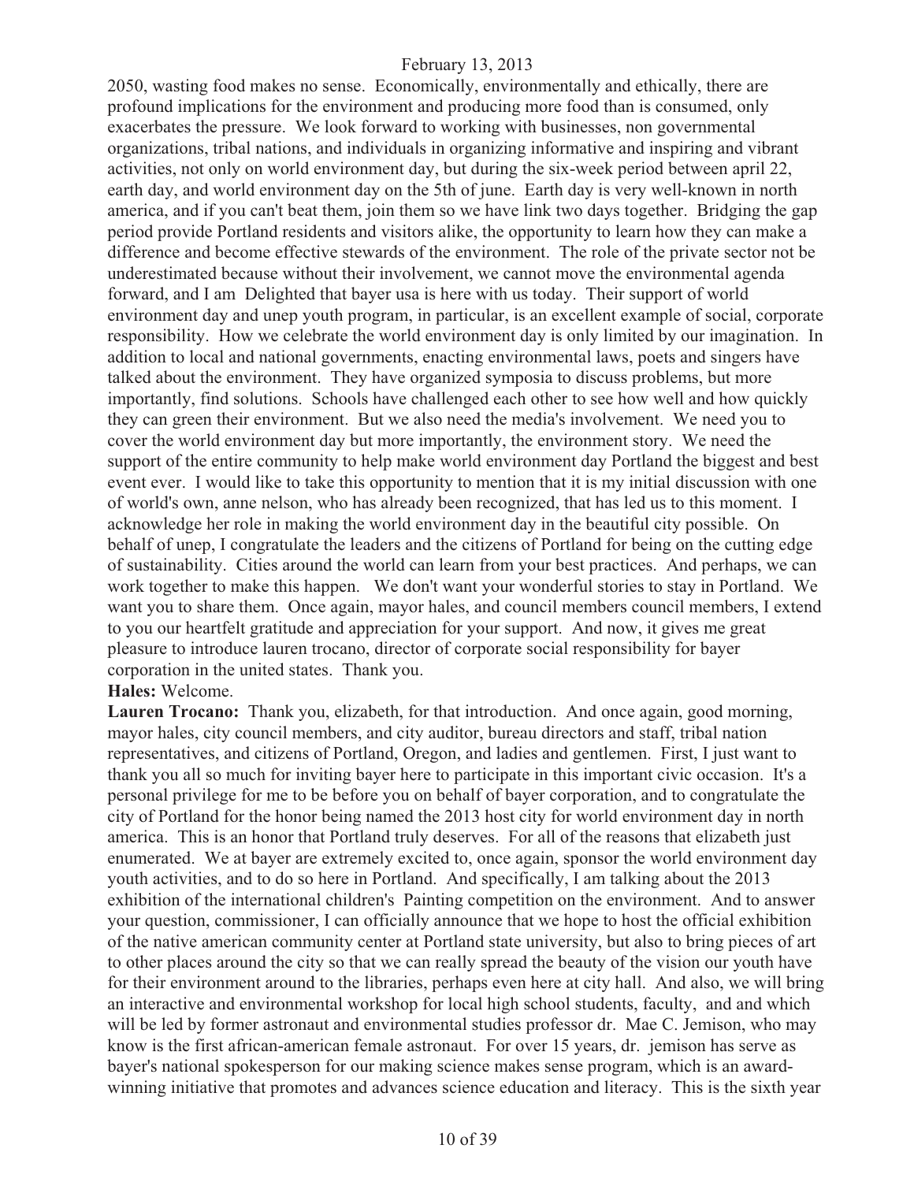2050, wasting food makes no sense. Economically, environmentally and ethically, there are profound implications for the environment and producing more food than is consumed, only exacerbates the pressure. We look forward to working with businesses, non governmental organizations, tribal nations, and individuals in organizing informative and inspiring and vibrant activities, not only on world environment day, but during the six-week period between april 22, earth day, and world environment day on the 5th of june. Earth day is very well-known in north america, and if you can't beat them, join them so we have link two days together. Bridging the gap period provide Portland residents and visitors alike, the opportunity to learn how they can make a difference and become effective stewards of the environment. The role of the private sector not be underestimated because without their involvement, we cannot move the environmental agenda forward, and I am Delighted that bayer usa is here with us today. Their support of world environment day and unep youth program, in particular, is an excellent example of social, corporate responsibility. How we celebrate the world environment day is only limited by our imagination. In addition to local and national governments, enacting environmental laws, poets and singers have talked about the environment. They have organized symposia to discuss problems, but more importantly, find solutions. Schools have challenged each other to see how well and how quickly they can green their environment. But we also need the media's involvement. We need you to cover the world environment day but more importantly, the environment story. We need the support of the entire community to help make world environment day Portland the biggest and best event ever. I would like to take this opportunity to mention that it is my initial discussion with one of world's own, anne nelson, who has already been recognized, that has led us to this moment. I acknowledge her role in making the world environment day in the beautiful city possible. On behalf of unep, I congratulate the leaders and the citizens of Portland for being on the cutting edge of sustainability. Cities around the world can learn from your best practices. And perhaps, we can work together to make this happen. We don't want your wonderful stories to stay in Portland. We want you to share them. Once again, mayor hales, and council members council members, I extend to you our heartfelt gratitude and appreciation for your support. And now, it gives me great pleasure to introduce lauren trocano, director of corporate social responsibility for bayer corporation in the united states. Thank you.

**Hales:** Welcome.

**Lauren Trocano:** Thank you, elizabeth, for that introduction. And once again, good morning, mayor hales, city council members, and city auditor, bureau directors and staff, tribal nation representatives, and citizens of Portland, Oregon, and ladies and gentlemen. First, I just want to thank you all so much for inviting bayer here to participate in this important civic occasion. It's a personal privilege for me to be before you on behalf of bayer corporation, and to congratulate the city of Portland for the honor being named the 2013 host city for world environment day in north america. This is an honor that Portland truly deserves. For all of the reasons that elizabeth just enumerated. We at bayer are extremely excited to, once again, sponsor the world environment day youth activities, and to do so here in Portland. And specifically, I am talking about the 2013 exhibition of the international children's Painting competition on the environment. And to answer your question, commissioner, I can officially announce that we hope to host the official exhibition of the native american community center at Portland state university, but also to bring pieces of art to other places around the city so that we can really spread the beauty of the vision our youth have for their environment around to the libraries, perhaps even here at city hall. And also, we will bring an interactive and environmental workshop for local high school students, faculty, and and which will be led by former astronaut and environmental studies professor dr. Mae C. Jemison, who may know is the first african-american female astronaut. For over 15 years, dr. jemison has serve as bayer's national spokesperson for our making science makes sense program, which is an award-winning initiative that promotes and advances science education and literacy. This is the sixth year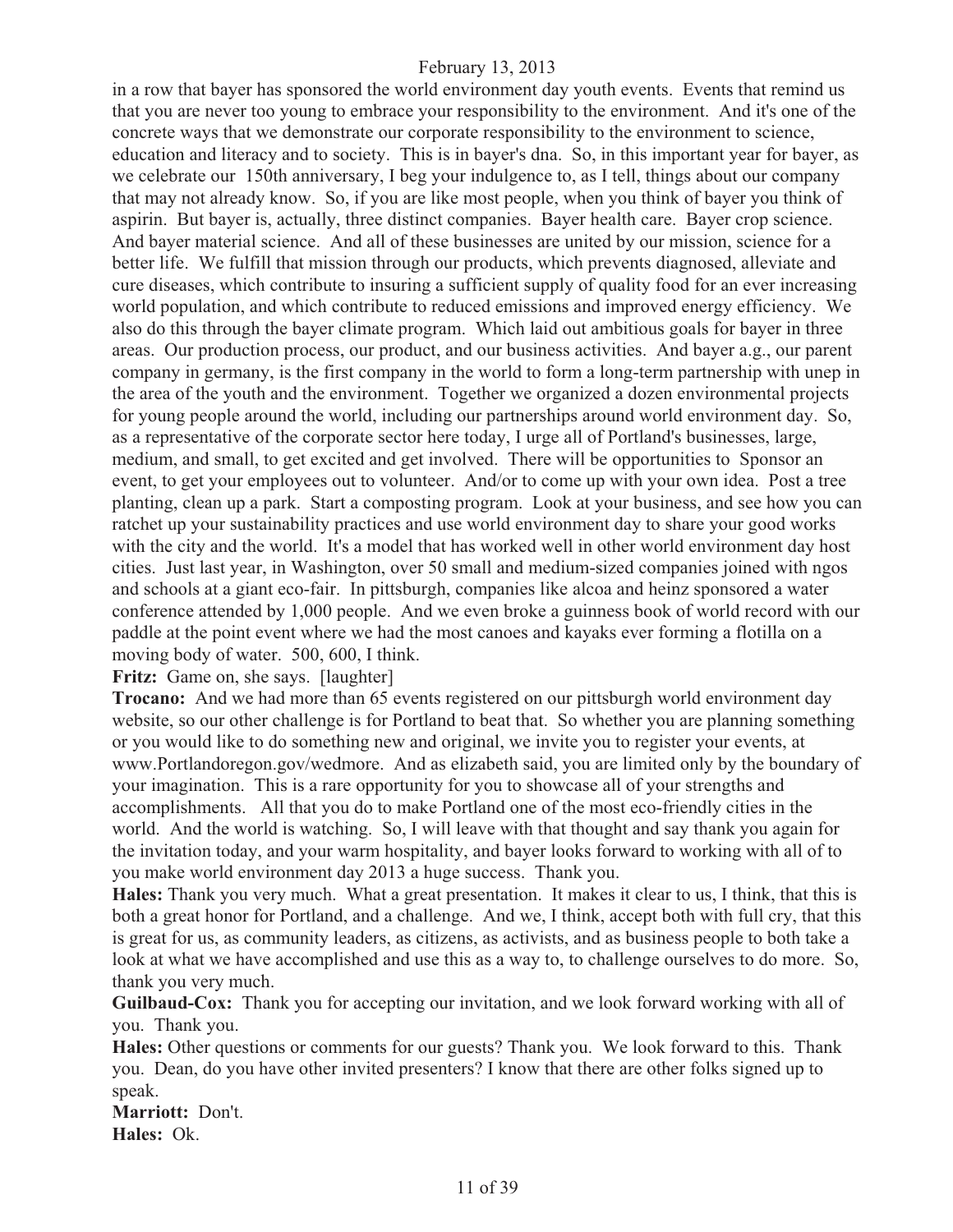in a row that bayer has sponsored the world environment day youth events. Events that remind us that you are never too young to embrace your responsibility to the environment. And it's one of the concrete ways that we demonstrate our corporate responsibility to the environment to science, education and literacy and to society. This is in bayer's dna. So, in this important year for bayer, as we celebrate our 150th anniversary, I beg your indulgence to, as I tell, things about our company that may not already know. So, if you are like most people, when you think of bayer you think of aspirin. But bayer is, actually, three distinct companies. Bayer health care. Bayer crop science. And bayer material science. And all of these businesses are united by our mission, science for a better life. We fulfill that mission through our products, which prevents diagnosed, alleviate and cure diseases, which contribute to insuring a sufficient supply of quality food for an ever increasing world population, and which contribute to reduced emissions and improved energy efficiency. We also do this through the bayer climate program. Which laid out ambitious goals for bayer in three areas. Our production process, our product, and our business activities. And bayer a.g., our parent company in germany, is the first company in the world to form a long-term partnership with unep in the area of the youth and the environment. Together we organized a dozen environmental projects for young people around the world, including our partnerships around world environment day. So, as a representative of the corporate sector here today, I urge all of Portland's businesses, large, medium, and small, to get excited and get involved. There will be opportunities to Sponsor an event, to get your employees out to volunteer. And/or to come up with your own idea. Post a tree planting, clean up a park. Start a composting program. Look at your business, and see how you can ratchet up your sustainability practices and use world environment day to share your good works with the city and the world. It's a model that has worked well in other world environment day host cities. Just last year, in Washington, over 50 small and medium-sized companies joined with ngos and schools at a giant eco-fair. In pittsburgh, companies like alcoa and heinz sponsored a water conference attended by 1,000 people. And we even broke a guinness book of world record with our paddle at the point event where we had the most canoes and kayaks ever forming a flotilla on a moving body of water. 500, 600, I think.

**Fritz:** Game on, she says. [laughter]

**Trocano:** And we had more than 65 events registered on our pittsburgh world environment day website, so our other challenge is for Portland to beat that. So whether you are planning something or you would like to do something new and original, we invite you to register your events, at www.Portlandoregon.gov/wedmore. And as elizabeth said, you are limited only by the boundary of your imagination. This is a rare opportunity for you to showcase all of your strengths and accomplishments. All that you do to make Portland one of the most eco-friendly cities in the world. And the world is watching. So, I will leave with that thought and say thank you again for the invitation today, and your warm hospitality, and bayer looks forward to working with all of to you make world environment day 2013 a huge success. Thank you.

**Hales:** Thank you very much. What a great presentation. It makes it clear to us, I think, that this is both a great honor for Portland, and a challenge. And we, I think, accept both with full cry, that this is great for us, as community leaders, as citizens, as activists, and as business people to both take a look at what we have accomplished and use this as a way to, to challenge ourselves to do more. So, thank you very much.

**Guilbaud-Cox:** Thank you for accepting our invitation, and we look forward working with all of you. Thank you.

**Hales:** Other questions or comments for our guests? Thank you. We look forward to this. Thank you. Dean, do you have other invited presenters? I know that there are other folks signed up to speak.

**Marriott:** Don't.

**Hales:** Ok.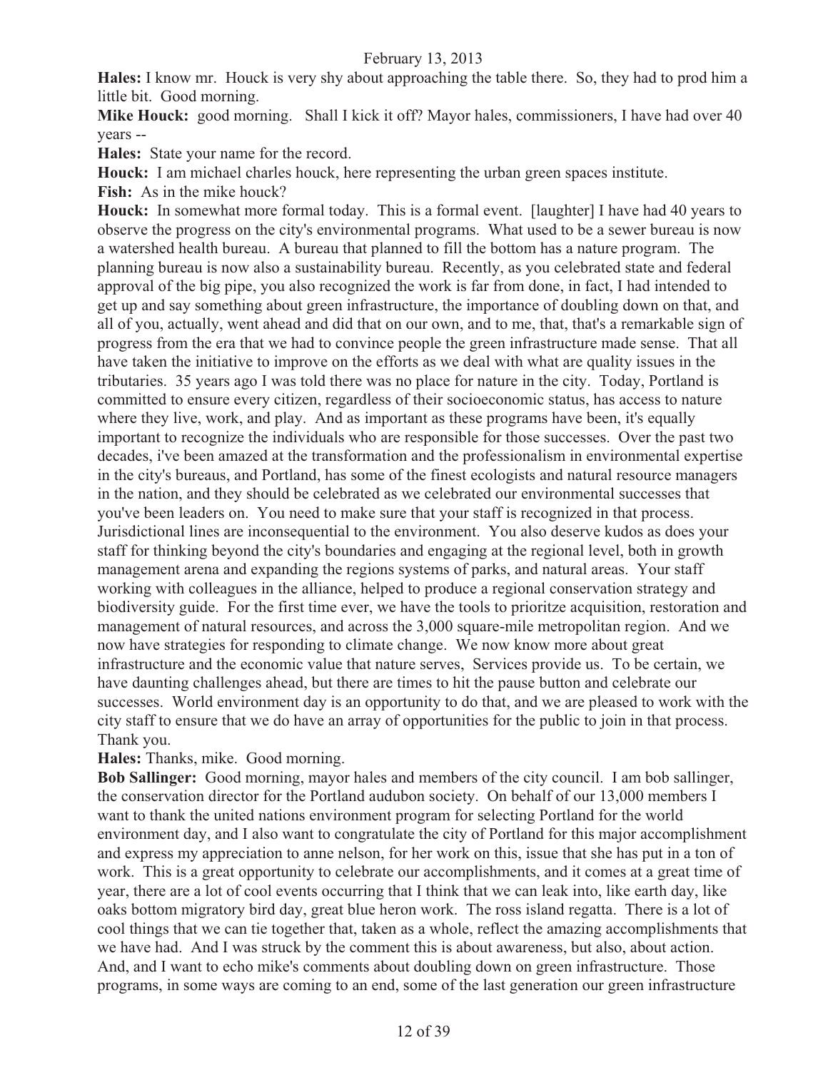**Hales:** I know mr. Houck is very shy about approaching the table there. So, they had to prod him a little bit. Good morning.

**Mike Houck:** good morning. Shall I kick it off? Mayor hales, commissioners, I have had over 40 years --

**Hales:** State your name for the record.

**Houck:** I am michael charles houck, here representing the urban green spaces institute.

**Fish:** As in the mike houck?

**Houck:** In somewhat more formal today. This is a formal event. [laughter] I have had 40 years to observe the progress on the city's environmental programs. What used to be a sewer bureau is now a watershed health bureau. A bureau that planned to fill the bottom has a nature program. The planning bureau is now also a sustainability bureau. Recently, as you celebrated state and federal approval of the big pipe, you also recognized the work is far from done, in fact, I had intended to get up and say something about green infrastructure, the importance of doubling down on that, and all of you, actually, went ahead and did that on our own, and to me, that, that's a remarkable sign of progress from the era that we had to convince people the green infrastructure made sense. That all have taken the initiative to improve on the efforts as we deal with what are quality issues in the tributaries. 35 years ago I was told there was no place for nature in the city. Today, Portland is committed to ensure every citizen, regardless of their socioeconomic status, has access to nature where they live, work, and play. And as important as these programs have been, it's equally important to recognize the individuals who are responsible for those successes. Over the past two decades, i've been amazed at the transformation and the professionalism in environmental expertise in the city's bureaus, and Portland, has some of the finest ecologists and natural resource managers in the nation, and they should be celebrated as we celebrated our environmental successes that you've been leaders on. You need to make sure that your staff is recognized in that process. Jurisdictional lines are inconsequential to the environment. You also deserve kudos as does your staff for thinking beyond the city's boundaries and engaging at the regional level, both in growth management arena and expanding the regions systems of parks, and natural areas. Your staff working with colleagues in the alliance, helped to produce a regional conservation strategy and biodiversity guide. For the first time ever, we have the tools to prioritze acquisition, restoration and management of natural resources, and across the 3,000 square-mile metropolitan region. And we now have strategies for responding to climate change. We now know more about great infrastructure and the economic value that nature serves, Services provide us. To be certain, we have daunting challenges ahead, but there are times to hit the pause button and celebrate our successes. World environment day is an opportunity to do that, and we are pleased to work with the city staff to ensure that we do have an array of opportunities for the public to join in that process. Thank you.

**Hales:** Thanks, mike. Good morning.

**Bob Sallinger:** Good morning, mayor hales and members of the city council. I am bob sallinger, the conservation director for the Portland audubon society. On behalf of our 13,000 members I want to thank the united nations environment program for selecting Portland for the world environment day, and I also want to congratulate the city of Portland for this major accomplishment and express my appreciation to anne nelson, for her work on this, issue that she has put in a ton of work. This is a great opportunity to celebrate our accomplishments, and it comes at a great time of year, there are a lot of cool events occurring that I think that we can leak into, like earth day, like oaks bottom migratory bird day, great blue heron work. The ross island regatta. There is a lot of cool things that we can tie together that, taken as a whole, reflect the amazing accomplishments that we have had. And I was struck by the comment this is about awareness, but also, about action. And, and I want to echo mike's comments about doubling down on green infrastructure. Those programs, in some ways are coming to an end, some of the last generation our green infrastructure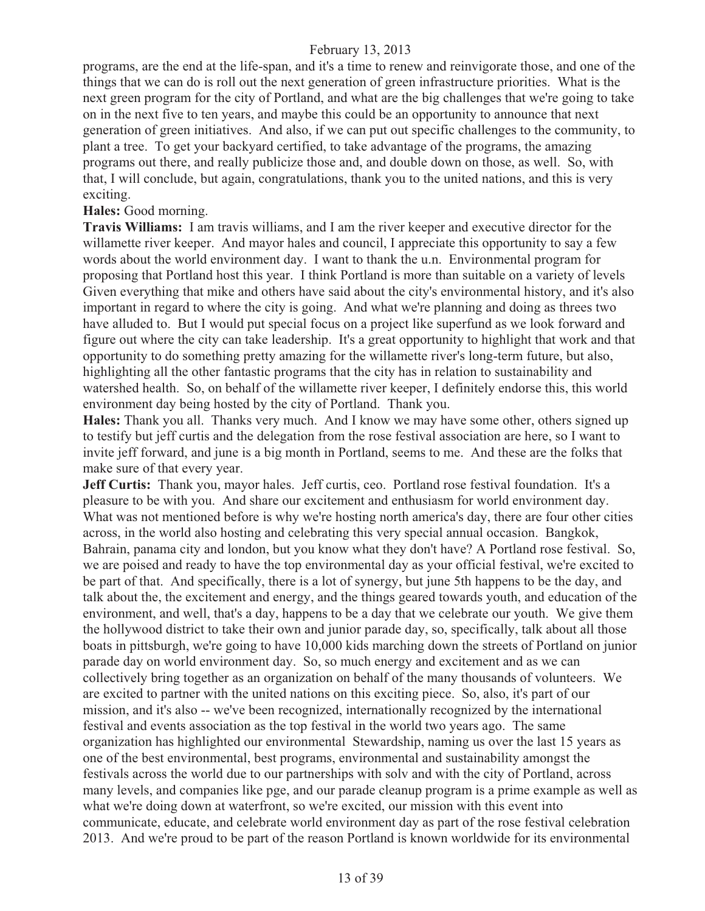programs, are the end at the life-span, and it's a time to renew and reinvigorate those, and one of the things that we can do is roll out the next generation of green infrastructure priorities. What is the next green program for the city of Portland, and what are the big challenges that we're going to take on in the next five to ten years, and maybe this could be an opportunity to announce that next generation of green initiatives. And also, if we can put out specific challenges to the community, to plant a tree. To get your backyard certified, to take advantage of the programs, the amazing programs out there, and really publicize those and, and double down on those, as well. So, with that, I will conclude, but again, congratulations, thank you to the united nations, and this is very exciting.

**Hales:** Good morning.

**Travis Williams:** I am travis williams, and I am the river keeper and executive director for the willamette river keeper. And mayor hales and council, I appreciate this opportunity to say a few words about the world environment day. I want to thank the u.n. Environmental program for proposing that Portland host this year. I think Portland is more than suitable on a variety of levels Given everything that mike and others have said about the city's environmental history, and it's also important in regard to where the city is going. And what we're planning and doing as threes two have alluded to. But I would put special focus on a project like superfund as we look forward and figure out where the city can take leadership. It's a great opportunity to highlight that work and that opportunity to do something pretty amazing for the willamette river's long-term future, but also, highlighting all the other fantastic programs that the city has in relation to sustainability and watershed health. So, on behalf of the willamette river keeper, I definitely endorse this, this world environment day being hosted by the city of Portland. Thank you.

**Hales:** Thank you all. Thanks very much. And I know we may have some other, others signed up to testify but jeff curtis and the delegation from the rose festival association are here, so I want to invite jeff forward, and june is a big month in Portland, seems to me. And these are the folks that make sure of that every year.

**Jeff Curtis:** Thank you, mayor hales. Jeff curtis, ceo. Portland rose festival foundation. It's a pleasure to be with you. And share our excitement and enthusiasm for world environment day. What was not mentioned before is why we're hosting north america's day, there are four other cities across, in the world also hosting and celebrating this very special annual occasion. Bangkok, Bahrain, panama city and london, but you know what they don't have? A Portland rose festival. So, we are poised and ready to have the top environmental day as your official festival, we're excited to be part of that. And specifically, there is a lot of synergy, but june 5th happens to be the day, and talk about the, the excitement and energy, and the things geared towards youth, and education of the environment, and well, that's a day, happens to be a day that we celebrate our youth. We give them the hollywood district to take their own and junior parade day, so, specifically, talk about all those boats in pittsburgh, we're going to have 10,000 kids marching down the streets of Portland on junior parade day on world environment day. So, so much energy and excitement and as we can collectively bring together as an organization on behalf of the many thousands of volunteers. We are excited to partner with the united nations on this exciting piece. So, also, it's part of our mission, and it's also -- we've been recognized, internationally recognized by the international festival and events association as the top festival in the world two years ago. The same organization has highlighted our environmental Stewardship, naming us over the last 15 years as one of the best environmental, best programs, environmental and sustainability amongst the festivals across the world due to our partnerships with solv and with the city of Portland, across many levels, and companies like pge, and our parade cleanup program is a prime example as well as what we're doing down at waterfront, so we're excited, our mission with this event into communicate, educate, and celebrate world environment day as part of the rose festival celebration 2013. And we're proud to be part of the reason Portland is known worldwide for its environmental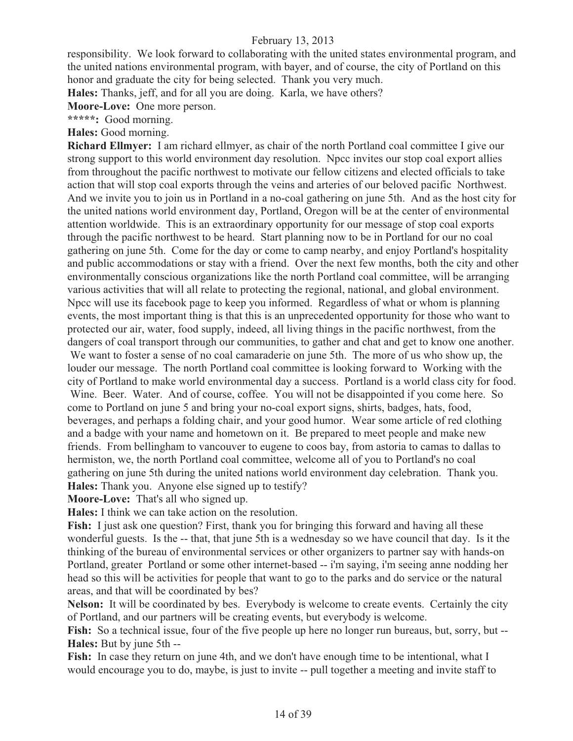responsibility. We look forward to collaborating with the united states environmental program, and the united nations environmental program, with bayer, and of course, the city of Portland on this honor and graduate the city for being selected. Thank you very much.

**Hales:** Thanks, jeff, and for all you are doing. Karla, we have others?

**Moore-Love:** One more person.

**\*\*\*\*\*:** Good morning.

**Hales:** Good morning.

**Richard Ellmyer:** I am richard ellmyer, as chair of the north Portland coal committee I give our strong support to this world environment day resolution. Npcc invites our stop coal export allies from throughout the pacific northwest to motivate our fellow citizens and elected officials to take action that will stop coal exports through the veins and arteries of our beloved pacific Northwest. And we invite you to join us in Portland in a no-coal gathering on june 5th. And as the host city for the united nations world environment day, Portland, Oregon will be at the center of environmental attention worldwide. This is an extraordinary opportunity for our message of stop coal exports through the pacific northwest to be heard. Start planning now to be in Portland for our no coal gathering on june 5th. Come for the day or come to camp nearby, and enjoy Portland's hospitality and public accommodations or stay with a friend. Over the next few months, both the city and other environmentally conscious organizations like the north Portland coal committee, will be arranging various activities that will all relate to protecting the regional, national, and global environment. Npcc will use its facebook page to keep you informed. Regardless of what or whom is planning events, the most important thing is that this is an unprecedented opportunity for those who want to protected our air, water, food supply, indeed, all living things in the pacific northwest, from the dangers of coal transport through our communities, to gather and chat and get to know one another. We want to foster a sense of no coal camaraderie on june 5th. The more of us who show up, the louder our message. The north Portland coal committee is looking forward to Working with the city of Portland to make world environmental day a success. Portland is a world class city for food. Wine. Beer. Water. And of course, coffee. You will not be disappointed if you come here. So come to Portland on june 5 and bring your no-coal export signs, shirts, badges, hats, food, beverages, and perhaps a folding chair, and your good humor. Wear some article of red clothing and a badge with your name and hometown on it. Be prepared to meet people and make new friends. From bellingham to vancouver to eugene to coos bay, from astoria to camas to dallas to hermiston, we, the north Portland coal committee, welcome all of you to Portland's no coal gathering on june 5th during the united nations world environment day celebration. Thank you.

**Hales:** Thank you. Anyone else signed up to testify?

**Moore-Love:** That's all who signed up.

**Hales:** I think we can take action on the resolution.

**Fish:** I just ask one question? First, thank you for bringing this forward and having all these wonderful guests. Is the -- that, that june 5th is a wednesday so we have council that day. Is it the thinking of the bureau of environmental services or other organizers to partner say with hands-on Portland, greater Portland or some other internet-based -- i'm saying, i'm seeing anne nodding her head so this will be activities for people that want to go to the parks and do service or the natural areas, and that will be coordinated by bes?

**Nelson:** It will be coordinated by bes. Everybody is welcome to create events. Certainly the city of Portland, and our partners will be creating events, but everybody is welcome.

**Fish:** So a technical issue, four of the five people up here no longer run bureaus, but, sorry, but --

**Hales:** But by june 5th --

**Fish:** In case they return on june 4th, and we don't have enough time to be intentional, what I would encourage you to do, maybe, is just to invite -- pull together a meeting and invite staff to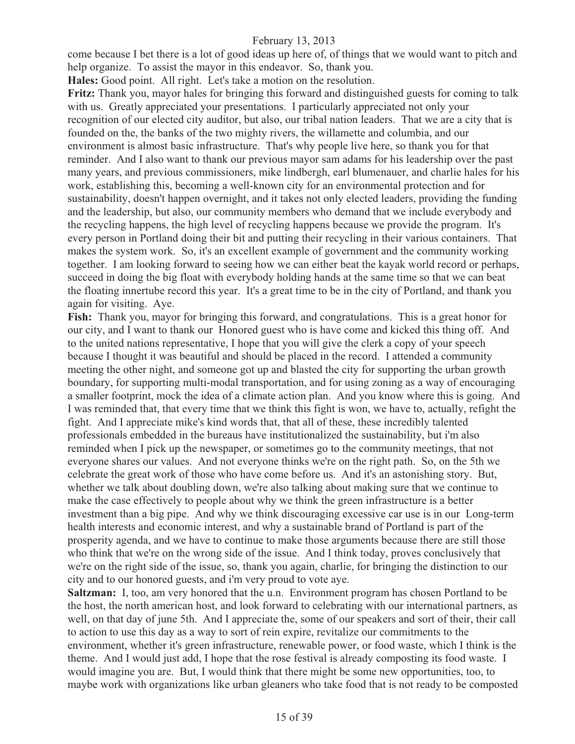come because I bet there is a lot of good ideas up here of, of things that we would want to pitch and help organize. To assist the mayor in this endeavor. So, thank you.

**Hales:** Good point. All right. Let's take a motion on the resolution.

**Fritz:** Thank you, mayor hales for bringing this forward and distinguished guests for coming to talk with us. Greatly appreciated your presentations. I particularly appreciated not only your recognition of our elected city auditor, but also, our tribal nation leaders. That we are a city that is founded on the, the banks of the two mighty rivers, the willamette and columbia, and our environment is almost basic infrastructure. That's why people live here, so thank you for that reminder. And I also want to thank our previous mayor sam adams for his leadership over the past many years, and previous commissioners, mike lindbergh, earl blumenauer, and charlie hales for his work, establishing this, becoming a well-known city for an environmental protection and for sustainability, doesn't happen overnight, and it takes not only elected leaders, providing the funding and the leadership, but also, our community members who demand that we include everybody and the recycling happens, the high level of recycling happens because we provide the program. It's every person in Portland doing their bit and putting their recycling in their various containers. That makes the system work. So, it's an excellent example of government and the community working together. I am looking forward to seeing how we can either beat the kayak world record or perhaps, succeed in doing the big float with everybody holding hands at the same time so that we can beat the floating innertube record this year. It's a great time to be in the city of Portland, and thank you again for visiting. Aye.

**Fish:** Thank you, mayor for bringing this forward, and congratulations. This is a great honor for our city, and I want to thank our Honored guest who is have come and kicked this thing off. And to the united nations representative, I hope that you will give the clerk a copy of your speech because I thought it was beautiful and should be placed in the record. I attended a community meeting the other night, and someone got up and blasted the city for supporting the urban growth boundary, for supporting multi-modal transportation, and for using zoning as a way of encouraging a smaller footprint, mock the idea of a climate action plan. And you know where this is going. And I was reminded that, that every time that we think this fight is won, we have to, actually, refight the fight. And I appreciate mike's kind words that, that all of these, these incredibly talented professionals embedded in the bureaus have institutionalized the sustainability, but i'm also reminded when I pick up the newspaper, or sometimes go to the community meetings, that not everyone shares our values. And not everyone thinks we're on the right path. So, on the 5th we celebrate the great work of those who have come before us. And it's an astonishing story. But, whether we talk about doubling down, we're also talking about making sure that we continue to make the case effectively to people about why we think the green infrastructure is a better investment than a big pipe. And why we think discouraging excessive car use is in our Long-term health interests and economic interest, and why a sustainable brand of Portland is part of the prosperity agenda, and we have to continue to make those arguments because there are still those who think that we're on the wrong side of the issue. And I think today, proves conclusively that we're on the right side of the issue, so, thank you again, charlie, for bringing the distinction to our city and to our honored guests, and i'm very proud to vote aye.

**Saltzman:** I, too, am very honored that the u.n. Environment program has chosen Portland to be the host, the north american host, and look forward to celebrating with our international partners, as well, on that day of june 5th. And I appreciate the, some of our speakers and sort of their, their call to action to use this day as a way to sort of rein expire, revitalize our commitments to the environment, whether it's green infrastructure, renewable power, or food waste, which I think is the theme. And I would just add, I hope that the rose festival is already composting its food waste. I would imagine you are. But, I would think that there might be some new opportunities, too, to maybe work with organizations like urban gleaners who take food that is not ready to be composted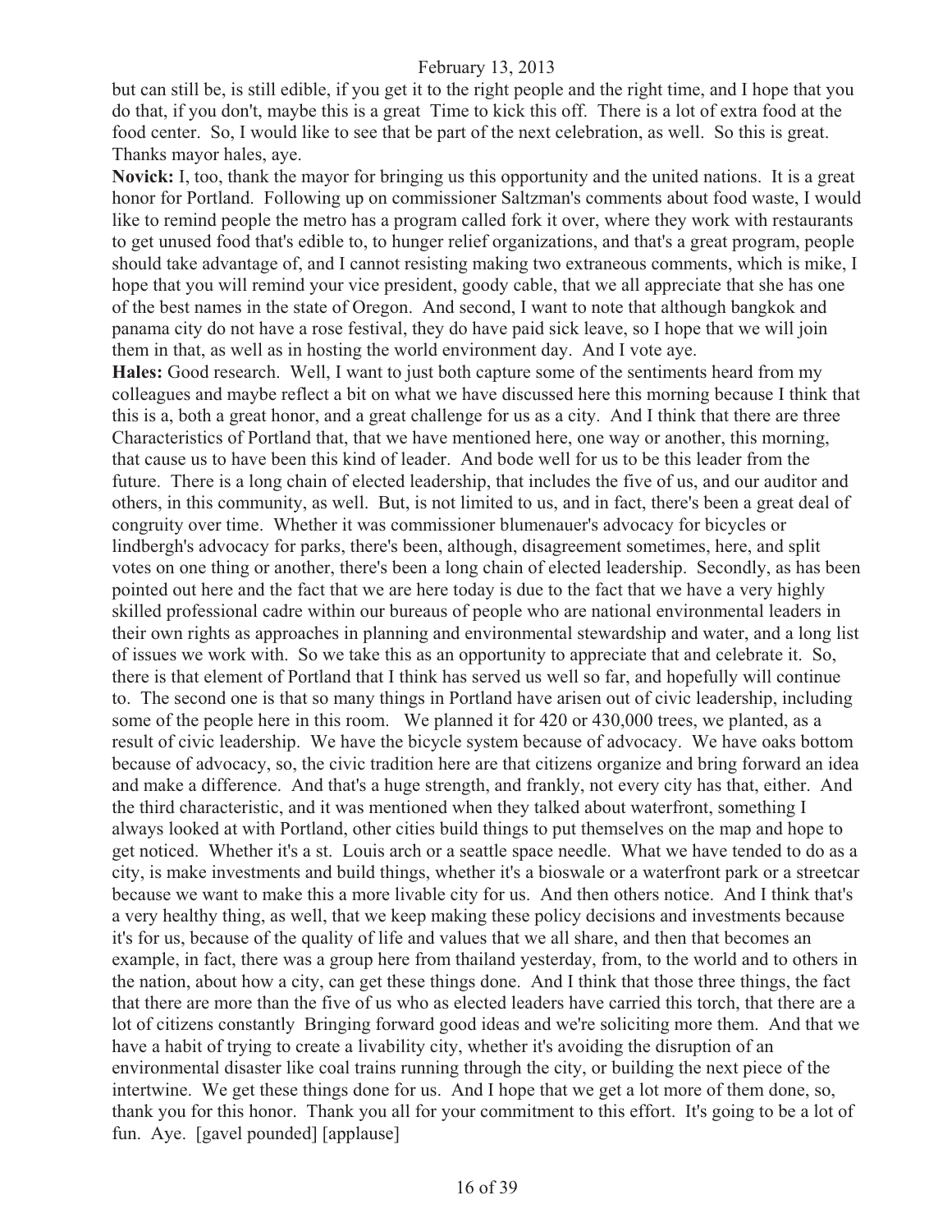but can still be, is still edible, if you get it to the right people and the right time, and I hope that you do that, if you don't, maybe this is a great Time to kick this off. There is a lot of extra food at the food center. So, I would like to see that be part of the next celebration, as well. So this is great. Thanks mayor hales, aye.

**Novick:** I, too, thank the mayor for bringing us this opportunity and the united nations. It is a great honor for Portland. Following up on commissioner Saltzman's comments about food waste, I would like to remind people the metro has a program called fork it over, where they work with restaurants to get unused food that's edible to, to hunger relief organizations, and that's a great program, people should take advantage of, and I cannot resisting making two extraneous comments, which is mike, I hope that you will remind your vice president, goody cable, that we all appreciate that she has one of the best names in the state of Oregon. And second, I want to note that although bangkok and panama city do not have a rose festival, they do have paid sick leave, so I hope that we will join them in that, as well as in hosting the world environment day. And I vote aye.

**Hales:** Good research. Well, I want to just both capture some of the sentiments heard from my colleagues and maybe reflect a bit on what we have discussed here this morning because I think that this is a, both a great honor, and a great challenge for us as a city. And I think that there are three Characteristics of Portland that, that we have mentioned here, one way or another, this morning, that cause us to have been this kind of leader. And bode well for us to be this leader from the future. There is a long chain of elected leadership, that includes the five of us, and our auditor and others, in this community, as well. But, is not limited to us, and in fact, there's been a great deal of congruity over time. Whether it was commissioner blumenauer's advocacy for bicycles or lindbergh's advocacy for parks, there's been, although, disagreement sometimes, here, and split votes on one thing or another, there's been a long chain of elected leadership. Secondly, as has been pointed out here and the fact that we are here today is due to the fact that we have a very highly skilled professional cadre within our bureaus of people who are national environmental leaders in their own rights as approaches in planning and environmental stewardship and water, and a long list of issues we work with. So we take this as an opportunity to appreciate that and celebrate it. So, there is that element of Portland that I think has served us well so far, and hopefully will continue to. The second one is that so many things in Portland have arisen out of civic leadership, including some of the people here in this room. We planned it for 420 or 430,000 trees, we planted, as a result of civic leadership. We have the bicycle system because of advocacy. We have oaks bottom because of advocacy, so, the civic tradition here are that citizens organize and bring forward an idea and make a difference. And that's a huge strength, and frankly, not every city has that, either. And the third characteristic, and it was mentioned when they talked about waterfront, something I always looked at with Portland, other cities build things to put themselves on the map and hope to get noticed. Whether it's a st. Louis arch or a seattle space needle. What we have tended to do as a city, is make investments and build things, whether it's a bioswale or a waterfront park or a streetcar because we want to make this a more livable city for us. And then others notice. And I think that's a very healthy thing, as well, that we keep making these policy decisions and investments because it's for us, because of the quality of life and values that we all share, and then that becomes an example, in fact, there was a group here from thailand yesterday, from, to the world and to others in the nation, about how a city, can get these things done. And I think that those three things, the fact that there are more than the five of us who as elected leaders have carried this torch, that there are a lot of citizens constantly Bringing forward good ideas and we're soliciting more them. And that we have a habit of trying to create a livability city, whether it's avoiding the disruption of an environmental disaster like coal trains running through the city, or building the next piece of the intertwine. We get these things done for us. And I hope that we get a lot more of them done, so, thank you for this honor. Thank you all for your commitment to this effort. It's going to be a lot of fun. Aye. [gavel pounded] [applause]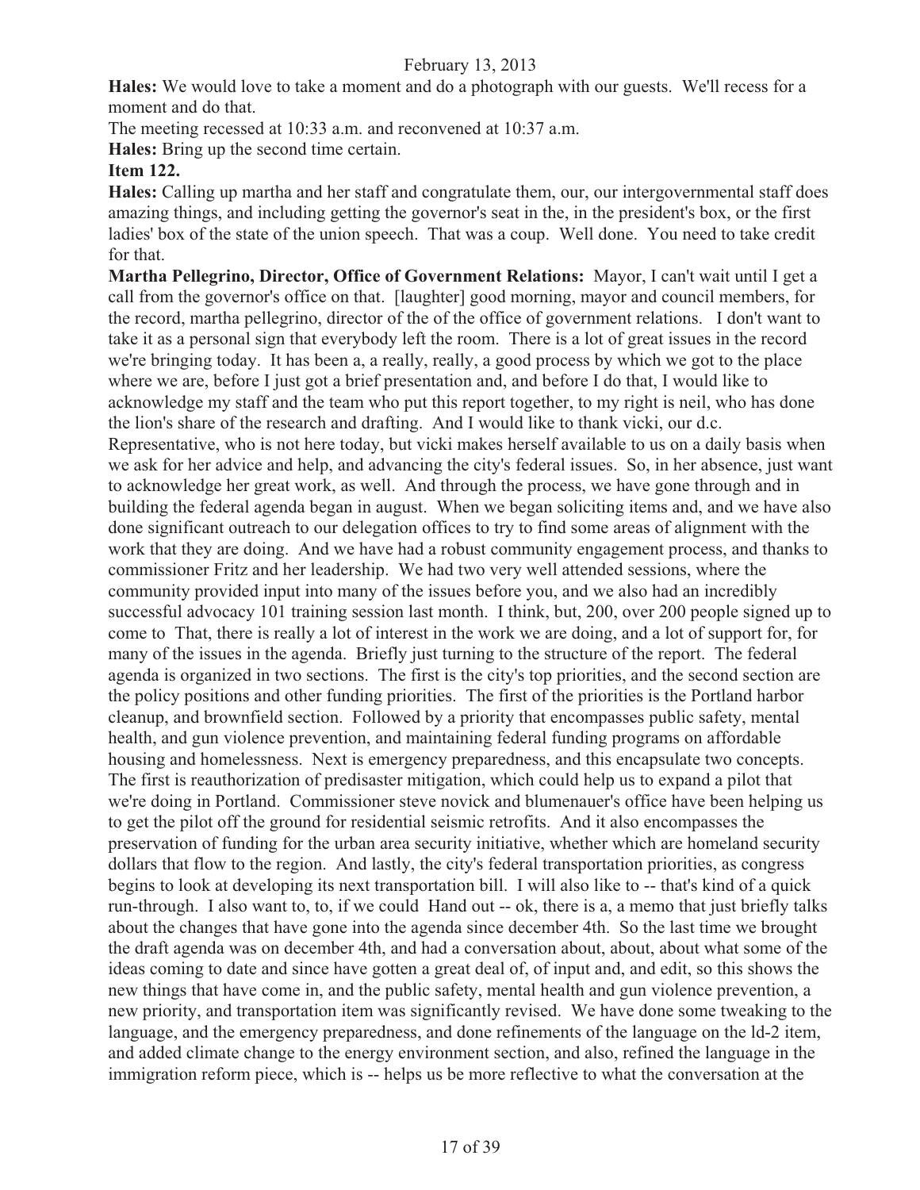**Hales:** We would love to take a moment and do a photograph with our guests. We'll recess for a moment and do that.

The meeting recessed at 10:33 a.m. and reconvened at 10:37 a.m.

**Hales:** Bring up the second time certain.

**Item 122.**

**Hales:** Calling up martha and her staff and congratulate them, our, our intergovernmental staff does amazing things, and including getting the governor's seat in the, in the president's box, or the first ladies' box of the state of the union speech. That was a coup. Well done. You need to take credit for that.

**Martha Pellegrino, Director, Office of Government Relations:** Mayor, I can't wait until I get a call from the governor's office on that. [laughter] good morning, mayor and council members, for the record, martha pellegrino, director of the of the office of government relations. I don't want to take it as a personal sign that everybody left the room. There is a lot of great issues in the record we're bringing today. It has been a, a really, really, a good process by which we got to the place where we are, before I just got a brief presentation and, and before I do that, I would like to acknowledge my staff and the team who put this report together, to my right is neil, who has done the lion's share of the research and drafting. And I would like to thank vicki, our d.c. Representative, who is not here today, but vicki makes herself available to us on a daily basis when we ask for her advice and help, and advancing the city's federal issues. So, in her absence, just want to acknowledge her great work, as well. And through the process, we have gone through and in building the federal agenda began in august. When we began soliciting items and, and we have also done significant outreach to our delegation offices to try to find some areas of alignment with the work that they are doing. And we have had a robust community engagement process, and thanks to commissioner Fritz and her leadership. We had two very well attended sessions, where the community provided input into many of the issues before you, and we also had an incredibly successful advocacy 101 training session last month. I think, but, 200, over 200 people signed up to come to That, there is really a lot of interest in the work we are doing, and a lot of support for, for many of the issues in the agenda. Briefly just turning to the structure of the report. The federal agenda is organized in two sections. The first is the city's top priorities, and the second section are the policy positions and other funding priorities. The first of the priorities is the Portland harbor cleanup, and brownfield section. Followed by a priority that encompasses public safety, mental health, and gun violence prevention, and maintaining federal funding programs on affordable housing and homelessness. Next is emergency preparedness, and this encapsulate two concepts. The first is reauthorization of predisaster mitigation, which could help us to expand a pilot that we're doing in Portland. Commissioner steve novick and blumenauer's office have been helping us to get the pilot off the ground for residential seismic retrofits. And it also encompasses the preservation of funding for the urban area security initiative, whether which are homeland security dollars that flow to the region. And lastly, the city's federal transportation priorities, as congress begins to look at developing its next transportation bill. I will also like to -- that's kind of a quick run-through. I also want to, to, if we could Hand out -- ok, there is a, a memo that just briefly talks about the changes that have gone into the agenda since december 4th. So the last time we brought the draft agenda was on december 4th, and had a conversation about, about, about what some of the ideas coming to date and since have gotten a great deal of, of input and, and edit, so this shows the new things that have come in, and the public safety, mental health and gun violence prevention, a new priority, and transportation item was significantly revised. We have done some tweaking to the language, and the emergency preparedness, and done refinements of the language on the ld-2 item, and added climate change to the energy environment section, and also, refined the language in the immigration reform piece, which is -- helps us be more reflective to what the conversation at the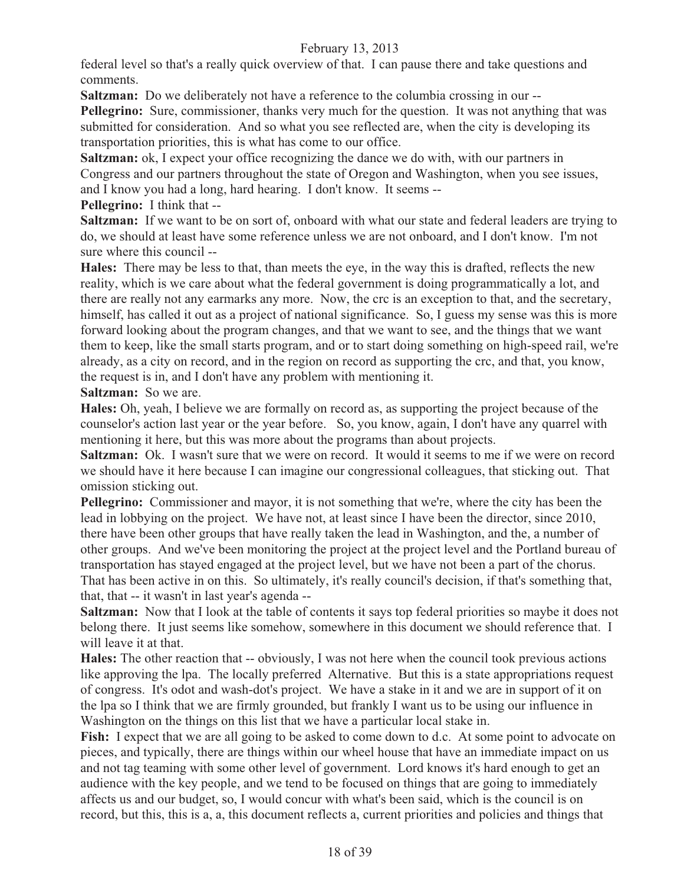federal level so that's a really quick overview of that. I can pause there and take questions and comments.

**Saltzman:** Do we deliberately not have a reference to the columbia crossing in our --

**Pellegrino:** Sure, commissioner, thanks very much for the question. It was not anything that was submitted for consideration. And so what you see reflected are, when the city is developing its transportation priorities, this is what has come to our office.

**Saltzman:** ok, I expect your office recognizing the dance we do with, with our partners in Congress and our partners throughout the state of Oregon and Washington, when you see issues, and I know you had a long, hard hearing. I don't know. It seems --

**Pellegrino:** I think that --

**Saltzman:** If we want to be on sort of, onboard with what our state and federal leaders are trying to do, we should at least have some reference unless we are not onboard, and I don't know. I'm not sure where this council --

**Hales:** There may be less to that, than meets the eye, in the way this is drafted, reflects the new reality, which is we care about what the federal government is doing programmatically a lot, and there are really not any earmarks any more. Now, the crc is an exception to that, and the secretary, himself, has called it out as a project of national significance. So, I guess my sense was this is more forward looking about the program changes, and that we want to see, and the things that we want them to keep, like the small starts program, and or to start doing something on high-speed rail, we're already, as a city on record, and in the region on record as supporting the crc, and that, you know, the request is in, and I don't have any problem with mentioning it.

**Saltzman:** So we are.

**Hales:** Oh, yeah, I believe we are formally on record as, as supporting the project because of the counselor's action last year or the year before. So, you know, again, I don't have any quarrel with mentioning it here, but this was more about the programs than about projects.

**Saltzman:** Ok. I wasn't sure that we were on record. It would it seems to me if we were on record we should have it here because I can imagine our congressional colleagues, that sticking out. That omission sticking out.

**Pellegrino:** Commissioner and mayor, it is not something that we're, where the city has been the lead in lobbying on the project. We have not, at least since I have been the director, since 2010, there have been other groups that have really taken the lead in Washington, and the, a number of other groups. And we've been monitoring the project at the project level and the Portland bureau of transportation has stayed engaged at the project level, but we have not been a part of the chorus. That has been active in on this. So ultimately, it's really council's decision, if that's something that, that, that -- it wasn't in last year's agenda --

**Saltzman:** Now that I look at the table of contents it says top federal priorities so maybe it does not belong there. It just seems like somehow, somewhere in this document we should reference that. I will leave it at that.

**Hales:** The other reaction that -- obviously, I was not here when the council took previous actions like approving the lpa. The locally preferred Alternative. But this is a state appropriations request of congress. It's odot and wash-dot's project. We have a stake in it and we are in support of it on the lpa so I think that we are firmly grounded, but frankly I want us to be using our influence in Washington on the things on this list that we have a particular local stake in.

**Fish:** I expect that we are all going to be asked to come down to d.c. At some point to advocate on pieces, and typically, there are things within our wheel house that have an immediate impact on us and not tag teaming with some other level of government. Lord knows it's hard enough to get an audience with the key people, and we tend to be focused on things that are going to immediately affects us and our budget, so, I would concur with what's been said, which is the council is on record, but this, this is a, a, this document reflects a, current priorities and policies and things that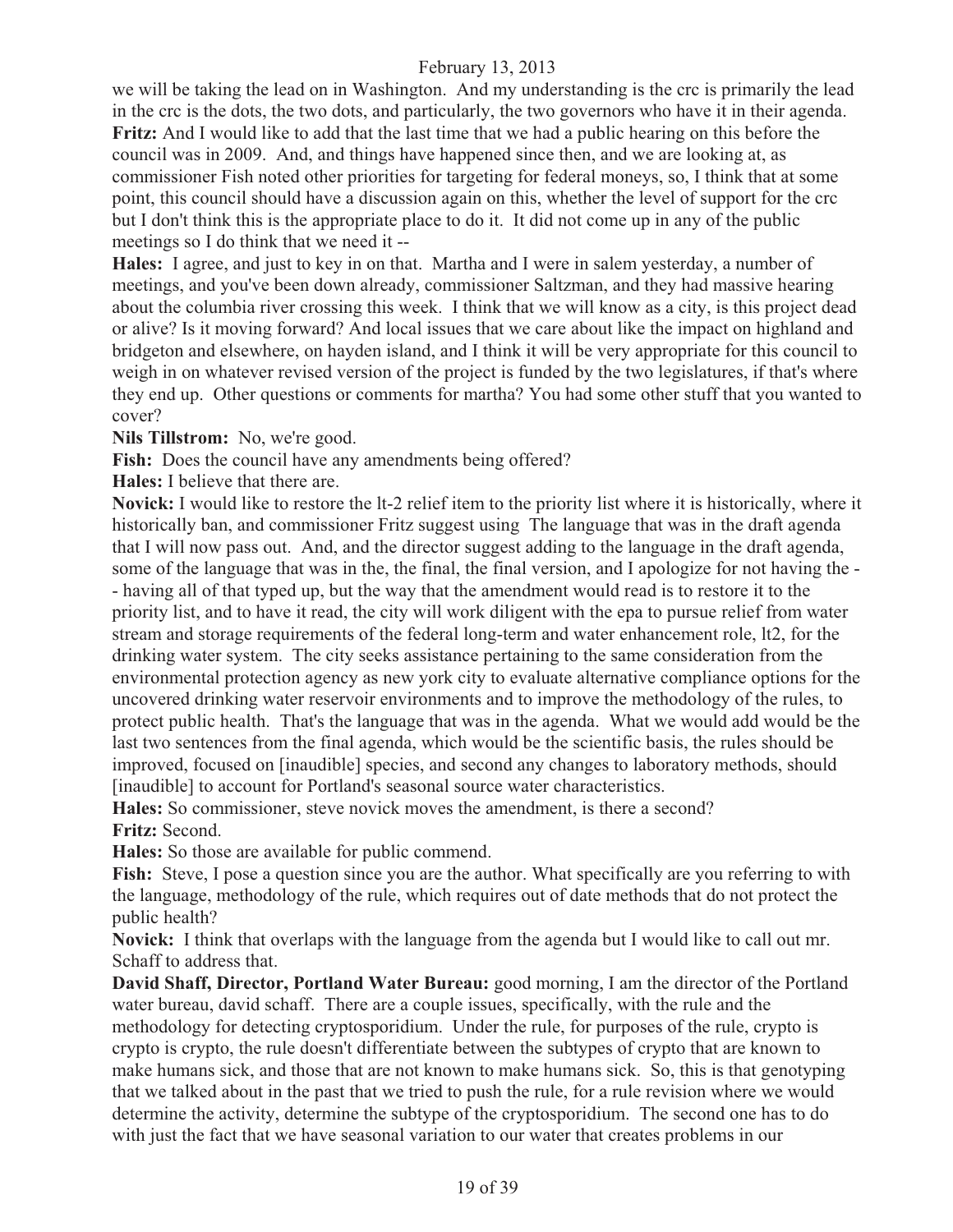we will be taking the lead on in Washington. And my understanding is the crc is primarily the lead in the crc is the dots, the two dots, and particularly, the two governors who have it in their agenda.

**Fritz:** And I would like to add that the last time that we had a public hearing on this before the council was in 2009. And, and things have happened since then, and we are looking at, as commissioner Fish noted other priorities for targeting for federal moneys, so, I think that at some point, this council should have a discussion again on this, whether the level of support for the crc but I don't think this is the appropriate place to do it. It did not come up in any of the public meetings so I do think that we need it --

**Hales:** I agree, and just to key in on that. Martha and I were in salem yesterday, a number of meetings, and you've been down already, commissioner Saltzman, and they had massive hearing about the columbia river crossing this week. I think that we will know as a city, is this project dead or alive? Is it moving forward? And local issues that we care about like the impact on highland and bridgeton and elsewhere, on hayden island, and I think it will be very appropriate for this council to weigh in on whatever revised version of the project is funded by the two legislatures, if that's where they end up. Other questions or comments for martha? You had some other stuff that you wanted to cover?

**Nils Tillstrom:** No, we're good.

**Fish:** Does the council have any amendments being offered?

**Hales:** I believe that there are.

**Novick:** I would like to restore the lt-2 relief item to the priority list where it is historically, where it historically ban, and commissioner Fritz suggest using The language that was in the draft agenda that I will now pass out. And, and the director suggest adding to the language in the draft agenda, some of the language that was in the, the final, the final version, and I apologize for not having the - - having all of that typed up, but the way that the amendment would read is to restore it to the priority list, and to have it read, the city will work diligent with the epa to pursue relief from water stream and storage requirements of the federal long-term and water enhancement role, lt2, for the drinking water system. The city seeks assistance pertaining to the same consideration from the environmental protection agency as new york city to evaluate alternative compliance options for the uncovered drinking water reservoir environments and to improve the methodology of the rules, to protect public health. That's the language that was in the agenda. What we would add would be the last two sentences from the final agenda, which would be the scientific basis, the rules should be improved, focused on [inaudible] species, and second any changes to laboratory methods, should [inaudible] to account for Portland's seasonal source water characteristics.

**Hales:** So commissioner, steve novick moves the amendment, is there a second?

**Fritz:** Second.

**Hales:** So those are available for public commend.

**Fish:** Steve, I pose a question since you are the author. What specifically are you referring to with the language, methodology of the rule, which requires out of date methods that do not protect the public health?

**Novick:** I think that overlaps with the language from the agenda but I would like to call out mr. Schaff to address that.

**David Shaff, Director, Portland Water Bureau:** good morning, I am the director of the Portland water bureau, david schaff. There are a couple issues, specifically, with the rule and the methodology for detecting cryptosporidium. Under the rule, for purposes of the rule, crypto is crypto is crypto, the rule doesn't differentiate between the subtypes of crypto that are known to make humans sick, and those that are not known to make humans sick. So, this is that genotyping that we talked about in the past that we tried to push the rule, for a rule revision where we would determine the activity, determine the subtype of the cryptosporidium. The second one has to do with just the fact that we have seasonal variation to our water that creates problems in our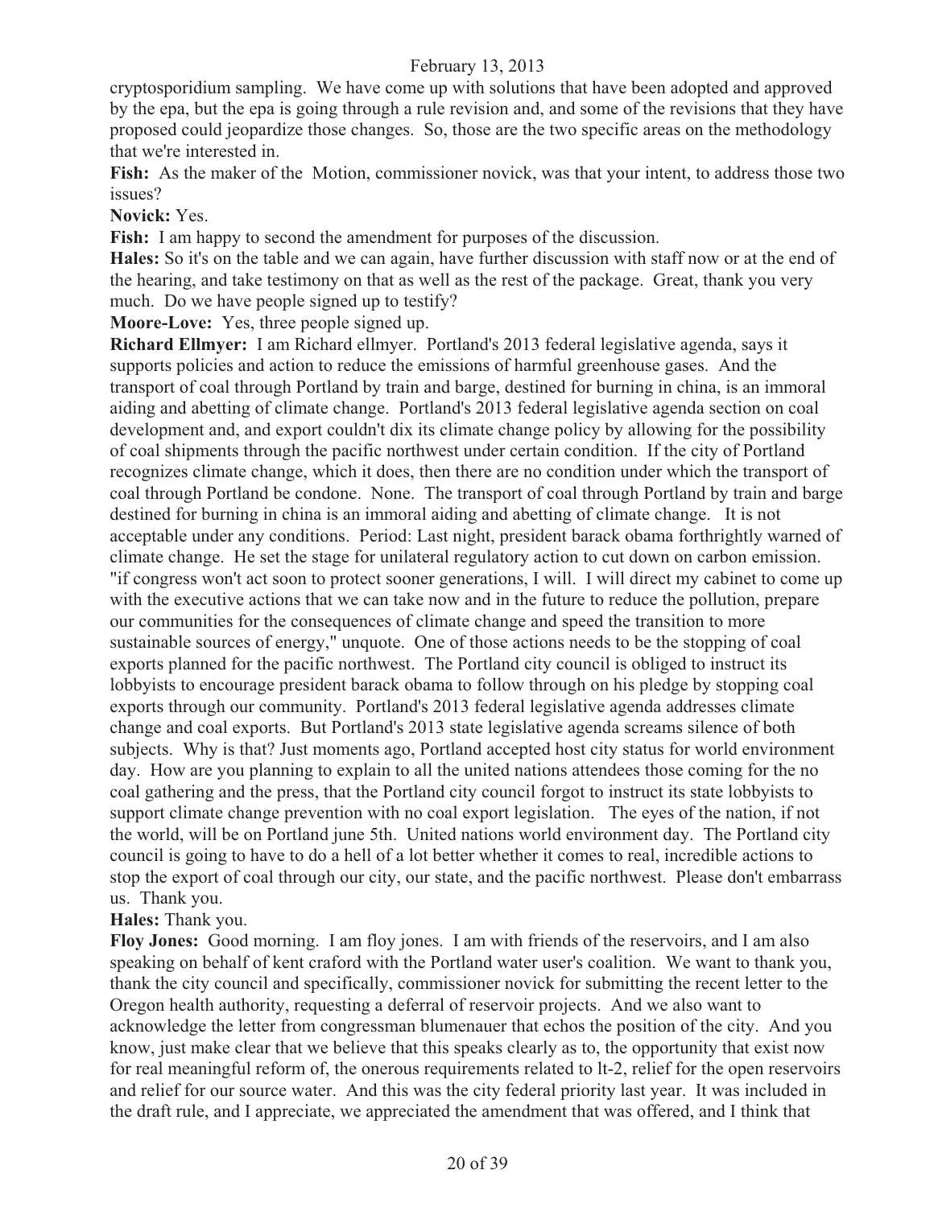cryptosporidium sampling. We have come up with solutions that have been adopted and approved by the epa, but the epa is going through a rule revision and, and some of the revisions that they have proposed could jeopardize those changes. So, those are the two specific areas on the methodology that we're interested in.

**Fish:** As the maker of the Motion, commissioner novick, was that your intent, to address those two issues?

**Novick:** Yes.

**Fish:** I am happy to second the amendment for purposes of the discussion.

**Hales:** So it's on the table and we can again, have further discussion with staff now or at the end of the hearing, and take testimony on that as well as the rest of the package. Great, thank you very much. Do we have people signed up to testify?

**Moore-Love:** Yes, three people signed up.

**Richard Ellmyer:** I am Richard ellmyer. Portland's 2013 federal legislative agenda, says it supports policies and action to reduce the emissions of harmful greenhouse gases. And the transport of coal through Portland by train and barge, destined for burning in china, is an immoral aiding and abetting of climate change. Portland's 2013 federal legislative agenda section on coal development and, and export couldn't dix its climate change policy by allowing for the possibility of coal shipments through the pacific northwest under certain condition. If the city of Portland recognizes climate change, which it does, then there are no condition under which the transport of coal through Portland be condone. None. The transport of coal through Portland by train and barge destined for burning in china is an immoral aiding and abetting of climate change. It is not acceptable under any conditions. Period: Last night, president barack obama forthrightly warned of climate change. He set the stage for unilateral regulatory action to cut down on carbon emission. "if congress won't act soon to protect sooner generations, I will. I will direct my cabinet to come up with the executive actions that we can take now and in the future to reduce the pollution, prepare our communities for the consequences of climate change and speed the transition to more sustainable sources of energy," unquote. One of those actions needs to be the stopping of coal exports planned for the pacific northwest. The Portland city council is obliged to instruct its lobbyists to encourage president barack obama to follow through on his pledge by stopping coal exports through our community. Portland's 2013 federal legislative agenda addresses climate change and coal exports. But Portland's 2013 state legislative agenda screams silence of both subjects. Why is that? Just moments ago, Portland accepted host city status for world environment day. How are you planning to explain to all the united nations attendees those coming for the no coal gathering and the press, that the Portland city council forgot to instruct its state lobbyists to support climate change prevention with no coal export legislation. The eyes of the nation, if not the world, will be on Portland june 5th. United nations world environment day. The Portland city council is going to have to do a hell of a lot better whether it comes to real, incredible actions to stop the export of coal through our city, our state, and the pacific northwest. Please don't embarrass us. Thank you.

**Hales:** Thank you.

**Floy Jones:** Good morning. I am floy jones. I am with friends of the reservoirs, and I am also speaking on behalf of kent craford with the Portland water user's coalition. We want to thank you, thank the city council and specifically, commissioner novick for submitting the recent letter to the Oregon health authority, requesting a deferral of reservoir projects. And we also want to acknowledge the letter from congressman blumenauer that echos the position of the city. And you know, just make clear that we believe that this speaks clearly as to, the opportunity that exist now for real meaningful reform of, the onerous requirements related to lt-2, relief for the open reservoirs and relief for our source water. And this was the city federal priority last year. It was included in the draft rule, and I appreciate, we appreciated the amendment that was offered, and I think that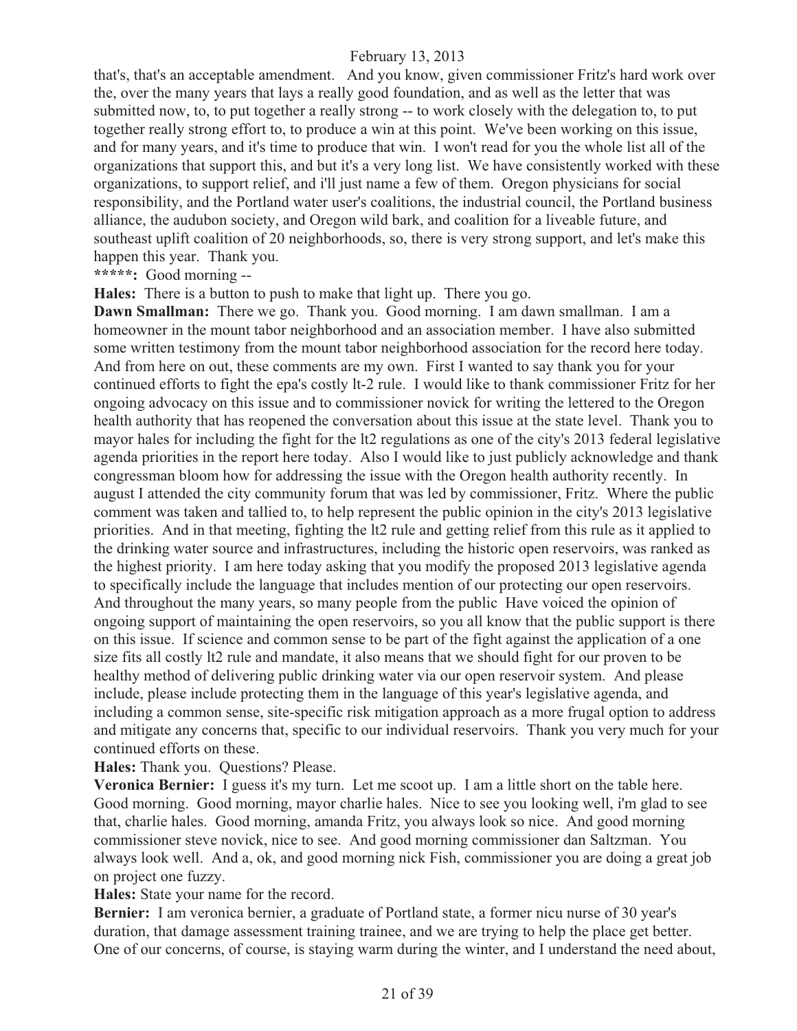that's, that's an acceptable amendment. And you know, given commissioner Fritz's hard work over the, over the many years that lays a really good foundation, and as well as the letter that was submitted now, to, to put together a really strong -- to work closely with the delegation to, to put together really strong effort to, to produce a win at this point. We've been working on this issue, and for many years, and it's time to produce that win. I won't read for you the whole list all of the organizations that support this, and but it's a very long list. We have consistently worked with these organizations, to support relief, and i'll just name a few of them. Oregon physicians for social responsibility, and the Portland water user's coalitions, the industrial council, the Portland business alliance, the audubon society, and Oregon wild bark, and coalition for a liveable future, and southeast uplift coalition of 20 neighborhoods, so, there is very strong support, and let's make this happen this year. Thank you.

**\*\*\*\*\*:** Good morning --

**Hales:** There is a button to push to make that light up. There you go.

**Dawn Smallman:** There we go. Thank you. Good morning. I am dawn smallman. I am a homeowner in the mount tabor neighborhood and an association member. I have also submitted some written testimony from the mount tabor neighborhood association for the record here today. And from here on out, these comments are my own. First I wanted to say thank you for your continued efforts to fight the epa's costly lt-2 rule. I would like to thank commissioner Fritz for her ongoing advocacy on this issue and to commissioner novick for writing the lettered to the Oregon health authority that has reopened the conversation about this issue at the state level. Thank you to mayor hales for including the fight for the lt2 regulations as one of the city's 2013 federal legislative agenda priorities in the report here today. Also I would like to just publicly acknowledge and thank congressman bloom how for addressing the issue with the Oregon health authority recently. In august I attended the city community forum that was led by commissioner, Fritz. Where the public comment was taken and tallied to, to help represent the public opinion in the city's 2013 legislative priorities. And in that meeting, fighting the lt2 rule and getting relief from this rule as it applied to the drinking water source and infrastructures, including the historic open reservoirs, was ranked as the highest priority. I am here today asking that you modify the proposed 2013 legislative agenda to specifically include the language that includes mention of our protecting our open reservoirs. And throughout the many years, so many people from the public Have voiced the opinion of ongoing support of maintaining the open reservoirs, so you all know that the public support is there on this issue. If science and common sense to be part of the fight against the application of a one size fits all costly lt2 rule and mandate, it also means that we should fight for our proven to be healthy method of delivering public drinking water via our open reservoir system. And please include, please include protecting them in the language of this year's legislative agenda, and including a common sense, site-specific risk mitigation approach as a more frugal option to address and mitigate any concerns that, specific to our individual reservoirs. Thank you very much for your continued efforts on these.

**Hales:** Thank you. Questions? Please.

**Veronica Bernier:** I guess it's my turn. Let me scoot up. I am a little short on the table here. Good morning. Good morning, mayor charlie hales. Nice to see you looking well, i'm glad to see that, charlie hales. Good morning, amanda Fritz, you always look so nice. And good morning commissioner steve novick, nice to see. And good morning commissioner dan Saltzman. You always look well. And a, ok, and good morning nick Fish, commissioner you are doing a great job on project one fuzzy.

**Hales:** State your name for the record.

**Bernier:** I am veronica bernier, a graduate of Portland state, a former nicu nurse of 30 year's duration, that damage assessment training trainee, and we are trying to help the place get better. One of our concerns, of course, is staying warm during the winter, and I understand the need about,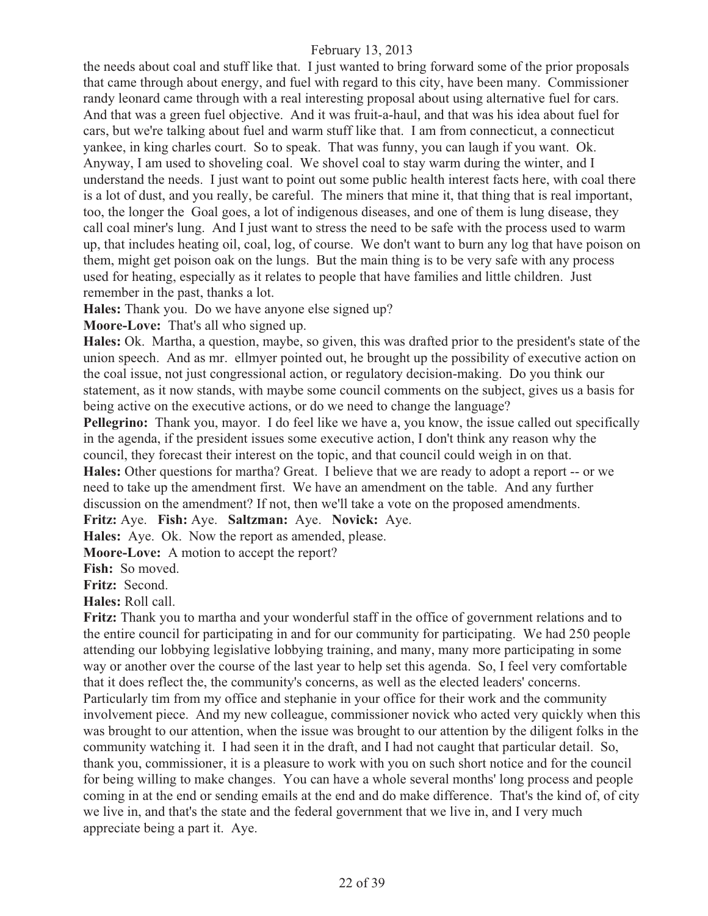the needs about coal and stuff like that. I just wanted to bring forward some of the prior proposals that came through about energy, and fuel with regard to this city, have been many. Commissioner randy leonard came through with a real interesting proposal about using alternative fuel for cars. And that was a green fuel objective. And it was fruit-a-haul, and that was his idea about fuel for cars, but we're talking about fuel and warm stuff like that. I am from connecticut, a connecticut yankee, in king charles court. So to speak. That was funny, you can laugh if you want. Ok. Anyway, I am used to shoveling coal. We shovel coal to stay warm during the winter, and I understand the needs. I just want to point out some public health interest facts here, with coal there is a lot of dust, and you really, be careful. The miners that mine it, that thing that is real important, too, the longer the Goal goes, a lot of indigenous diseases, and one of them is lung disease, they call coal miner's lung. And I just want to stress the need to be safe with the process used to warm up, that includes heating oil, coal, log, of course. We don't want to burn any log that have poison on them, might get poison oak on the lungs. But the main thing is to be very safe with any process used for heating, especially as it relates to people that have families and little children. Just remember in the past, thanks a lot.

**Hales:** Thank you. Do we have anyone else signed up?

**Moore-Love:** That's all who signed up.

**Hales:** Ok. Martha, a question, maybe, so given, this was drafted prior to the president's state of the union speech. And as mr. ellmyer pointed out, he brought up the possibility of executive action on the coal issue, not just congressional action, or regulatory decision-making. Do you think our statement, as it now stands, with maybe some council comments on the subject, gives us a basis for being active on the executive actions, or do we need to change the language?

**Pellegrino:** Thank you, mayor. I do feel like we have a, you know, the issue called out specifically in the agenda, if the president issues some executive action, I don't think any reason why the council, they forecast their interest on the topic, and that council could weigh in on that.

**Hales:** Other questions for martha? Great. I believe that we are ready to adopt a report -- or we need to take up the amendment first. We have an amendment on the table. And any further discussion on the amendment? If not, then we'll take a vote on the proposed amendments.

**Fritz:** Aye. **Fish:** Aye. **Saltzman:** Aye. **Novick:** Aye.

**Hales:** Aye. Ok. Now the report as amended, please.

**Moore-Love:** A motion to accept the report?

**Fish:** So moved.

**Fritz:** Second.

**Hales:** Roll call.

**Fritz:** Thank you to martha and your wonderful staff in the office of government relations and to the entire council for participating in and for our community for participating. We had 250 people attending our lobbying legislative lobbying training, and many, many more participating in some way or another over the course of the last year to help set this agenda. So, I feel very comfortable that it does reflect the, the community's concerns, as well as the elected leaders' concerns. Particularly tim from my office and stephanie in your office for their work and the community involvement piece. And my new colleague, commissioner novick who acted very quickly when this was brought to our attention, when the issue was brought to our attention by the diligent folks in the community watching it. I had seen it in the draft, and I had not caught that particular detail. So, thank you, commissioner, it is a pleasure to work with you on such short notice and for the council for being willing to make changes. You can have a whole several months' long process and people coming in at the end or sending emails at the end and do make difference. That's the kind of, of city we live in, and that's the state and the federal government that we live in, and I very much appreciate being a part it. Aye.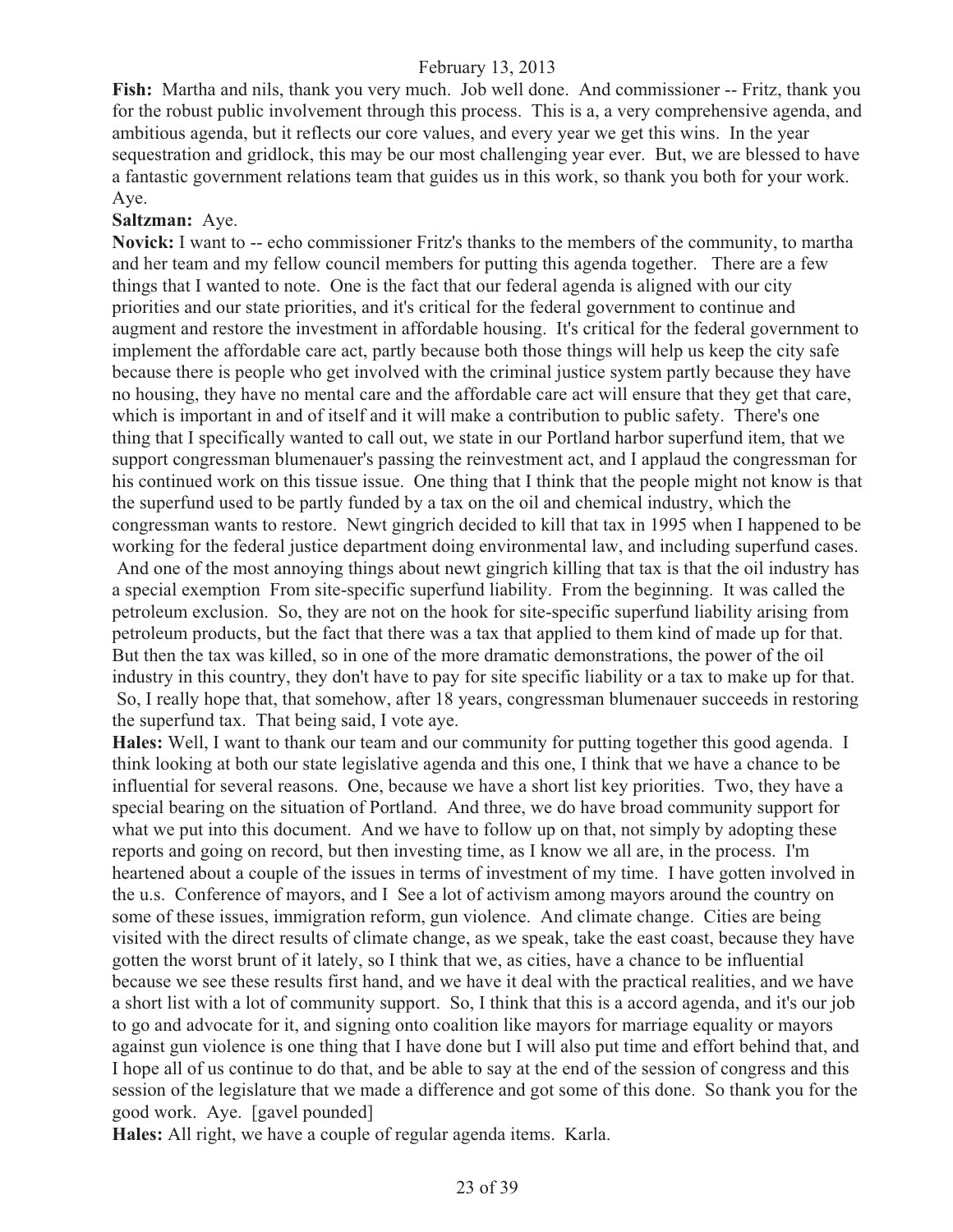**Fish:** Martha and nils, thank you very much. Job well done. And commissioner -- Fritz, thank you for the robust public involvement through this process. This is a, a very comprehensive agenda, and ambitious agenda, but it reflects our core values, and every year we get this wins. In the year sequestration and gridlock, this may be our most challenging year ever. But, we are blessed to have a fantastic government relations team that guides us in this work, so thank you both for your work. Aye.

**Saltzman:** Aye.

**Novick:** I want to -- echo commissioner Fritz's thanks to the members of the community, to martha and her team and my fellow council members for putting this agenda together. There are a few things that I wanted to note. One is the fact that our federal agenda is aligned with our city priorities and our state priorities, and it's critical for the federal government to continue and augment and restore the investment in affordable housing. It's critical for the federal government to implement the affordable care act, partly because both those things will help us keep the city safe because there is people who get involved with the criminal justice system partly because they have no housing, they have no mental care and the affordable care act will ensure that they get that care, which is important in and of itself and it will make a contribution to public safety. There's one thing that I specifically wanted to call out, we state in our Portland harbor superfund item, that we support congressman blumenauer's passing the reinvestment act, and I applaud the congressman for his continued work on this tissue issue. One thing that I think that the people might not know is that the superfund used to be partly funded by a tax on the oil and chemical industry, which the congressman wants to restore. Newt gingrich decided to kill that tax in 1995 when I happened to be working for the federal justice department doing environmental law, and including superfund cases. And one of the most annoying things about newt gingrich killing that tax is that the oil industry has a special exemption From site-specific superfund liability. From the beginning. It was called the petroleum exclusion. So, they are not on the hook for site-specific superfund liability arising from petroleum products, but the fact that there was a tax that applied to them kind of made up for that. But then the tax was killed, so in one of the more dramatic demonstrations, the power of the oil industry in this country, they don't have to pay for site specific liability or a tax to make up for that. So, I really hope that, that somehow, after 18 years, congressman blumenauer succeeds in restoring the superfund tax. That being said, I vote aye.

**Hales:** Well, I want to thank our team and our community for putting together this good agenda. I think looking at both our state legislative agenda and this one, I think that we have a chance to be influential for several reasons. One, because we have a short list key priorities. Two, they have a special bearing on the situation of Portland. And three, we do have broad community support for what we put into this document. And we have to follow up on that, not simply by adopting these reports and going on record, but then investing time, as I know we all are, in the process. I'm heartened about a couple of the issues in terms of investment of my time. I have gotten involved in the u.s. Conference of mayors, and I See a lot of activism among mayors around the country on some of these issues, immigration reform, gun violence. And climate change. Cities are being visited with the direct results of climate change, as we speak, take the east coast, because they have gotten the worst brunt of it lately, so I think that we, as cities, have a chance to be influential because we see these results first hand, and we have it deal with the practical realities, and we have a short list with a lot of community support. So, I think that this is a accord agenda, and it's our job to go and advocate for it, and signing onto coalition like mayors for marriage equality or mayors against gun violence is one thing that I have done but I will also put time and effort behind that, and I hope all of us continue to do that, and be able to say at the end of the session of congress and this session of the legislature that we made a difference and got some of this done. So thank you for the good work. Aye. [gavel pounded]

**Hales:** All right, we have a couple of regular agenda items. Karla.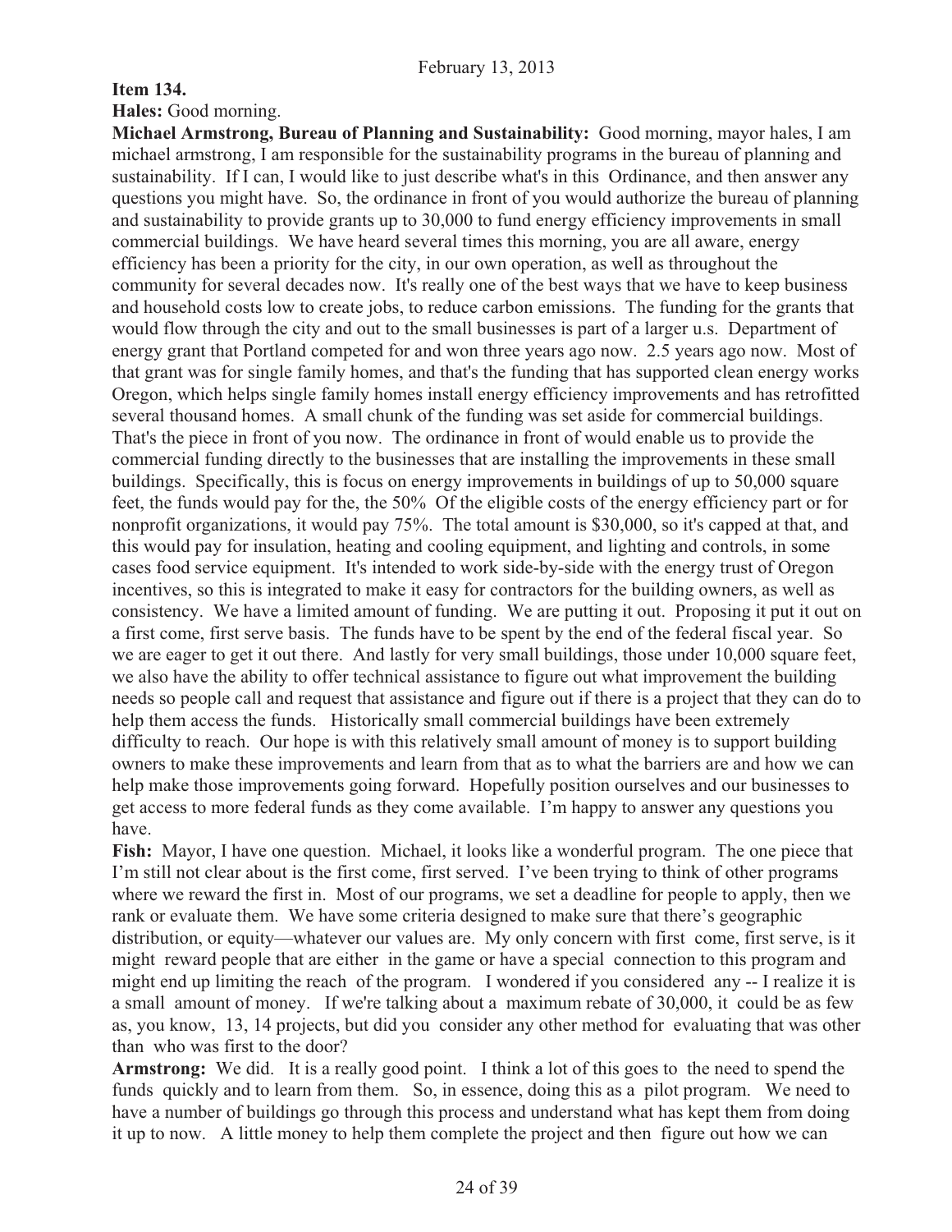**Item 134.**

**Hales:** Good morning.

**Michael Armstrong, Bureau of Planning and Sustainability:** Good morning, mayor hales, I am michael armstrong, I am responsible for the sustainability programs in the bureau of planning and sustainability. If I can, I would like to just describe what's in this Ordinance, and then answer any questions you might have. So, the ordinance in front of you would authorize the bureau of planning and sustainability to provide grants up to 30,000 to fund energy efficiency improvements in small commercial buildings. We have heard several times this morning, you are all aware, energy efficiency has been a priority for the city, in our own operation, as well as throughout the community for several decades now. It's really one of the best ways that we have to keep business and household costs low to create jobs, to reduce carbon emissions. The funding for the grants that would flow through the city and out to the small businesses is part of a larger u.s. Department of energy grant that Portland competed for and won three years ago now. 2.5 years ago now. Most of that grant was for single family homes, and that's the funding that has supported clean energy works Oregon, which helps single family homes install energy efficiency improvements and has retrofitted several thousand homes. A small chunk of the funding was set aside for commercial buildings. That's the piece in front of you now. The ordinance in front of would enable us to provide the commercial funding directly to the businesses that are installing the improvements in these small buildings. Specifically, this is focus on energy improvements in buildings of up to 50,000 square feet, the funds would pay for the, the 50% Of the eligible costs of the energy efficiency part or for nonprofit organizations, it would pay 75%. The total amount is $30,000, so it's capped at that, and this would pay for insulation, heating and cooling equipment, and lighting and controls, in some cases food service equipment. It's intended to work side-by-side with the energy trust of Oregon incentives, so this is integrated to make it easy for contractors for the building owners, as well as consistency. We have a limited amount of funding. We are putting it out. Proposing it put it out on a first come, first serve basis. The funds have to be spent by the end of the federal fiscal year. So we are eager to get it out there. And lastly for very small buildings, those under 10,000 square feet, we also have the ability to offer technical assistance to figure out what improvement the building needs so people call and request that assistance and figure out if there is a project that they can do to help them access the funds. Historically small commercial buildings have been extremely difficulty to reach. Our hope is with this relatively small amount of money is to support building owners to make these improvements and learn from that as to what the barriers are and how we can help make those improvements going forward. Hopefully position ourselves and our businesses to get access to more federal funds as they come available. I'm happy to answer any questions you have.

**Fish:** Mayor, I have one question. Michael, it looks like a wonderful program. The one piece that I'm still not clear about is the first come, first served. I've been trying to think of other programs where we reward the first in. Most of our programs, we set a deadline for people to apply, then we rank or evaluate them. We have some criteria designed to make sure that there's geographic distribution, or equity—whatever our values are. My only concern with first come, first serve, is it might reward people that are either in the game or have a special connection to this program and might end up limiting the reach of the program. I wondered if you considered any -- I realize it is a small amount of money. If we're talking about a maximum rebate of 30,000, it could be as few as, you know, 13, 14 projects, but did you consider any other method for evaluating that was other than who was first to the door?

**Armstrong:** We did. It is a really good point. I think a lot of this goes to the need to spend the funds quickly and to learn from them. So, in essence, doing this as a pilot program. We need to have a number of buildings go through this process and understand what has kept them from doing it up to now. A little money to help them complete the project and then figure out how we can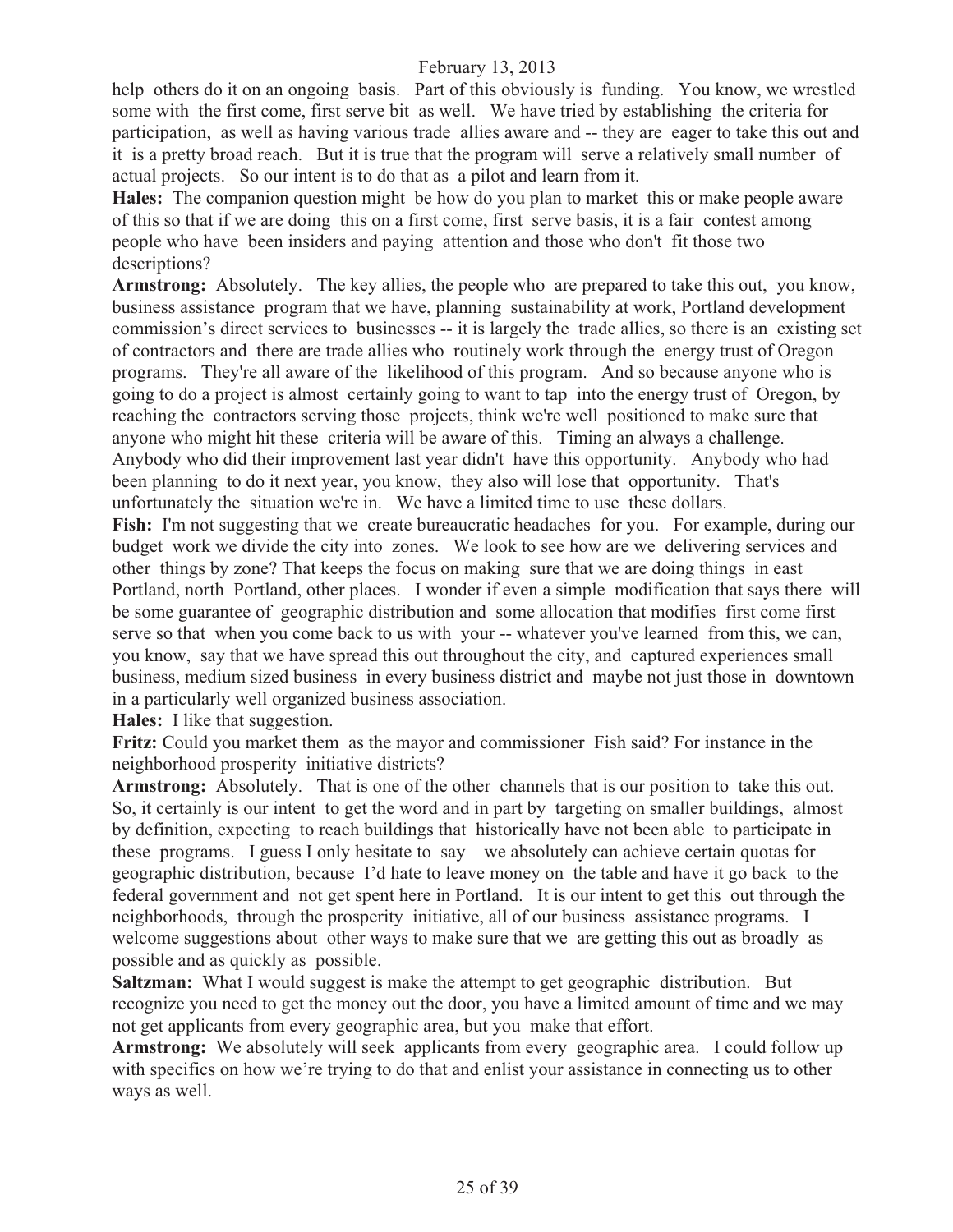help others do it on an ongoing basis. Part of this obviously is funding. You know, we wrestled some with the first come, first serve bit as well. We have tried by establishing the criteria for participation, as well as having various trade allies aware and -- they are eager to take this out and it is a pretty broad reach. But it is true that the program will serve a relatively small number of actual projects. So our intent is to do that as a pilot and learn from it.

**Hales:** The companion question might be how do you plan to market this or make people aware of this so that if we are doing this on a first come, first serve basis, it is a fair contest among people who have been insiders and paying attention and those who don't fit those two descriptions?

**Armstrong:** Absolutely. The key allies, the people who are prepared to take this out, you know, business assistance program that we have, planning sustainability at work, Portland development commission's direct services to businesses -- it is largely the trade allies, so there is an existing set of contractors and there are trade allies who routinely work through the energy trust of Oregon programs. They're all aware of the likelihood of this program. And so because anyone who is going to do a project is almost certainly going to want to tap into the energy trust of Oregon, by reaching the contractors serving those projects, think we're well positioned to make sure that anyone who might hit these criteria will be aware of this. Timing an always a challenge. Anybody who did their improvement last year didn't have this opportunity. Anybody who had been planning to do it next year, you know, they also will lose that opportunity. That's unfortunately the situation we're in. We have a limited time to use these dollars.

**Fish:** I'm not suggesting that we create bureaucratic headaches for you. For example, during our budget work we divide the city into zones. We look to see how are we delivering services and other things by zone? That keeps the focus on making sure that we are doing things in east Portland, north Portland, other places. I wonder if even a simple modification that says there will be some guarantee of geographic distribution and some allocation that modifies first come first serve so that when you come back to us with your -- whatever you've learned from this, we can, you know, say that we have spread this out throughout the city, and captured experiences small business, medium sized business in every business district and maybe not just those in downtown in a particularly well organized business association.

**Hales:** I like that suggestion.

**Fritz:** Could you market them as the mayor and commissioner Fish said? For instance in the neighborhood prosperity initiative districts?

**Armstrong:** Absolutely. That is one of the other channels that is our position to take this out. So, it certainly is our intent to get the word and in part by targeting on smaller buildings, almost by definition, expecting to reach buildings that historically have not been able to participate in these programs. I guess I only hesitate to say – we absolutely can achieve certain quotas for geographic distribution, because I'd hate to leave money on the table and have it go back to the federal government and not get spent here in Portland. It is our intent to get this out through the neighborhoods, through the prosperity initiative, all of our business assistance programs. I welcome suggestions about other ways to make sure that we are getting this out as broadly as possible and as quickly as possible.

**Saltzman:** What I would suggest is make the attempt to get geographic distribution. But recognize you need to get the money out the door, you have a limited amount of time and we may not get applicants from every geographic area, but you make that effort.

**Armstrong:** We absolutely will seek applicants from every geographic area. I could follow up with specifics on how we're trying to do that and enlist your assistance in connecting us to other ways as well.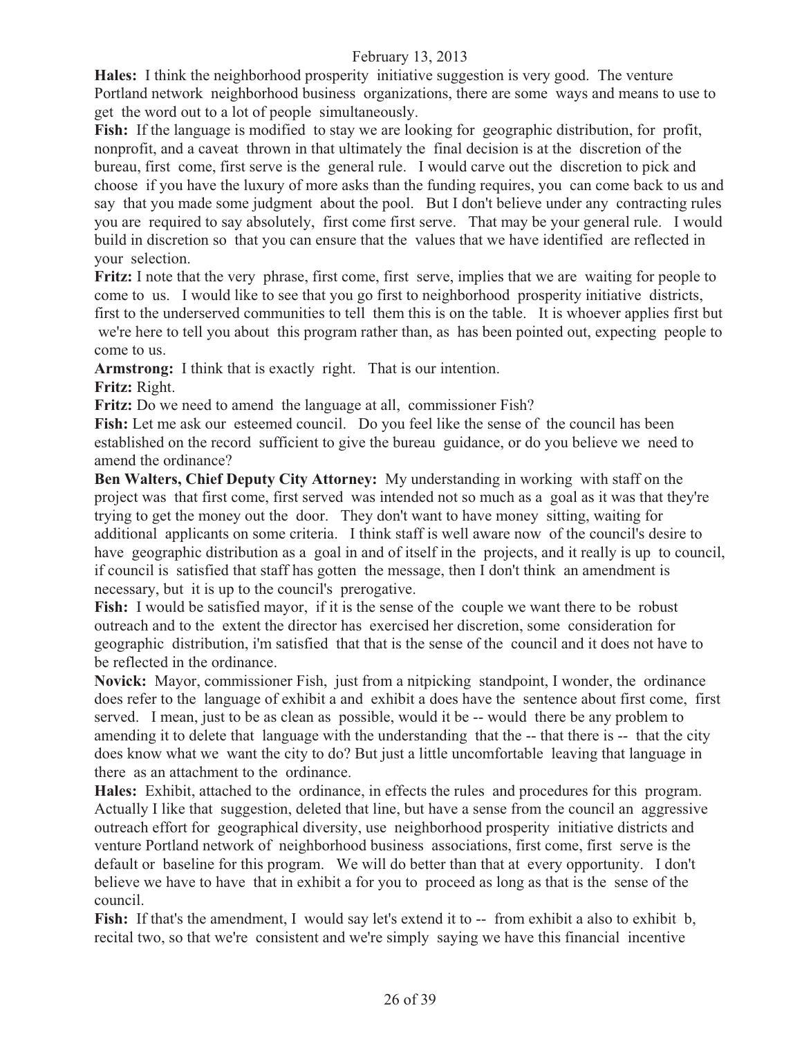**Hales:** I think the neighborhood prosperity initiative suggestion is very good. The venture Portland network neighborhood business organizations, there are some ways and means to use to get the word out to a lot of people simultaneously.

**Fish:** If the language is modified to stay we are looking for geographic distribution, for profit, nonprofit, and a caveat thrown in that ultimately the final decision is at the discretion of the bureau, first come, first serve is the general rule. I would carve out the discretion to pick and choose if you have the luxury of more asks than the funding requires, you can come back to us and say that you made some judgment about the pool. But I don't believe under any contracting rules you are required to say absolutely, first come first serve. That may be your general rule. I would build in discretion so that you can ensure that the values that we have identified are reflected in your selection.

**Fritz:** I note that the very phrase, first come, first serve, implies that we are waiting for people to come to us. I would like to see that you go first to neighborhood prosperity initiative districts, first to the underserved communities to tell them this is on the table. It is whoever applies first but we're here to tell you about this program rather than, as has been pointed out, expecting people to come to us.

**Armstrong:** I think that is exactly right. That is our intention.

**Fritz:** Right.

**Fritz:** Do we need to amend the language at all, commissioner Fish?

**Fish:** Let me ask our esteemed council. Do you feel like the sense of the council has been established on the record sufficient to give the bureau guidance, or do you believe we need to amend the ordinance?

**Ben Walters, Chief Deputy City Attorney:** My understanding in working with staff on the project was that first come, first served was intended not so much as a goal as it was that they're trying to get the money out the door. They don't want to have money sitting, waiting for additional applicants on some criteria. I think staff is well aware now of the council's desire to have geographic distribution as a goal in and of itself in the projects, and it really is up to council, if council is satisfied that staff has gotten the message, then I don't think an amendment is necessary, but it is up to the council's prerogative.

**Fish:** I would be satisfied mayor, if it is the sense of the couple we want there to be robust outreach and to the extent the director has exercised her discretion, some consideration for geographic distribution, i'm satisfied that that is the sense of the council and it does not have to be reflected in the ordinance.

**Novick:** Mayor, commissioner Fish, just from a nitpicking standpoint, I wonder, the ordinance does refer to the language of exhibit a and exhibit a does have the sentence about first come, first served. I mean, just to be as clean as possible, would it be -- would there be any problem to amending it to delete that language with the understanding that the -- that there is -- that the city does know what we want the city to do? But just a little uncomfortable leaving that language in there as an attachment to the ordinance.

**Hales:** Exhibit, attached to the ordinance, in effects the rules and procedures for this program. Actually I like that suggestion, deleted that line, but have a sense from the council an aggressive outreach effort for geographical diversity, use neighborhood prosperity initiative districts and venture Portland network of neighborhood business associations, first come, first serve is the default or baseline for this program. We will do better than that at every opportunity. I don't believe we have to have that in exhibit a for you to proceed as long as that is the sense of the council.

**Fish:** If that's the amendment, I would say let's extend it to -- from exhibit a also to exhibit b, recital two, so that we're consistent and we're simply saying we have this financial incentive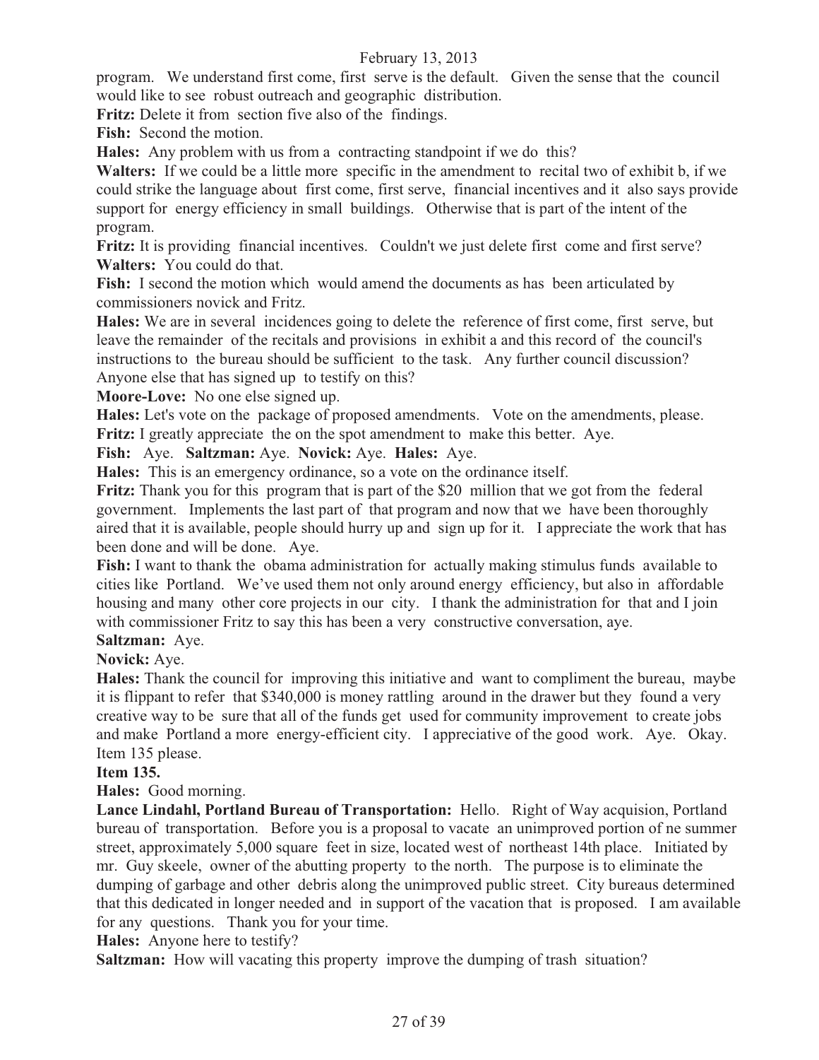program. We understand first come, first serve is the default. Given the sense that the council would like to see robust outreach and geographic distribution.

**Fritz:** Delete it from section five also of the findings.

**Fish:** Second the motion.

**Hales:** Any problem with us from a contracting standpoint if we do this?

**Walters:** If we could be a little more specific in the amendment to recital two of exhibit b, if we could strike the language about first come, first serve, financial incentives and it also says provide support for energy efficiency in small buildings. Otherwise that is part of the intent of the program.

**Fritz:** It is providing financial incentives. Couldn't we just delete first come and first serve?

**Walters:** You could do that.

**Fish:** I second the motion which would amend the documents as has been articulated by commissioners novick and Fritz.

**Hales:** We are in several incidences going to delete the reference of first come, first serve, but leave the remainder of the recitals and provisions in exhibit a and this record of the council's instructions to the bureau should be sufficient to the task. Any further council discussion? Anyone else that has signed up to testify on this?

**Moore-Love:** No one else signed up.

**Hales:** Let's vote on the package of proposed amendments. Vote on the amendments, please.

**Fritz:** I greatly appreciate the on the spot amendment to make this better. Aye.

**Fish:** Aye. **Saltzman:** Aye. **Novick:** Aye. **Hales:** Aye.

**Hales:** This is an emergency ordinance, so a vote on the ordinance itself.

**Fritz:** Thank you for this program that is part of the $20 million that we got from the federal government. Implements the last part of that program and now that we have been thoroughly aired that it is available, people should hurry up and sign up for it. I appreciate the work that has been done and will be done. Aye.

**Fish:** I want to thank the obama administration for actually making stimulus funds available to cities like Portland. We've used them not only around energy efficiency, but also in affordable housing and many other core projects in our city. I thank the administration for that and I join with commissioner Fritz to say this has been a very constructive conversation, aye.

**Saltzman:** Aye.

**Novick:** Aye.

**Hales:** Thank the council for improving this initiative and want to compliment the bureau, maybe it is flippant to refer that $340,000 is money rattling around in the drawer but they found a very creative way to be sure that all of the funds get used for community improvement to create jobs and make Portland a more energy-efficient city. I appreciative of the good work. Aye. Okay. Item 135 please.

**Item 135.**

**Hales:** Good morning.

**Lance Lindahl, Portland Bureau of Transportation:** Hello. Right of Way acquision, Portland bureau of transportation. Before you is a proposal to vacate an unimproved portion of ne summer street, approximately 5,000 square feet in size, located west of northeast 14th place. Initiated by mr. Guy skeele, owner of the abutting property to the north. The purpose is to eliminate the dumping of garbage and other debris along the unimproved public street. City bureaus determined that this dedicated in longer needed and in support of the vacation that is proposed. I am available for any questions. Thank you for your time.

**Hales:** Anyone here to testify?

**Saltzman:** How will vacating this property improve the dumping of trash situation?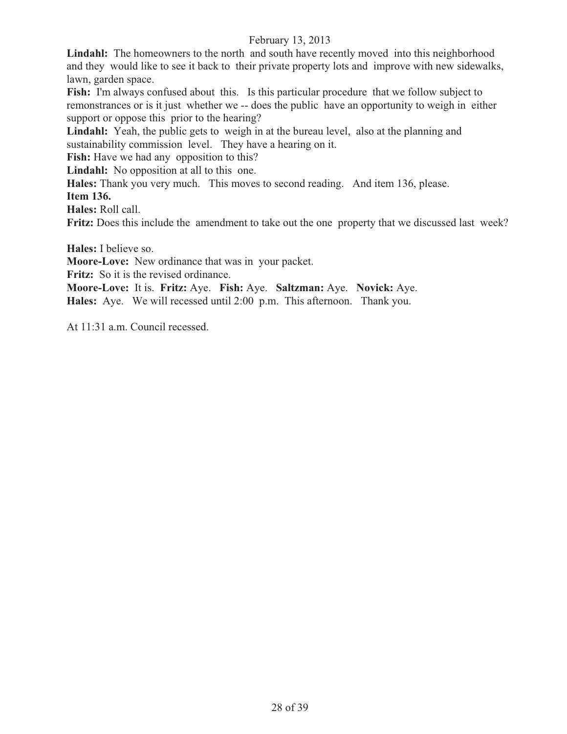**Lindahl:** The homeowners to the north and south have recently moved into this neighborhood and they would like to see it back to their private property lots and improve with new sidewalks, lawn, garden space.

**Fish:** I'm always confused about this. Is this particular procedure that we follow subject to remonstrances or is it just whether we -- does the public have an opportunity to weigh in either support or oppose this prior to the hearing?

**Lindahl:** Yeah, the public gets to weigh in at the bureau level, also at the planning and sustainability commission level. They have a hearing on it.

**Fish:** Have we had any opposition to this?

**Lindahl:** No opposition at all to this one.

**Hales:** Thank you very much. This moves to second reading. And item 136, please.

**Item 136.**

**Hales:** Roll call.

**Fritz:** Does this include the amendment to take out the one property that we discussed last week?

**Hales:** I believe so.

**Moore-Love:** New ordinance that was in your packet.

**Fritz:** So it is the revised ordinance.

**Moore-Love:** It is. **Fritz:** Aye. **Fish:** Aye. **Saltzman:** Aye. **Novick:** Aye.

**Hales:** Aye. We will recessed until 2:00 p.m. This afternoon. Thank you.

At 11:31 a.m. Council recessed.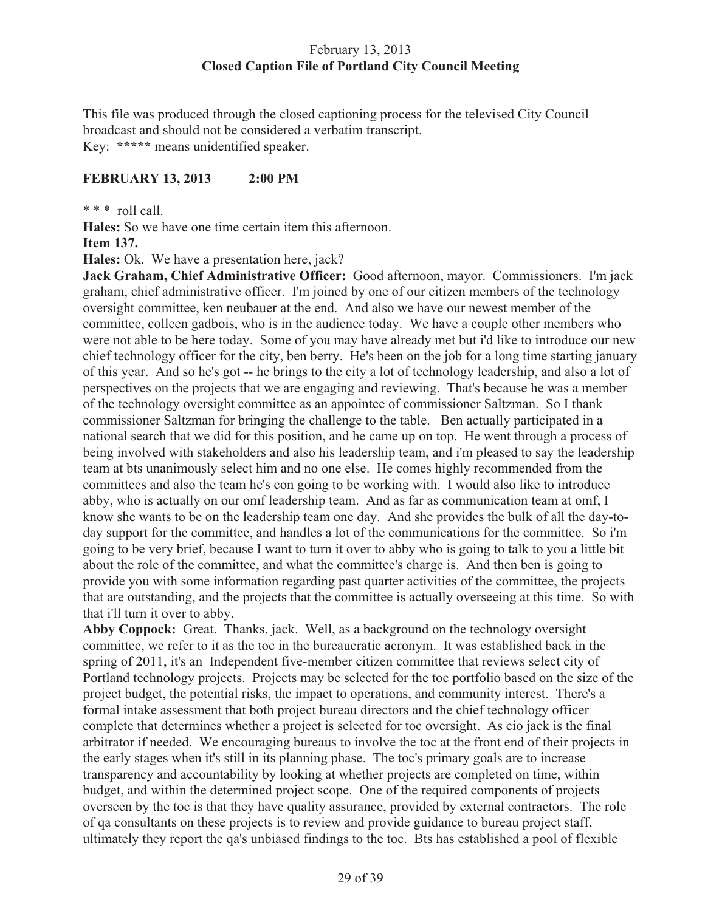February 13, 2013
**Closed Caption File of Portland City Council Meeting**

This file was produced through the closed captioning process for the televised City Council broadcast and should not be considered a verbatim transcript.
Key: **\*\*\*\*\*** means unidentified speaker.

**FEBRUARY 13, 2013 2:00 PM**

\* \* \* roll call.

**Hales:** So we have one time certain item this afternoon.

**Item 137.**

**Hales:** Ok. We have a presentation here, jack?

**Jack Graham, Chief Administrative Officer:** Good afternoon, mayor. Commissioners. I'm jack graham, chief administrative officer. I'm joined by one of our citizen members of the technology oversight committee, ken neubauer at the end. And also we have our newest member of the committee, colleen gadbois, who is in the audience today. We have a couple other members who were not able to be here today. Some of you may have already met but i'd like to introduce our new chief technology officer for the city, ben berry. He's been on the job for a long time starting january of this year. And so he's got -- he brings to the city a lot of technology leadership, and also a lot of perspectives on the projects that we are engaging and reviewing. That's because he was a member of the technology oversight committee as an appointee of commissioner Saltzman. So I thank commissioner Saltzman for bringing the challenge to the table. Ben actually participated in a national search that we did for this position, and he came up on top. He went through a process of being involved with stakeholders and also his leadership team, and i'm pleased to say the leadership team at bts unanimously select him and no one else. He comes highly recommended from the committees and also the team he's con going to be working with. I would also like to introduce abby, who is actually on our omf leadership team. And as far as communication team at omf, I know she wants to be on the leadership team one day. And she provides the bulk of all the day-to-day support for the committee, and handles a lot of the communications for the committee. So i'm going to be very brief, because I want to turn it over to abby who is going to talk to you a little bit about the role of the committee, and what the committee's charge is. And then ben is going to provide you with some information regarding past quarter activities of the committee, the projects that are outstanding, and the projects that the committee is actually overseeing at this time. So with that i'll turn it over to abby.

**Abby Coppock:** Great. Thanks, jack. Well, as a background on the technology oversight committee, we refer to it as the toc in the bureaucratic acronym. It was established back in the spring of 2011, it's an Independent five-member citizen committee that reviews select city of Portland technology projects. Projects may be selected for the toc portfolio based on the size of the project budget, the potential risks, the impact to operations, and community interest. There's a formal intake assessment that both project bureau directors and the chief technology officer complete that determines whether a project is selected for toc oversight. As cio jack is the final arbitrator if needed. We encouraging bureaus to involve the toc at the front end of their projects in the early stages when it's still in its planning phase. The toc's primary goals are to increase transparency and accountability by looking at whether projects are completed on time, within budget, and within the determined project scope. One of the required components of projects overseen by the toc is that they have quality assurance, provided by external contractors. The role of qa consultants on these projects is to review and provide guidance to bureau project staff, ultimately they report the qa's unbiased findings to the toc. Bts has established a pool of flexible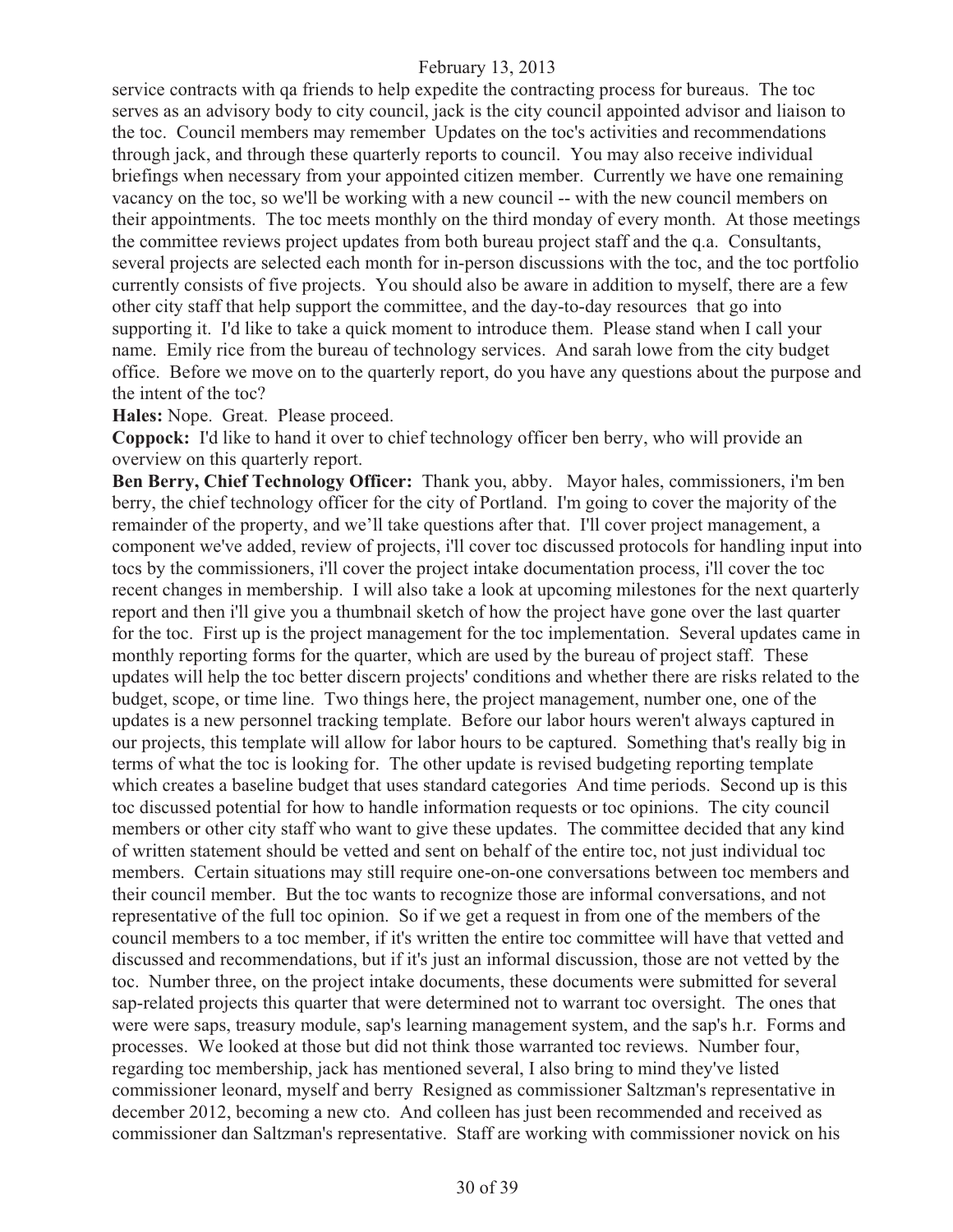service contracts with qa friends to help expedite the contracting process for bureaus. The toc serves as an advisory body to city council, jack is the city council appointed advisor and liaison to the toc. Council members may remember Updates on the toc's activities and recommendations through jack, and through these quarterly reports to council. You may also receive individual briefings when necessary from your appointed citizen member. Currently we have one remaining vacancy on the toc, so we'll be working with a new council -- with the new council members on their appointments. The toc meets monthly on the third monday of every month. At those meetings the committee reviews project updates from both bureau project staff and the q.a. Consultants, several projects are selected each month for in-person discussions with the toc, and the toc portfolio currently consists of five projects. You should also be aware in addition to myself, there are a few other city staff that help support the committee, and the day-to-day resources that go into supporting it. I'd like to take a quick moment to introduce them. Please stand when I call your name. Emily rice from the bureau of technology services. And sarah lowe from the city budget office. Before we move on to the quarterly report, do you have any questions about the purpose and the intent of the toc?

**Hales:** Nope. Great. Please proceed.

**Coppock:** I'd like to hand it over to chief technology officer ben berry, who will provide an overview on this quarterly report.

**Ben Berry, Chief Technology Officer:** Thank you, abby. Mayor hales, commissioners, i'm ben berry, the chief technology officer for the city of Portland. I'm going to cover the majority of the remainder of the property, and we'll take questions after that. I'll cover project management, a component we've added, review of projects, i'll cover toc discussed protocols for handling input into tocs by the commissioners, i'll cover the project intake documentation process, i'll cover the toc recent changes in membership. I will also take a look at upcoming milestones for the next quarterly report and then i'll give you a thumbnail sketch of how the project have gone over the last quarter for the toc. First up is the project management for the toc implementation. Several updates came in monthly reporting forms for the quarter, which are used by the bureau of project staff. These updates will help the toc better discern projects' conditions and whether there are risks related to the budget, scope, or time line. Two things here, the project management, number one, one of the updates is a new personnel tracking template. Before our labor hours weren't always captured in our projects, this template will allow for labor hours to be captured. Something that's really big in terms of what the toc is looking for. The other update is revised budgeting reporting template which creates a baseline budget that uses standard categories And time periods. Second up is this toc discussed potential for how to handle information requests or toc opinions. The city council members or other city staff who want to give these updates. The committee decided that any kind of written statement should be vetted and sent on behalf of the entire toc, not just individual toc members. Certain situations may still require one-on-one conversations between toc members and their council member. But the toc wants to recognize those are informal conversations, and not representative of the full toc opinion. So if we get a request in from one of the members of the council members to a toc member, if it's written the entire toc committee will have that vetted and discussed and recommendations, but if it's just an informal discussion, those are not vetted by the toc. Number three, on the project intake documents, these documents were submitted for several sap-related projects this quarter that were determined not to warrant toc oversight. The ones that were were saps, treasury module, sap's learning management system, and the sap's h.r. Forms and processes. We looked at those but did not think those warranted toc reviews. Number four, regarding toc membership, jack has mentioned several, I also bring to mind they've listed commissioner leonard, myself and berry Resigned as commissioner Saltzman's representative in december 2012, becoming a new cto. And colleen has just been recommended and received as commissioner dan Saltzman's representative. Staff are working with commissioner novick on his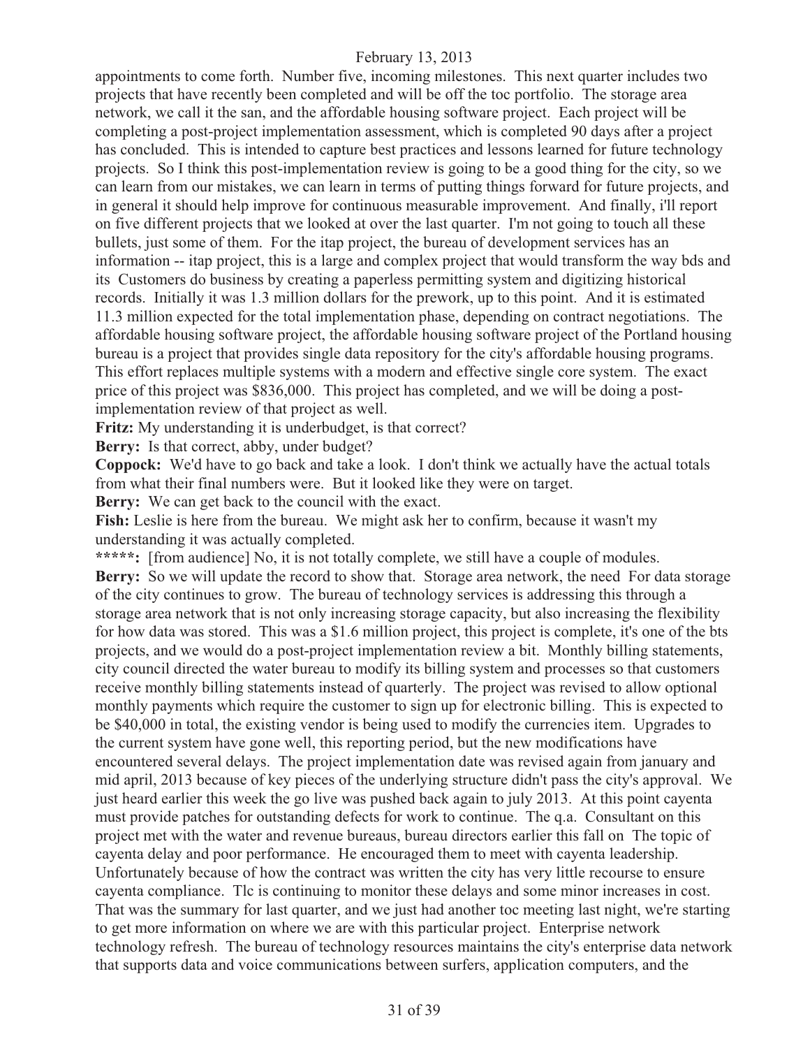appointments to come forth. Number five, incoming milestones. This next quarter includes two projects that have recently been completed and will be off the toc portfolio. The storage area network, we call it the san, and the affordable housing software project. Each project will be completing a post-project implementation assessment, which is completed 90 days after a project has concluded. This is intended to capture best practices and lessons learned for future technology projects. So I think this post-implementation review is going to be a good thing for the city, so we can learn from our mistakes, we can learn in terms of putting things forward for future projects, and in general it should help improve for continuous measurable improvement. And finally, i'll report on five different projects that we looked at over the last quarter. I'm not going to touch all these bullets, just some of them. For the itap project, the bureau of development services has an information -- itap project, this is a large and complex project that would transform the way bds and its Customers do business by creating a paperless permitting system and digitizing historical records. Initially it was 1.3 million dollars for the prework, up to this point. And it is estimated 11.3 million expected for the total implementation phase, depending on contract negotiations. The affordable housing software project, the affordable housing software project of the Portland housing bureau is a project that provides single data repository for the city's affordable housing programs. This effort replaces multiple systems with a modern and effective single core system. The exact price of this project was $836,000. This project has completed, and we will be doing a post-implementation review of that project as well.

**Fritz:** My understanding it is underbudget, is that correct?

**Berry:** Is that correct, abby, under budget?

**Coppock:** We'd have to go back and take a look. I don't think we actually have the actual totals from what their final numbers were. But it looked like they were on target.

**Berry:** We can get back to the council with the exact.

**Fish:** Leslie is here from the bureau. We might ask her to confirm, because it wasn't my understanding it was actually completed.

**\*\*\*\*\*:** [from audience] No, it is not totally complete, we still have a couple of modules.

**Berry:** So we will update the record to show that. Storage area network, the need For data storage of the city continues to grow. The bureau of technology services is addressing this through a storage area network that is not only increasing storage capacity, but also increasing the flexibility for how data was stored. This was a $1.6 million project, this project is complete, it's one of the bts projects, and we would do a post-project implementation review a bit. Monthly billing statements, city council directed the water bureau to modify its billing system and processes so that customers receive monthly billing statements instead of quarterly. The project was revised to allow optional monthly payments which require the customer to sign up for electronic billing. This is expected to be $40,000 in total, the existing vendor is being used to modify the currencies item. Upgrades to the current system have gone well, this reporting period, but the new modifications have encountered several delays. The project implementation date was revised again from january and mid april, 2013 because of key pieces of the underlying structure didn't pass the city's approval. We just heard earlier this week the go live was pushed back again to july 2013. At this point cayenta must provide patches for outstanding defects for work to continue. The q.a. Consultant on this project met with the water and revenue bureaus, bureau directors earlier this fall on The topic of cayenta delay and poor performance. He encouraged them to meet with cayenta leadership. Unfortunately because of how the contract was written the city has very little recourse to ensure cayenta compliance. Tlc is continuing to monitor these delays and some minor increases in cost. That was the summary for last quarter, and we just had another toc meeting last night, we're starting to get more information on where we are with this particular project. Enterprise network technology refresh. The bureau of technology resources maintains the city's enterprise data network that supports data and voice communications between surfers, application computers, and the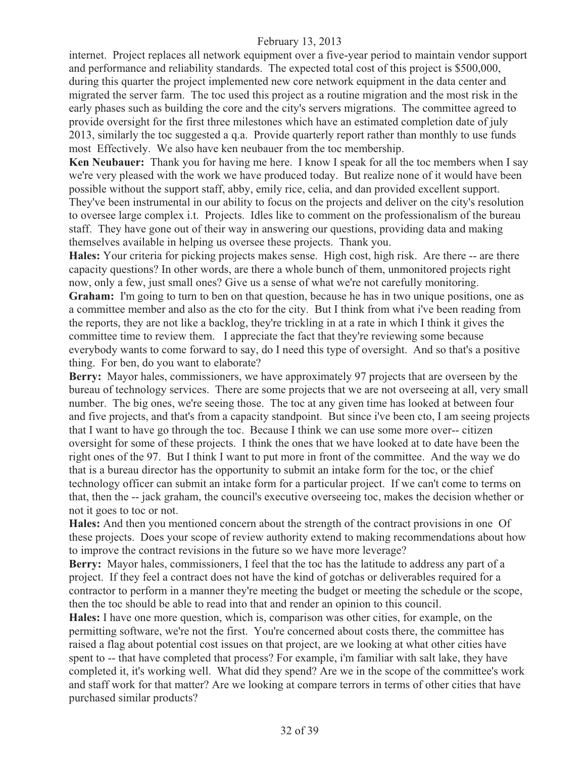internet. Project replaces all network equipment over a five-year period to maintain vendor support and performance and reliability standards. The expected total cost of this project is $500,000, during this quarter the project implemented new core network equipment in the data center and migrated the server farm. The toc used this project as a routine migration and the most risk in the early phases such as building the core and the city's servers migrations. The committee agreed to provide oversight for the first three milestones which have an estimated completion date of july 2013, similarly the toc suggested a q.a. Provide quarterly report rather than monthly to use funds most Effectively. We also have ken neubauer from the toc membership.

**Ken Neubauer:** Thank you for having me here. I know I speak for all the toc members when I say we're very pleased with the work we have produced today. But realize none of it would have been possible without the support staff, abby, emily rice, celia, and dan provided excellent support. They've been instrumental in our ability to focus on the projects and deliver on the city's resolution to oversee large complex i.t. Projects. Idles like to comment on the professionalism of the bureau staff. They have gone out of their way in answering our questions, providing data and making themselves available in helping us oversee these projects. Thank you.

**Hales:** Your criteria for picking projects makes sense. High cost, high risk. Are there -- are there capacity questions? In other words, are there a whole bunch of them, unmonitored projects right now, only a few, just small ones? Give us a sense of what we're not carefully monitoring.

**Graham:** I'm going to turn to ben on that question, because he has in two unique positions, one as a committee member and also as the cto for the city. But I think from what i've been reading from the reports, they are not like a backlog, they're trickling in at a rate in which I think it gives the committee time to review them. I appreciate the fact that they're reviewing some because everybody wants to come forward to say, do I need this type of oversight. And so that's a positive thing. For ben, do you want to elaborate?

**Berry:** Mayor hales, commissioners, we have approximately 97 projects that are overseen by the bureau of technology services. There are some projects that we are not overseeing at all, very small number. The big ones, we're seeing those. The toc at any given time has looked at between four and five projects, and that's from a capacity standpoint. But since i've been cto, I am seeing projects that I want to have go through the toc. Because I think we can use some more over-- citizen oversight for some of these projects. I think the ones that we have looked at to date have been the right ones of the 97. But I think I want to put more in front of the committee. And the way we do that is a bureau director has the opportunity to submit an intake form for the toc, or the chief technology officer can submit an intake form for a particular project. If we can't come to terms on that, then the -- jack graham, the council's executive overseeing toc, makes the decision whether or not it goes to toc or not.

**Hales:** And then you mentioned concern about the strength of the contract provisions in one Of these projects. Does your scope of review authority extend to making recommendations about how to improve the contract revisions in the future so we have more leverage?

**Berry:** Mayor hales, commissioners, I feel that the toc has the latitude to address any part of a project. If they feel a contract does not have the kind of gotchas or deliverables required for a contractor to perform in a manner they're meeting the budget or meeting the schedule or the scope, then the toc should be able to read into that and render an opinion to this council.

**Hales:** I have one more question, which is, comparison was other cities, for example, on the permitting software, we're not the first. You're concerned about costs there, the committee has raised a flag about potential cost issues on that project, are we looking at what other cities have spent to -- that have completed that process? For example, i'm familiar with salt lake, they have completed it, it's working well. What did they spend? Are we in the scope of the committee's work and staff work for that matter? Are we looking at compare terrors in terms of other cities that have purchased similar products?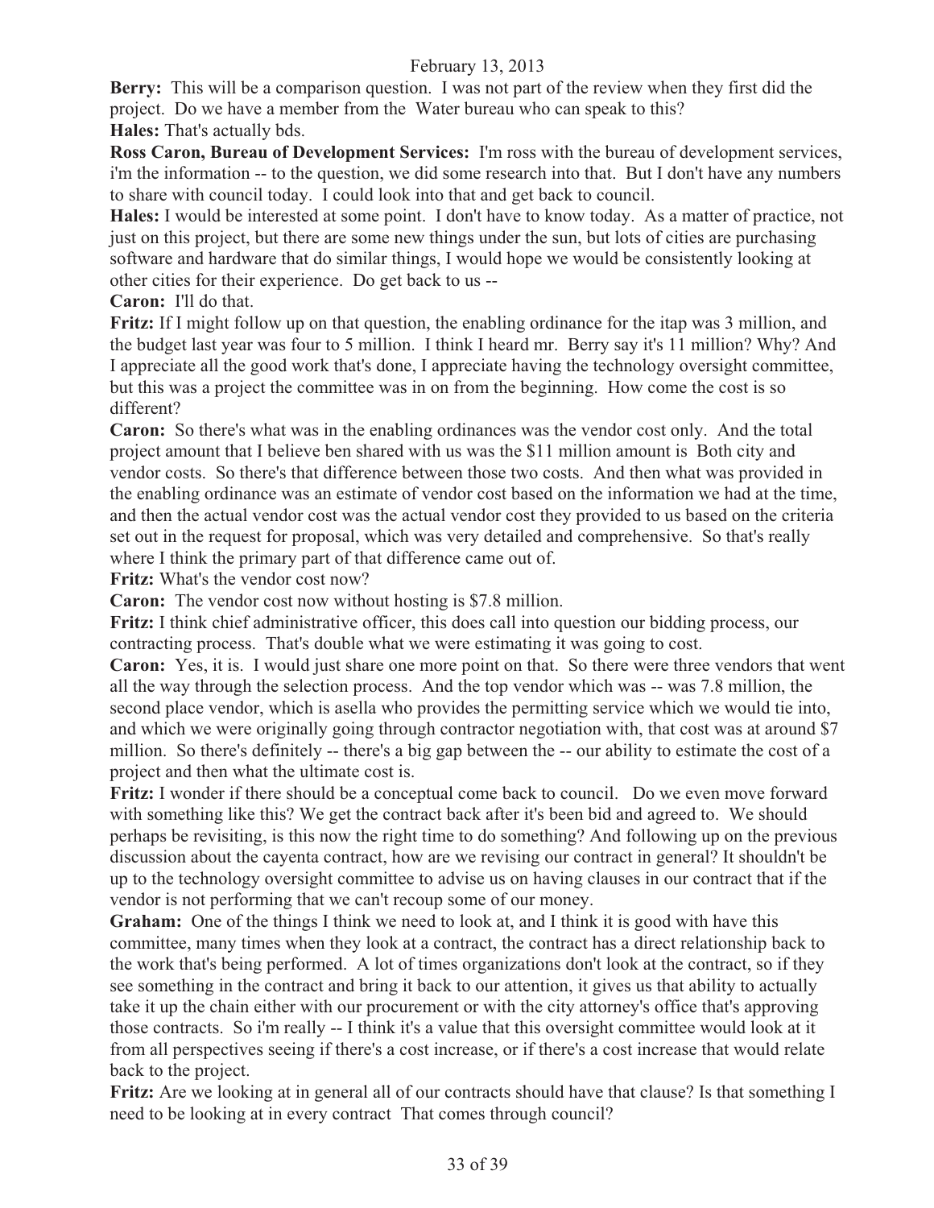**Berry:** This will be a comparison question. I was not part of the review when they first did the project. Do we have a member from the Water bureau who can speak to this?

**Hales:** That's actually bds.

**Ross Caron, Bureau of Development Services:** I'm ross with the bureau of development services, i'm the information -- to the question, we did some research into that. But I don't have any numbers to share with council today. I could look into that and get back to council.

**Hales:** I would be interested at some point. I don't have to know today. As a matter of practice, not just on this project, but there are some new things under the sun, but lots of cities are purchasing software and hardware that do similar things, I would hope we would be consistently looking at other cities for their experience. Do get back to us --

**Caron:** I'll do that.

**Fritz:** If I might follow up on that question, the enabling ordinance for the itap was 3 million, and the budget last year was four to 5 million. I think I heard mr. Berry say it's 11 million? Why? And I appreciate all the good work that's done, I appreciate having the technology oversight committee, but this was a project the committee was in on from the beginning. How come the cost is so different?

**Caron:** So there's what was in the enabling ordinances was the vendor cost only. And the total project amount that I believe ben shared with us was the $11 million amount is Both city and vendor costs. So there's that difference between those two costs. And then what was provided in the enabling ordinance was an estimate of vendor cost based on the information we had at the time, and then the actual vendor cost was the actual vendor cost they provided to us based on the criteria set out in the request for proposal, which was very detailed and comprehensive. So that's really where I think the primary part of that difference came out of.

**Fritz:** What's the vendor cost now?

**Caron:** The vendor cost now without hosting is $7.8 million.

**Fritz:** I think chief administrative officer, this does call into question our bidding process, our contracting process. That's double what we were estimating it was going to cost.

**Caron:** Yes, it is. I would just share one more point on that. So there were three vendors that went all the way through the selection process. And the top vendor which was -- was 7.8 million, the second place vendor, which is asella who provides the permitting service which we would tie into, and which we were originally going through contractor negotiation with, that cost was at around $7 million. So there's definitely -- there's a big gap between the -- our ability to estimate the cost of a project and then what the ultimate cost is.

**Fritz:** I wonder if there should be a conceptual come back to council. Do we even move forward with something like this? We get the contract back after it's been bid and agreed to. We should perhaps be revisiting, is this now the right time to do something? And following up on the previous discussion about the cayenta contract, how are we revising our contract in general? It shouldn't be up to the technology oversight committee to advise us on having clauses in our contract that if the vendor is not performing that we can't recoup some of our money.

**Graham:** One of the things I think we need to look at, and I think it is good with have this committee, many times when they look at a contract, the contract has a direct relationship back to the work that's being performed. A lot of times organizations don't look at the contract, so if they see something in the contract and bring it back to our attention, it gives us that ability to actually take it up the chain either with our procurement or with the city attorney's office that's approving those contracts. So i'm really -- I think it's a value that this oversight committee would look at it from all perspectives seeing if there's a cost increase, or if there's a cost increase that would relate back to the project.

**Fritz:** Are we looking at in general all of our contracts should have that clause? Is that something I need to be looking at in every contract That comes through council?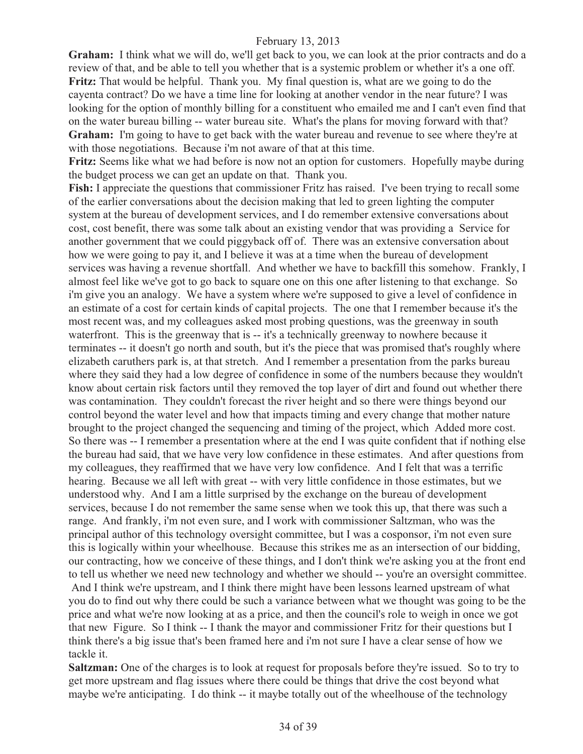**Graham:** I think what we will do, we'll get back to you, we can look at the prior contracts and do a review of that, and be able to tell you whether that is a systemic problem or whether it's a one off.

**Fritz:** That would be helpful. Thank you. My final question is, what are we going to do the cayenta contract? Do we have a time line for looking at another vendor in the near future? I was looking for the option of monthly billing for a constituent who emailed me and I can't even find that on the water bureau billing -- water bureau site. What's the plans for moving forward with that?

**Graham:** I'm going to have to get back with the water bureau and revenue to see where they're at with those negotiations. Because i'm not aware of that at this time.

**Fritz:** Seems like what we had before is now not an option for customers. Hopefully maybe during the budget process we can get an update on that. Thank you.

**Fish:** I appreciate the questions that commissioner Fritz has raised. I've been trying to recall some of the earlier conversations about the decision making that led to green lighting the computer system at the bureau of development services, and I do remember extensive conversations about cost, cost benefit, there was some talk about an existing vendor that was providing a Service for another government that we could piggyback off of. There was an extensive conversation about how we were going to pay it, and I believe it was at a time when the bureau of development services was having a revenue shortfall. And whether we have to backfill this somehow. Frankly, I almost feel like we've got to go back to square one on this one after listening to that exchange. So i'm give you an analogy. We have a system where we're supposed to give a level of confidence in an estimate of a cost for certain kinds of capital projects. The one that I remember because it's the most recent was, and my colleagues asked most probing questions, was the greenway in south waterfront. This is the greenway that is -- it's a technically greenway to nowhere because it terminates -- it doesn't go north and south, but it's the piece that was promised that's roughly where elizabeth caruthers park is, at that stretch. And I remember a presentation from the parks bureau where they said they had a low degree of confidence in some of the numbers because they wouldn't know about certain risk factors until they removed the top layer of dirt and found out whether there was contamination. They couldn't forecast the river height and so there were things beyond our control beyond the water level and how that impacts timing and every change that mother nature brought to the project changed the sequencing and timing of the project, which Added more cost. So there was -- I remember a presentation where at the end I was quite confident that if nothing else the bureau had said, that we have very low confidence in these estimates. And after questions from my colleagues, they reaffirmed that we have very low confidence. And I felt that was a terrific hearing. Because we all left with great -- with very little confidence in those estimates, but we understood why. And I am a little surprised by the exchange on the bureau of development services, because I do not remember the same sense when we took this up, that there was such a range. And frankly, i'm not even sure, and I work with commissioner Saltzman, who was the principal author of this technology oversight committee, but I was a cosponsor, i'm not even sure this is logically within your wheelhouse. Because this strikes me as an intersection of our bidding, our contracting, how we conceive of these things, and I don't think we're asking you at the front end to tell us whether we need new technology and whether we should -- you're an oversight committee. And I think we're upstream, and I think there might have been lessons learned upstream of what you do to find out why there could be such a variance between what we thought was going to be the price and what we're now looking at as a price, and then the council's role to weigh in once we got that new Figure. So I think -- I thank the mayor and commissioner Fritz for their questions but I think there's a big issue that's been framed here and i'm not sure I have a clear sense of how we tackle it.

**Saltzman:** One of the charges is to look at request for proposals before they're issued. So to try to get more upstream and flag issues where there could be things that drive the cost beyond what maybe we're anticipating. I do think -- it maybe totally out of the wheelhouse of the technology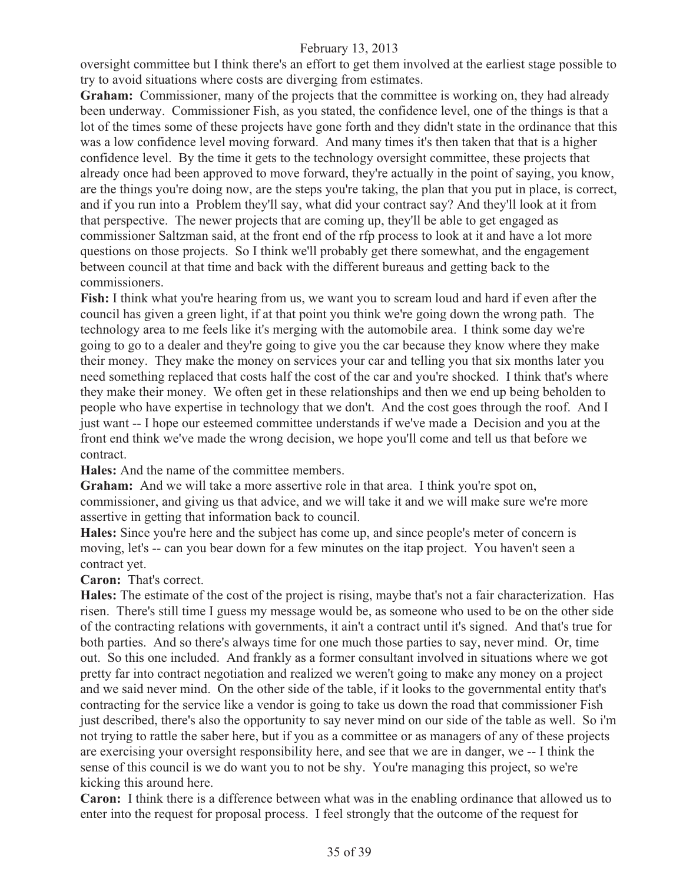oversight committee but I think there's an effort to get them involved at the earliest stage possible to try to avoid situations where costs are diverging from estimates.

**Graham:** Commissioner, many of the projects that the committee is working on, they had already been underway. Commissioner Fish, as you stated, the confidence level, one of the things is that a lot of the times some of these projects have gone forth and they didn't state in the ordinance that this was a low confidence level moving forward. And many times it's then taken that that is a higher confidence level. By the time it gets to the technology oversight committee, these projects that already once had been approved to move forward, they're actually in the point of saying, you know, are the things you're doing now, are the steps you're taking, the plan that you put in place, is correct, and if you run into a Problem they'll say, what did your contract say? And they'll look at it from that perspective. The newer projects that are coming up, they'll be able to get engaged as commissioner Saltzman said, at the front end of the rfp process to look at it and have a lot more questions on those projects. So I think we'll probably get there somewhat, and the engagement between council at that time and back with the different bureaus and getting back to the commissioners.

**Fish:** I think what you're hearing from us, we want you to scream loud and hard if even after the council has given a green light, if at that point you think we're going down the wrong path. The technology area to me feels like it's merging with the automobile area. I think some day we're going to go to a dealer and they're going to give you the car because they know where they make their money. They make the money on services your car and telling you that six months later you need something replaced that costs half the cost of the car and you're shocked. I think that's where they make their money. We often get in these relationships and then we end up being beholden to people who have expertise in technology that we don't. And the cost goes through the roof. And I just want -- I hope our esteemed committee understands if we've made a Decision and you at the front end think we've made the wrong decision, we hope you'll come and tell us that before we contract.

**Hales:** And the name of the committee members.

**Graham:** And we will take a more assertive role in that area. I think you're spot on, commissioner, and giving us that advice, and we will take it and we will make sure we're more assertive in getting that information back to council.

**Hales:** Since you're here and the subject has come up, and since people's meter of concern is moving, let's -- can you bear down for a few minutes on the itap project. You haven't seen a contract yet.

**Caron:** That's correct.

**Hales:** The estimate of the cost of the project is rising, maybe that's not a fair characterization. Has risen. There's still time I guess my message would be, as someone who used to be on the other side of the contracting relations with governments, it ain't a contract until it's signed. And that's true for both parties. And so there's always time for one much those parties to say, never mind. Or, time out. So this one included. And frankly as a former consultant involved in situations where we got pretty far into contract negotiation and realized we weren't going to make any money on a project and we said never mind. On the other side of the table, if it looks to the governmental entity that's contracting for the service like a vendor is going to take us down the road that commissioner Fish just described, there's also the opportunity to say never mind on our side of the table as well. So i'm not trying to rattle the saber here, but if you as a committee or as managers of any of these projects are exercising your oversight responsibility here, and see that we are in danger, we -- I think the sense of this council is we do want you to not be shy. You're managing this project, so we're kicking this around here.

**Caron:** I think there is a difference between what was in the enabling ordinance that allowed us to enter into the request for proposal process. I feel strongly that the outcome of the request for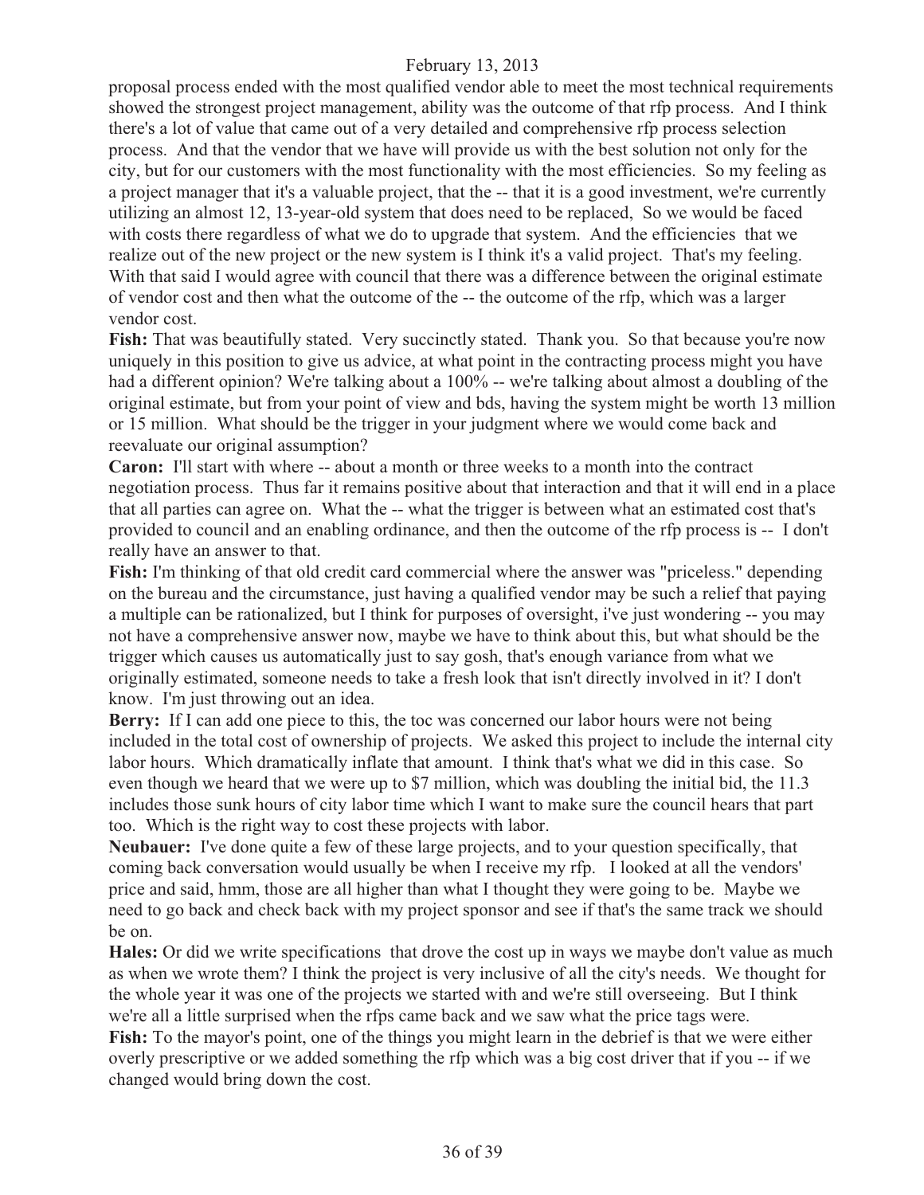proposal process ended with the most qualified vendor able to meet the most technical requirements showed the strongest project management, ability was the outcome of that rfp process. And I think there's a lot of value that came out of a very detailed and comprehensive rfp process selection process. And that the vendor that we have will provide us with the best solution not only for the city, but for our customers with the most functionality with the most efficiencies. So my feeling as a project manager that it's a valuable project, that the -- that it is a good investment, we're currently utilizing an almost 12, 13-year-old system that does need to be replaced, So we would be faced with costs there regardless of what we do to upgrade that system. And the efficiencies that we realize out of the new project or the new system is I think it's a valid project. That's my feeling. With that said I would agree with council that there was a difference between the original estimate of vendor cost and then what the outcome of the -- the outcome of the rfp, which was a larger vendor cost.

**Fish:** That was beautifully stated. Very succinctly stated. Thank you. So that because you're now uniquely in this position to give us advice, at what point in the contracting process might you have had a different opinion? We're talking about a 100% -- we're talking about almost a doubling of the original estimate, but from your point of view and bds, having the system might be worth 13 million or 15 million. What should be the trigger in your judgment where we would come back and reevaluate our original assumption?

**Caron:** I'll start with where -- about a month or three weeks to a month into the contract negotiation process. Thus far it remains positive about that interaction and that it will end in a place that all parties can agree on. What the -- what the trigger is between what an estimated cost that's provided to council and an enabling ordinance, and then the outcome of the rfp process is -- I don't really have an answer to that.

**Fish:** I'm thinking of that old credit card commercial where the answer was "priceless." depending on the bureau and the circumstance, just having a qualified vendor may be such a relief that paying a multiple can be rationalized, but I think for purposes of oversight, i've just wondering -- you may not have a comprehensive answer now, maybe we have to think about this, but what should be the trigger which causes us automatically just to say gosh, that's enough variance from what we originally estimated, someone needs to take a fresh look that isn't directly involved in it? I don't know. I'm just throwing out an idea.

**Berry:** If I can add one piece to this, the toc was concerned our labor hours were not being included in the total cost of ownership of projects. We asked this project to include the internal city labor hours. Which dramatically inflate that amount. I think that's what we did in this case. So even though we heard that we were up to $7 million, which was doubling the initial bid, the 11.3 includes those sunk hours of city labor time which I want to make sure the council hears that part too. Which is the right way to cost these projects with labor.

**Neubauer:** I've done quite a few of these large projects, and to your question specifically, that coming back conversation would usually be when I receive my rfp. I looked at all the vendors' price and said, hmm, those are all higher than what I thought they were going to be. Maybe we need to go back and check back with my project sponsor and see if that's the same track we should be on.

**Hales:** Or did we write specifications that drove the cost up in ways we maybe don't value as much as when we wrote them? I think the project is very inclusive of all the city's needs. We thought for the whole year it was one of the projects we started with and we're still overseeing. But I think we're all a little surprised when the rfps came back and we saw what the price tags were.

**Fish:** To the mayor's point, one of the things you might learn in the debrief is that we were either overly prescriptive or we added something the rfp which was a big cost driver that if you -- if we changed would bring down the cost.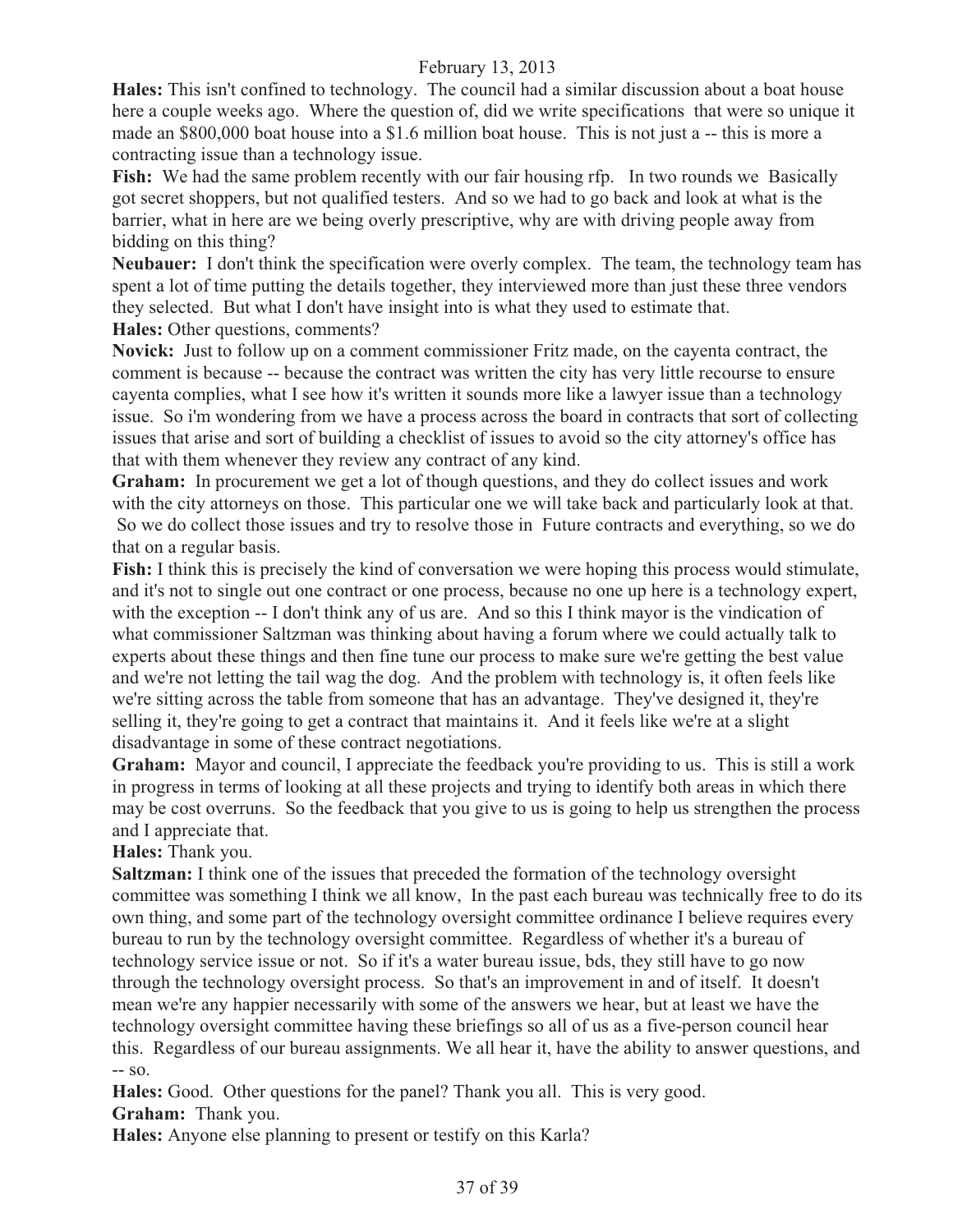**Hales:** This isn't confined to technology. The council had a similar discussion about a boat house here a couple weeks ago. Where the question of, did we write specifications that were so unique it made an $800,000 boat house into a $1.6 million boat house. This is not just a -- this is more a contracting issue than a technology issue.

**Fish:** We had the same problem recently with our fair housing rfp. In two rounds we Basically got secret shoppers, but not qualified testers. And so we had to go back and look at what is the barrier, what in here are we being overly prescriptive, why are with driving people away from bidding on this thing?

**Neubauer:** I don't think the specification were overly complex. The team, the technology team has spent a lot of time putting the details together, they interviewed more than just these three vendors they selected. But what I don't have insight into is what they used to estimate that.

**Hales:** Other questions, comments?

**Novick:** Just to follow up on a comment commissioner Fritz made, on the cayenta contract, the comment is because -- because the contract was written the city has very little recourse to ensure cayenta complies, what I see how it's written it sounds more like a lawyer issue than a technology issue. So i'm wondering from we have a process across the board in contracts that sort of collecting issues that arise and sort of building a checklist of issues to avoid so the city attorney's office has that with them whenever they review any contract of any kind.

**Graham:** In procurement we get a lot of though questions, and they do collect issues and work with the city attorneys on those. This particular one we will take back and particularly look at that. So we do collect those issues and try to resolve those in Future contracts and everything, so we do that on a regular basis.

**Fish:** I think this is precisely the kind of conversation we were hoping this process would stimulate, and it's not to single out one contract or one process, because no one up here is a technology expert, with the exception -- I don't think any of us are. And so this I think mayor is the vindication of what commissioner Saltzman was thinking about having a forum where we could actually talk to experts about these things and then fine tune our process to make sure we're getting the best value and we're not letting the tail wag the dog. And the problem with technology is, it often feels like we're sitting across the table from someone that has an advantage. They've designed it, they're selling it, they're going to get a contract that maintains it. And it feels like we're at a slight disadvantage in some of these contract negotiations.

**Graham:** Mayor and council, I appreciate the feedback you're providing to us. This is still a work in progress in terms of looking at all these projects and trying to identify both areas in which there may be cost overruns. So the feedback that you give to us is going to help us strengthen the process and I appreciate that.

**Hales:** Thank you.

**Saltzman:** I think one of the issues that preceded the formation of the technology oversight committee was something I think we all know, In the past each bureau was technically free to do its own thing, and some part of the technology oversight committee ordinance I believe requires every bureau to run by the technology oversight committee. Regardless of whether it's a bureau of technology service issue or not. So if it's a water bureau issue, bds, they still have to go now through the technology oversight process. So that's an improvement in and of itself. It doesn't mean we're any happier necessarily with some of the answers we hear, but at least we have the technology oversight committee having these briefings so all of us as a five-person council hear this. Regardless of our bureau assignments. We all hear it, have the ability to answer questions, and -- so.

**Hales:** Good. Other questions for the panel? Thank you all. This is very good.

**Graham:** Thank you.

**Hales:** Anyone else planning to present or testify on this Karla?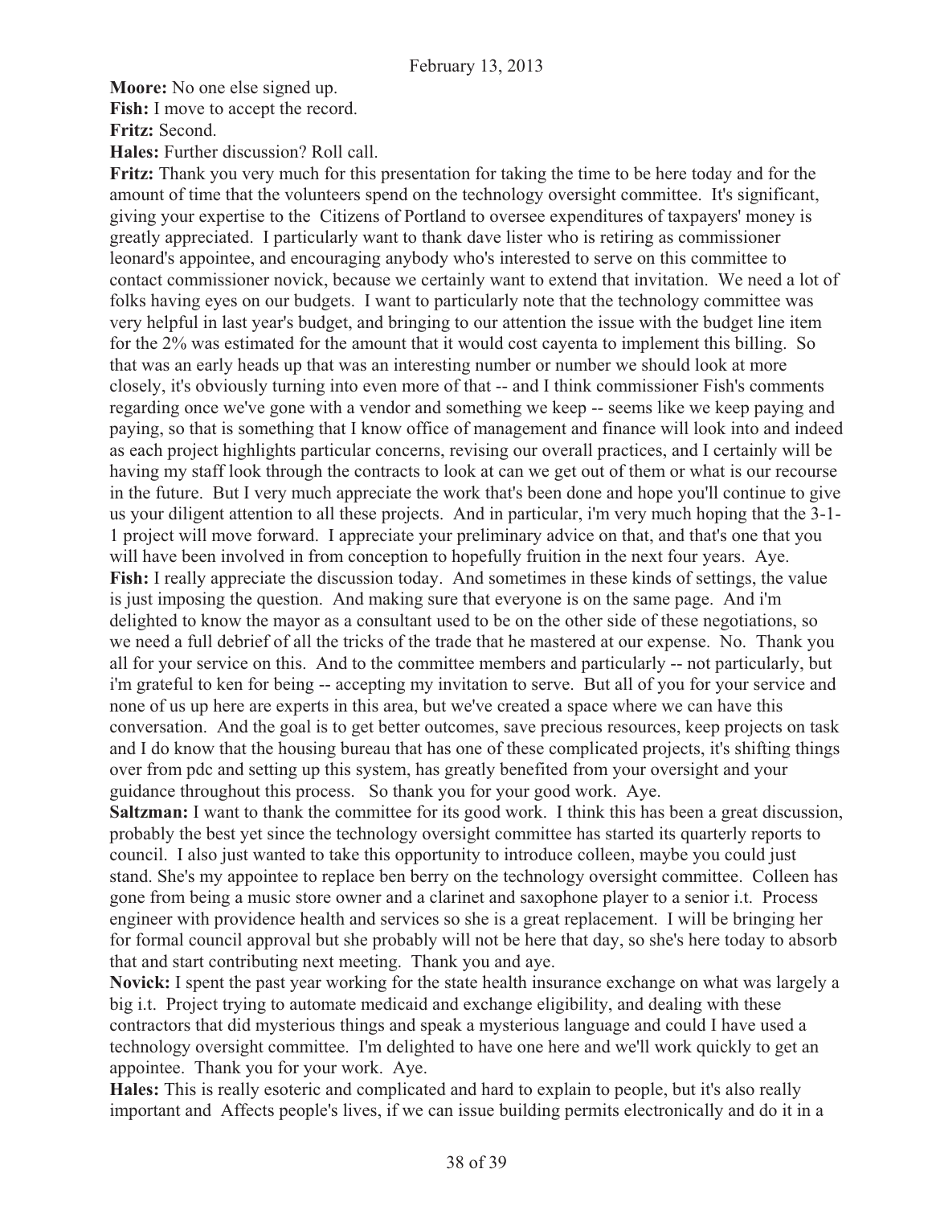**Moore:** No one else signed up.

**Fish:** I move to accept the record.

**Fritz:** Second.

**Hales:** Further discussion? Roll call.

**Fritz:** Thank you very much for this presentation for taking the time to be here today and for the amount of time that the volunteers spend on the technology oversight committee. It's significant, giving your expertise to the Citizens of Portland to oversee expenditures of taxpayers' money is greatly appreciated. I particularly want to thank dave lister who is retiring as commissioner leonard's appointee, and encouraging anybody who's interested to serve on this committee to contact commissioner novick, because we certainly want to extend that invitation. We need a lot of folks having eyes on our budgets. I want to particularly note that the technology committee was very helpful in last year's budget, and bringing to our attention the issue with the budget line item for the 2% was estimated for the amount that it would cost cayenta to implement this billing. So that was an early heads up that was an interesting number or number we should look at more closely, it's obviously turning into even more of that -- and I think commissioner Fish's comments regarding once we've gone with a vendor and something we keep -- seems like we keep paying and paying, so that is something that I know office of management and finance will look into and indeed as each project highlights particular concerns, revising our overall practices, and I certainly will be having my staff look through the contracts to look at can we get out of them or what is our recourse in the future. But I very much appreciate the work that's been done and hope you'll continue to give us your diligent attention to all these projects. And in particular, i'm very much hoping that the 3-1-1 project will move forward. I appreciate your preliminary advice on that, and that's one that you will have been involved in from conception to hopefully fruition in the next four years. Aye.

**Fish:** I really appreciate the discussion today. And sometimes in these kinds of settings, the value is just imposing the question. And making sure that everyone is on the same page. And i'm delighted to know the mayor as a consultant used to be on the other side of these negotiations, so we need a full debrief of all the tricks of the trade that he mastered at our expense. No. Thank you all for your service on this. And to the committee members and particularly -- not particularly, but i'm grateful to ken for being -- accepting my invitation to serve. But all of you for your service and none of us up here are experts in this area, but we've created a space where we can have this conversation. And the goal is to get better outcomes, save precious resources, keep projects on task and I do know that the housing bureau that has one of these complicated projects, it's shifting things over from pdc and setting up this system, has greatly benefited from your oversight and your guidance throughout this process. So thank you for your good work. Aye.

**Saltzman:** I want to thank the committee for its good work. I think this has been a great discussion, probably the best yet since the technology oversight committee has started its quarterly reports to council. I also just wanted to take this opportunity to introduce colleen, maybe you could just stand. She's my appointee to replace ben berry on the technology oversight committee. Colleen has gone from being a music store owner and a clarinet and saxophone player to a senior i.t. Process engineer with providence health and services so she is a great replacement. I will be bringing her for formal council approval but she probably will not be here that day, so she's here today to absorb that and start contributing next meeting. Thank you and aye.

**Novick:** I spent the past year working for the state health insurance exchange on what was largely a big i.t. Project trying to automate medicaid and exchange eligibility, and dealing with these contractors that did mysterious things and speak a mysterious language and could I have used a technology oversight committee. I'm delighted to have one here and we'll work quickly to get an appointee. Thank you for your work. Aye.

**Hales:** This is really esoteric and complicated and hard to explain to people, but it's also really important and Affects people's lives, if we can issue building permits electronically and do it in a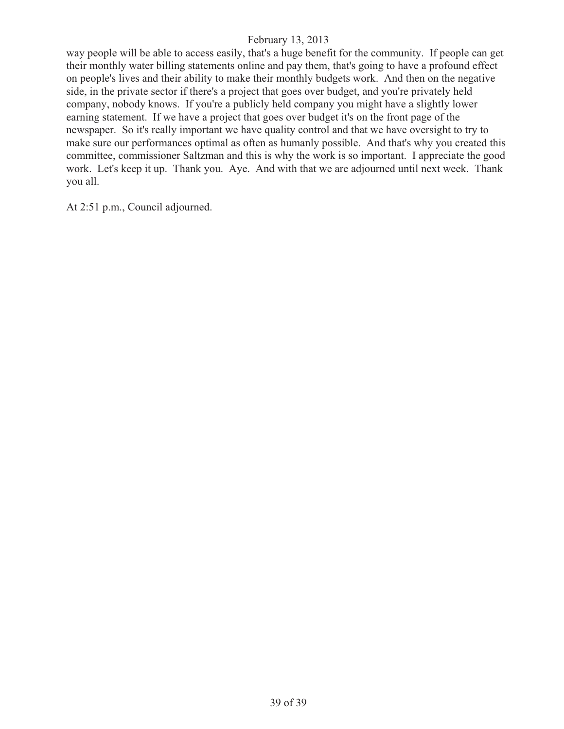way people will be able to access easily, that's a huge benefit for the community. If people can get their monthly water billing statements online and pay them, that's going to have a profound effect on people's lives and their ability to make their monthly budgets work. And then on the negative side, in the private sector if there's a project that goes over budget, and you're privately held company, nobody knows. If you're a publicly held company you might have a slightly lower earning statement. If we have a project that goes over budget it's on the front page of the newspaper. So it's really important we have quality control and that we have oversight to try to make sure our performances optimal as often as humanly possible. And that's why you created this committee, commissioner Saltzman and this is why the work is so important. I appreciate the good work. Let's keep it up. Thank you. Aye. And with that we are adjourned until next week. Thank you all.

At 2:51 p.m., Council adjourned.